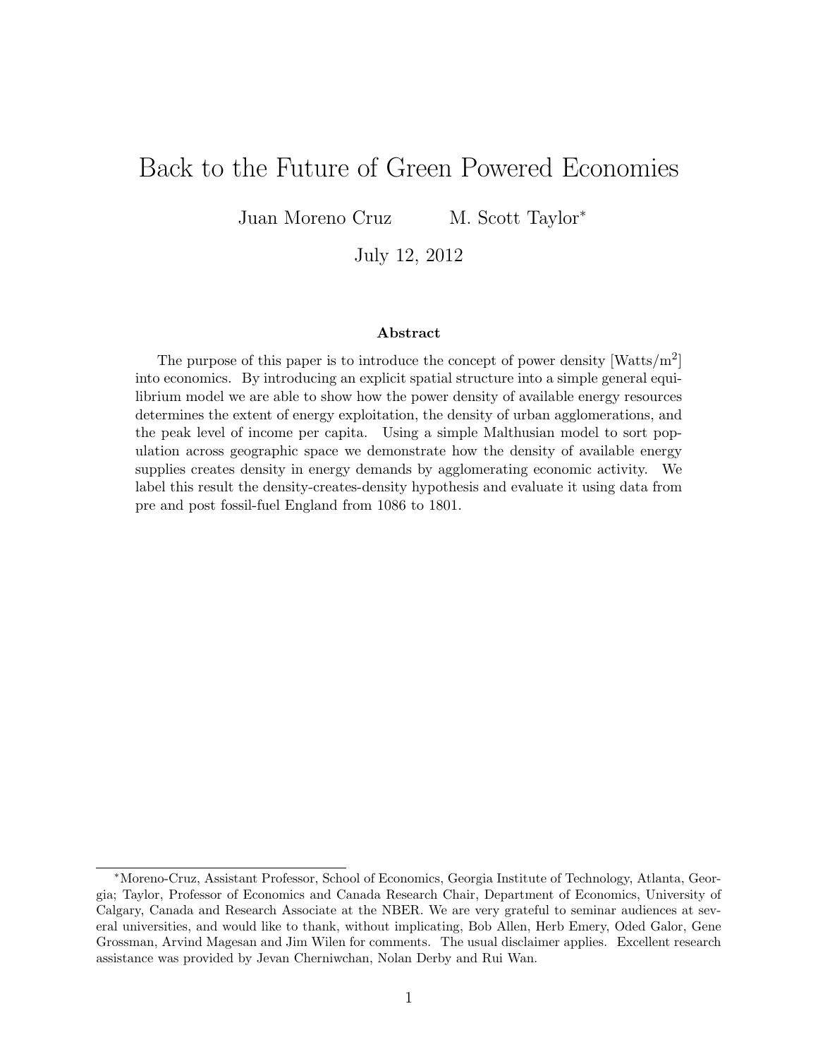# Back to the Future of Green Powered Economies

Juan Moreno Cruz M. Scott Taylor[*]

July 12, 2012

### Abstract

The purpose of this paper is to introduce the concept of power density [Watts/m$^2$] into economics. By introducing an explicit spatial structure into a simple general equilibrium model we are able to show how the power density of available energy resources determines the extent of energy exploitation, the density of urban agglomerations, and the peak level of income per capita. Using a simple Malthusian model to sort population across geographic space we demonstrate how the density of available energy supplies creates density in energy demands by agglomerating economic activity. We label this result the density-creates-density hypothesis and evaluate it using data from pre and post fossil-fuel England from 1086 to 1801.

---

[*] Moreno-Cruz, Assistant Professor, School of Economics, Georgia Institute of Technology, Atlanta, Georgia; Taylor, Professor of Economics and Canada Research Chair, Department of Economics, University of Calgary, Canada and Research Associate at the NBER. We are very grateful to seminar audiences at several universities, and would like to thank, without implicating, Bob Allen, Herb Emery, Oded Galor, Gene Grossman, Arvind Magesan and Jim Wilen for comments. The usual disclaimer applies. Excellent research assistance was provided by Jevan Cherniwchan, Nolan Derby and Rui Wan.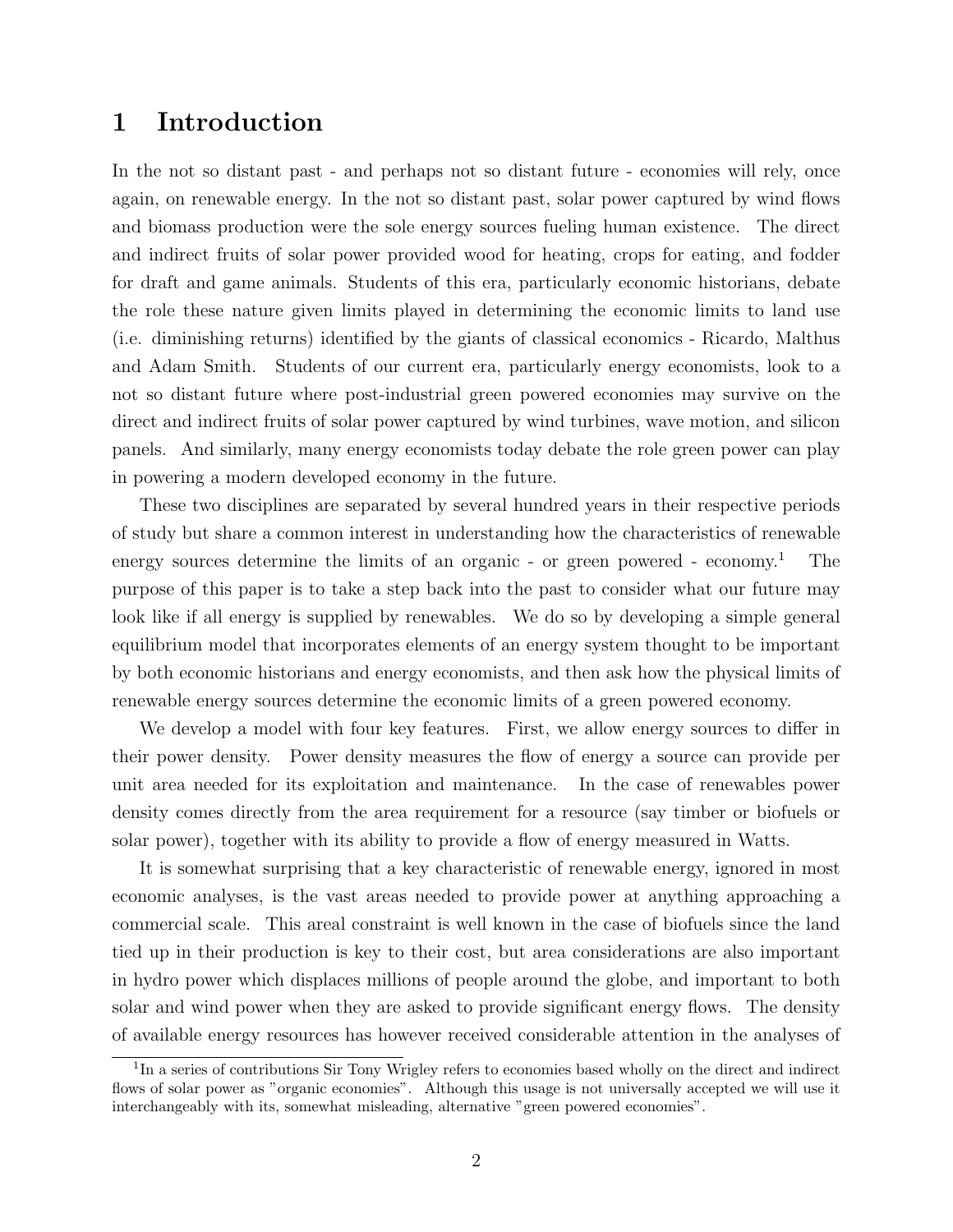# 1 Introduction

In the not so distant past - and perhaps not so distant future - economies will rely, once again, on renewable energy. In the not so distant past, solar power captured by wind flows and biomass production were the sole energy sources fueling human existence. The direct and indirect fruits of solar power provided wood for heating, crops for eating, and fodder for draft and game animals. Students of this era, particularly economic historians, debate the role these nature given limits played in determining the economic limits to land use (i.e. diminishing returns) identified by the giants of classical economics - Ricardo, Malthus and Adam Smith. Students of our current era, particularly energy economists, look to a not so distant future where post-industrial green powered economies may survive on the direct and indirect fruits of solar power captured by wind turbines, wave motion, and silicon panels. And similarly, many energy economists today debate the role green power can play in powering a modern developed economy in the future.

These two disciplines are separated by several hundred years in their respective periods of study but share a common interest in understanding how the characteristics of renewable energy sources determine the limits of an organic - or green powered - economy.[1] The purpose of this paper is to take a step back into the past to consider what our future may look like if all energy is supplied by renewables. We do so by developing a simple general equilibrium model that incorporates elements of an energy system thought to be important by both economic historians and energy economists, and then ask how the physical limits of renewable energy sources determine the economic limits of a green powered economy.

We develop a model with four key features. First, we allow energy sources to differ in their power density. Power density measures the flow of energy a source can provide per unit area needed for its exploitation and maintenance. In the case of renewables power density comes directly from the area requirement for a resource (say timber or biofuels or solar power), together with its ability to provide a flow of energy measured in Watts.

It is somewhat surprising that a key characteristic of renewable energy, ignored in most economic analyses, is the vast areas needed to provide power at anything approaching a commercial scale. This areal constraint is well known in the case of biofuels since the land tied up in their production is key to their cost, but area considerations are also important in hydro power which displaces millions of people around the globe, and important to both solar and wind power when they are asked to provide significant energy flows. The density of available energy resources has however received considerable attention in the analyses of

[1] In a series of contributions Sir Tony Wrigley refers to economies based wholly on the direct and indirect flows of solar power as "organic economies". Although this usage is not universally accepted we will use it interchangeably with its, somewhat misleading, alternative "green powered economies".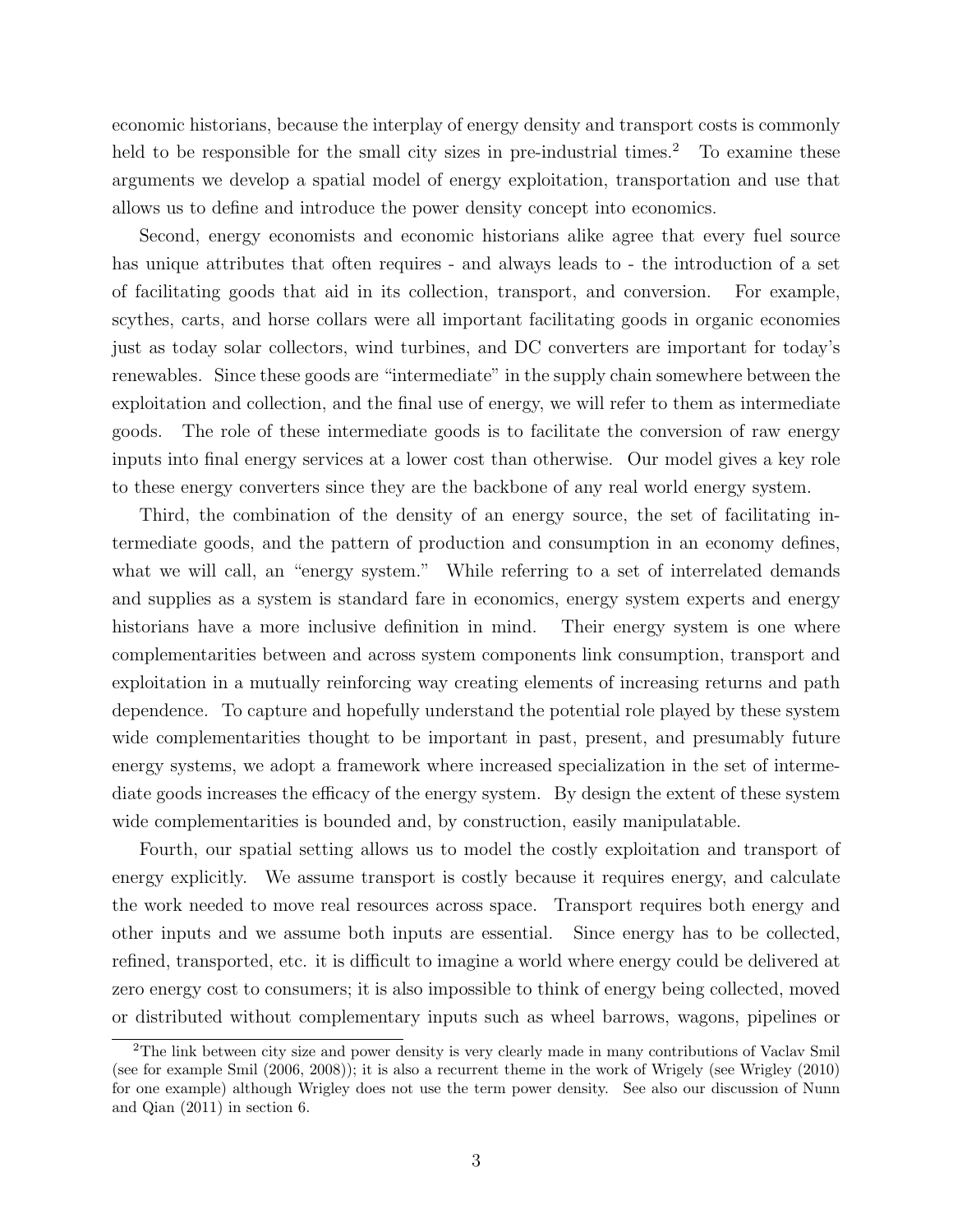economic historians, because the interplay of energy density and transport costs is commonly held to be responsible for the small city sizes in pre-industrial times.[2] To examine these arguments we develop a spatial model of energy exploitation, transportation and use that allows us to define and introduce the power density concept into economics.

Second, energy economists and economic historians alike agree that every fuel source has unique attributes that often requires - and always leads to - the introduction of a set of facilitating goods that aid in its collection, transport, and conversion. For example, scythes, carts, and horse collars were all important facilitating goods in organic economies just as today solar collectors, wind turbines, and DC converters are important for today's renewables. Since these goods are "intermediate" in the supply chain somewhere between the exploitation and collection, and the final use of energy, we will refer to them as intermediate goods. The role of these intermediate goods is to facilitate the conversion of raw energy inputs into final energy services at a lower cost than otherwise. Our model gives a key role to these energy converters since they are the backbone of any real world energy system.

Third, the combination of the density of an energy source, the set of facilitating intermediate goods, and the pattern of production and consumption in an economy defines, what we will call, an "energy system." While referring to a set of interrelated demands and supplies as a system is standard fare in economics, energy system experts and energy historians have a more inclusive definition in mind. Their energy system is one where complementarities between and across system components link consumption, transport and exploitation in a mutually reinforcing way creating elements of increasing returns and path dependence. To capture and hopefully understand the potential role played by these system wide complementarities thought to be important in past, present, and presumably future energy systems, we adopt a framework where increased specialization in the set of intermediate goods increases the efficacy of the energy system. By design the extent of these system wide complementarities is bounded and, by construction, easily manipulatable.

Fourth, our spatial setting allows us to model the costly exploitation and transport of energy explicitly. We assume transport is costly because it requires energy, and calculate the work needed to move real resources across space. Transport requires both energy and other inputs and we assume both inputs are essential. Since energy has to be collected, refined, transported, etc. it is difficult to imagine a world where energy could be delivered at zero energy cost to consumers; it is also impossible to think of energy being collected, moved or distributed without complementary inputs such as wheel barrows, wagons, pipelines or

[2]The link between city size and power density is very clearly made in many contributions of Vaclav Smil (see for example Smil (2006, 2008)); it is also a recurrent theme in the work of Wrigely (see Wrigley (2010) for one example) although Wrigley does not use the term power density. See also our discussion of Nunn and Qian (2011) in section 6.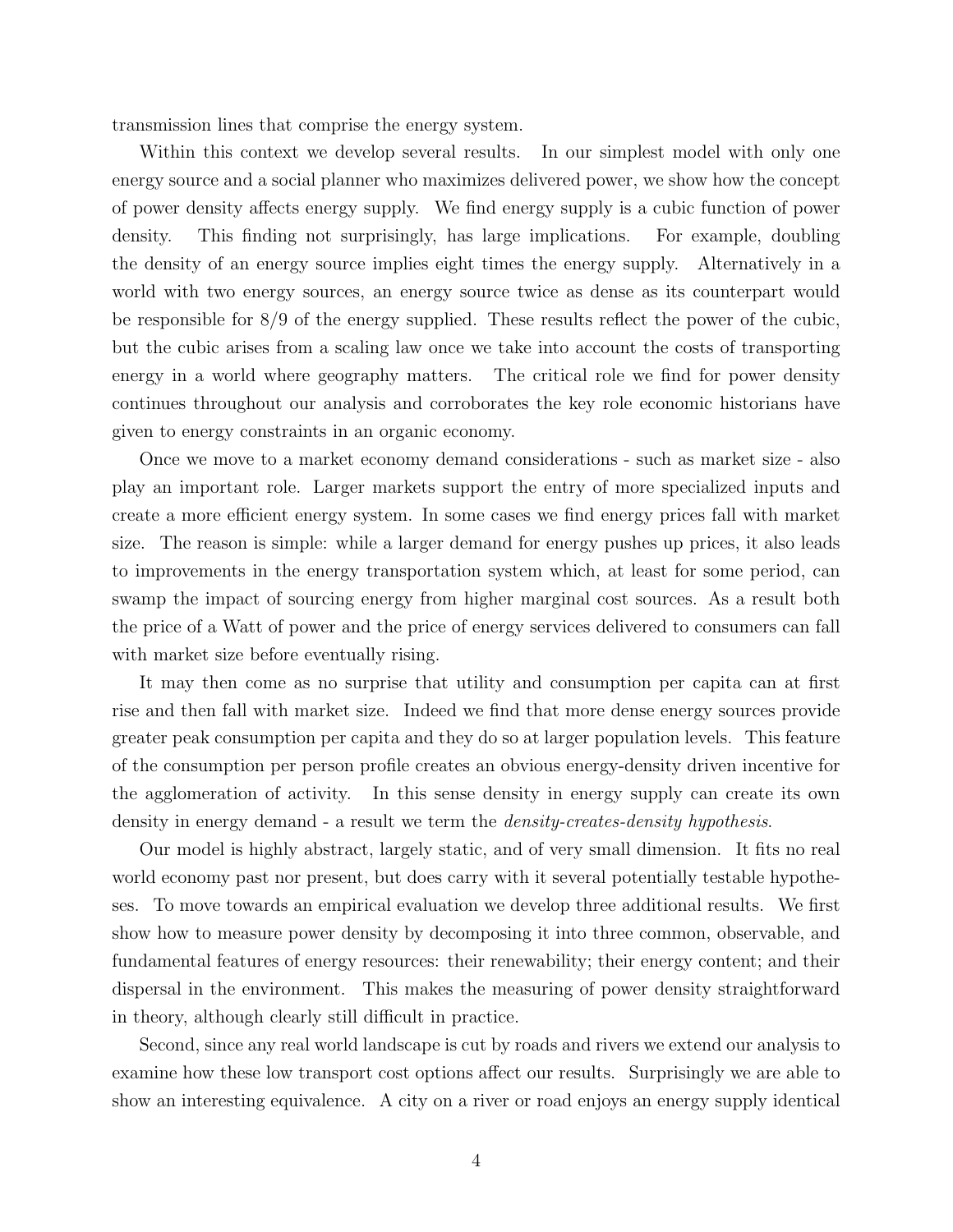transmission lines that comprise the energy system.

Within this context we develop several results. In our simplest model with only one energy source and a social planner who maximizes delivered power, we show how the concept of power density affects energy supply. We find energy supply is a cubic function of power density. This finding not surprisingly, has large implications. For example, doubling the density of an energy source implies eight times the energy supply. Alternatively in a world with two energy sources, an energy source twice as dense as its counterpart would be responsible for 8/9 of the energy supplied. These results reflect the power of the cubic, but the cubic arises from a scaling law once we take into account the costs of transporting energy in a world where geography matters. The critical role we find for power density continues throughout our analysis and corroborates the key role economic historians have given to energy constraints in an organic economy.

Once we move to a market economy demand considerations - such as market size - also play an important role. Larger markets support the entry of more specialized inputs and create a more efficient energy system. In some cases we find energy prices fall with market size. The reason is simple: while a larger demand for energy pushes up prices, it also leads to improvements in the energy transportation system which, at least for some period, can swamp the impact of sourcing energy from higher marginal cost sources. As a result both the price of a Watt of power and the price of energy services delivered to consumers can fall with market size before eventually rising.

It may then come as no surprise that utility and consumption per capita can at first rise and then fall with market size. Indeed we find that more dense energy sources provide greater peak consumption per capita and they do so at larger population levels. This feature of the consumption per person profile creates an obvious energy-density driven incentive for the agglomeration of activity. In this sense density in energy supply can create its own density in energy demand - a result we term the *density-creates-density hypothesis*.

Our model is highly abstract, largely static, and of very small dimension. It fits no real world economy past nor present, but does carry with it several potentially testable hypotheses. To move towards an empirical evaluation we develop three additional results. We first show how to measure power density by decomposing it into three common, observable, and fundamental features of energy resources: their renewability; their energy content; and their dispersal in the environment. This makes the measuring of power density straightforward in theory, although clearly still difficult in practice.

Second, since any real world landscape is cut by roads and rivers we extend our analysis to examine how these low transport cost options affect our results. Surprisingly we are able to show an interesting equivalence. A city on a river or road enjoys an energy supply identical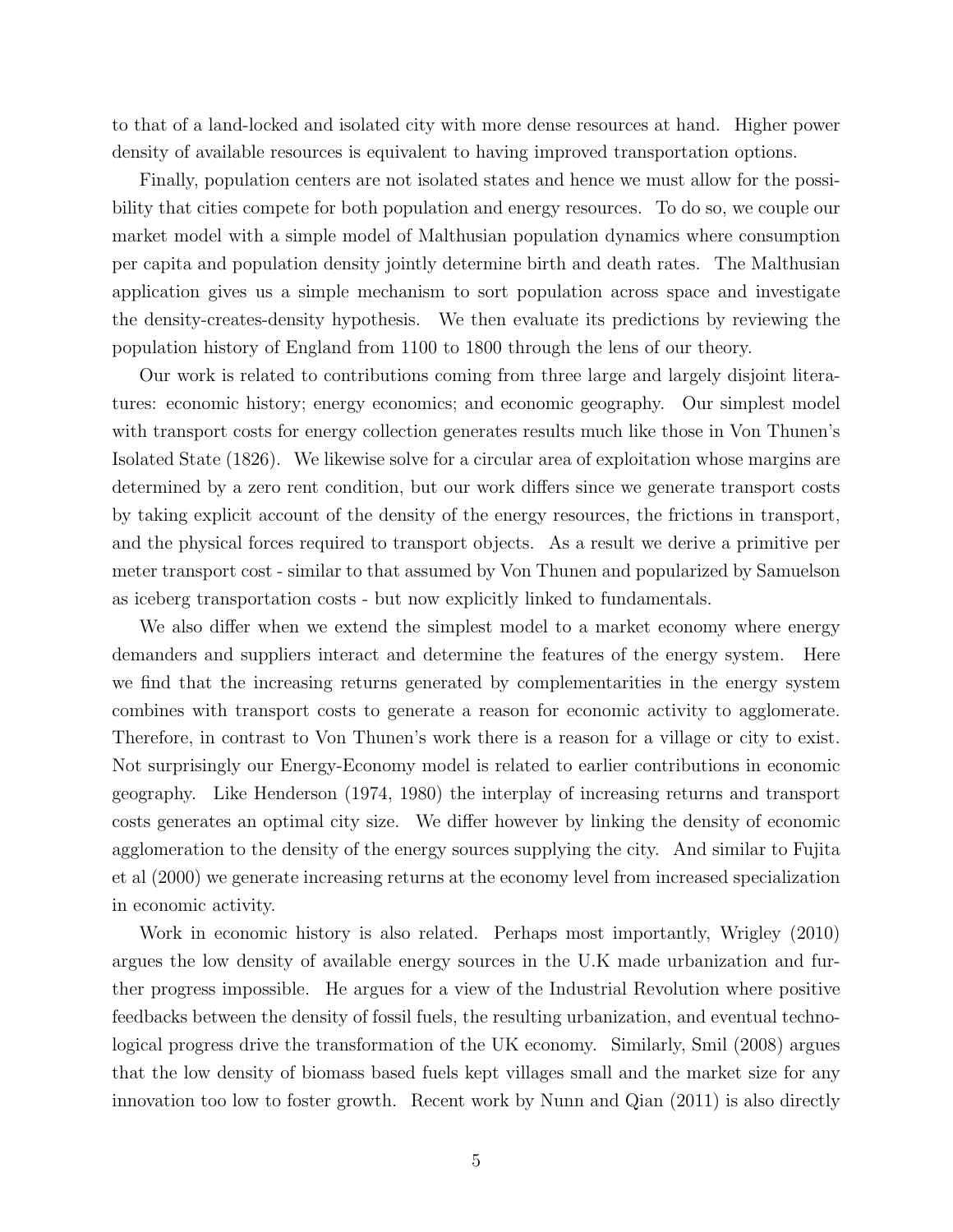to that of a land-locked and isolated city with more dense resources at hand. Higher power density of available resources is equivalent to having improved transportation options.

Finally, population centers are not isolated states and hence we must allow for the possibility that cities compete for both population and energy resources. To do so, we couple our market model with a simple model of Malthusian population dynamics where consumption per capita and population density jointly determine birth and death rates. The Malthusian application gives us a simple mechanism to sort population across space and investigate the density-creates-density hypothesis. We then evaluate its predictions by reviewing the population history of England from 1100 to 1800 through the lens of our theory.

Our work is related to contributions coming from three large and largely disjoint literatures: economic history; energy economics; and economic geography. Our simplest model with transport costs for energy collection generates results much like those in Von Thunen's Isolated State (1826). We likewise solve for a circular area of exploitation whose margins are determined by a zero rent condition, but our work differs since we generate transport costs by taking explicit account of the density of the energy resources, the frictions in transport, and the physical forces required to transport objects. As a result we derive a primitive per meter transport cost - similar to that assumed by Von Thunen and popularized by Samuelson as iceberg transportation costs - but now explicitly linked to fundamentals.

We also differ when we extend the simplest model to a market economy where energy demanders and suppliers interact and determine the features of the energy system. Here we find that the increasing returns generated by complementarities in the energy system combines with transport costs to generate a reason for economic activity to agglomerate. Therefore, in contrast to Von Thunen's work there is a reason for a village or city to exist. Not surprisingly our Energy-Economy model is related to earlier contributions in economic geography. Like Henderson (1974, 1980) the interplay of increasing returns and transport costs generates an optimal city size. We differ however by linking the density of economic agglomeration to the density of the energy sources supplying the city. And similar to Fujita et al (2000) we generate increasing returns at the economy level from increased specialization in economic activity.

Work in economic history is also related. Perhaps most importantly, Wrigley (2010) argues the low density of available energy sources in the U.K made urbanization and further progress impossible. He argues for a view of the Industrial Revolution where positive feedbacks between the density of fossil fuels, the resulting urbanization, and eventual technological progress drive the transformation of the UK economy. Similarly, Smil (2008) argues that the low density of biomass based fuels kept villages small and the market size for any innovation too low to foster growth. Recent work by Nunn and Qian (2011) is also directly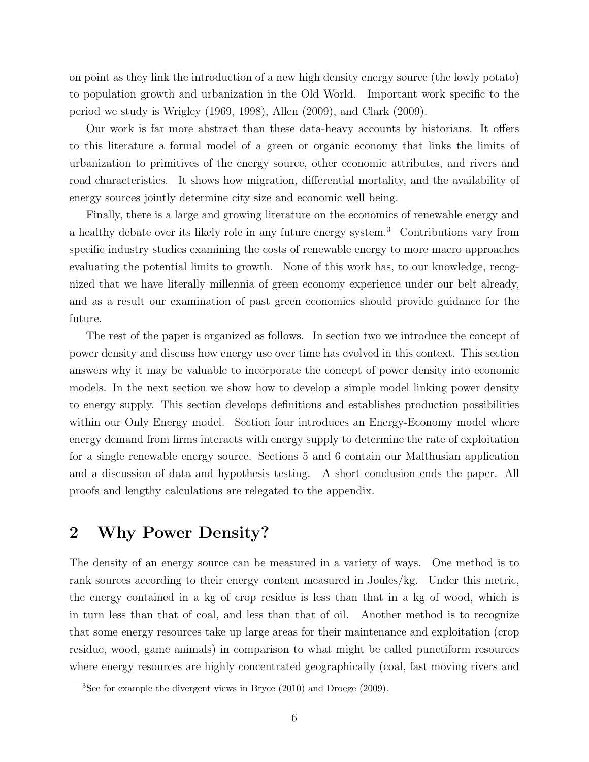on point as they link the introduction of a new high density energy source (the lowly potato) to population growth and urbanization in the Old World. Important work specific to the period we study is Wrigley (1969, 1998), Allen (2009), and Clark (2009).

Our work is far more abstract than these data-heavy accounts by historians. It offers to this literature a formal model of a green or organic economy that links the limits of urbanization to primitives of the energy source, other economic attributes, and rivers and road characteristics. It shows how migration, differential mortality, and the availability of energy sources jointly determine city size and economic well being.

Finally, there is a large and growing literature on the economics of renewable energy and a healthy debate over its likely role in any future energy system.[3] Contributions vary from specific industry studies examining the costs of renewable energy to more macro approaches evaluating the potential limits to growth. None of this work has, to our knowledge, recognized that we have literally millennia of green economy experience under our belt already, and as a result our examination of past green economies should provide guidance for the future.

The rest of the paper is organized as follows. In section two we introduce the concept of power density and discuss how energy use over time has evolved in this context. This section answers why it may be valuable to incorporate the concept of power density into economic models. In the next section we show how to develop a simple model linking power density to energy supply. This section develops definitions and establishes production possibilities within our Only Energy model. Section four introduces an Energy-Economy model where energy demand from firms interacts with energy supply to determine the rate of exploitation for a single renewable energy source. Sections 5 and 6 contain our Malthusian application and a discussion of data and hypothesis testing. A short conclusion ends the paper. All proofs and lengthy calculations are relegated to the appendix.

## 2 Why Power Density?

The density of an energy source can be measured in a variety of ways. One method is to rank sources according to their energy content measured in Joules/kg. Under this metric, the energy contained in a kg of crop residue is less than that in a kg of wood, which is in turn less than that of coal, and less than that of oil. Another method is to recognize that some energy resources take up large areas for their maintenance and exploitation (crop residue, wood, game animals) in comparison to what might be called punctiform resources where energy resources are highly concentrated geographically (coal, fast moving rivers and

[3]See for example the divergent views in Bryce (2010) and Droege (2009).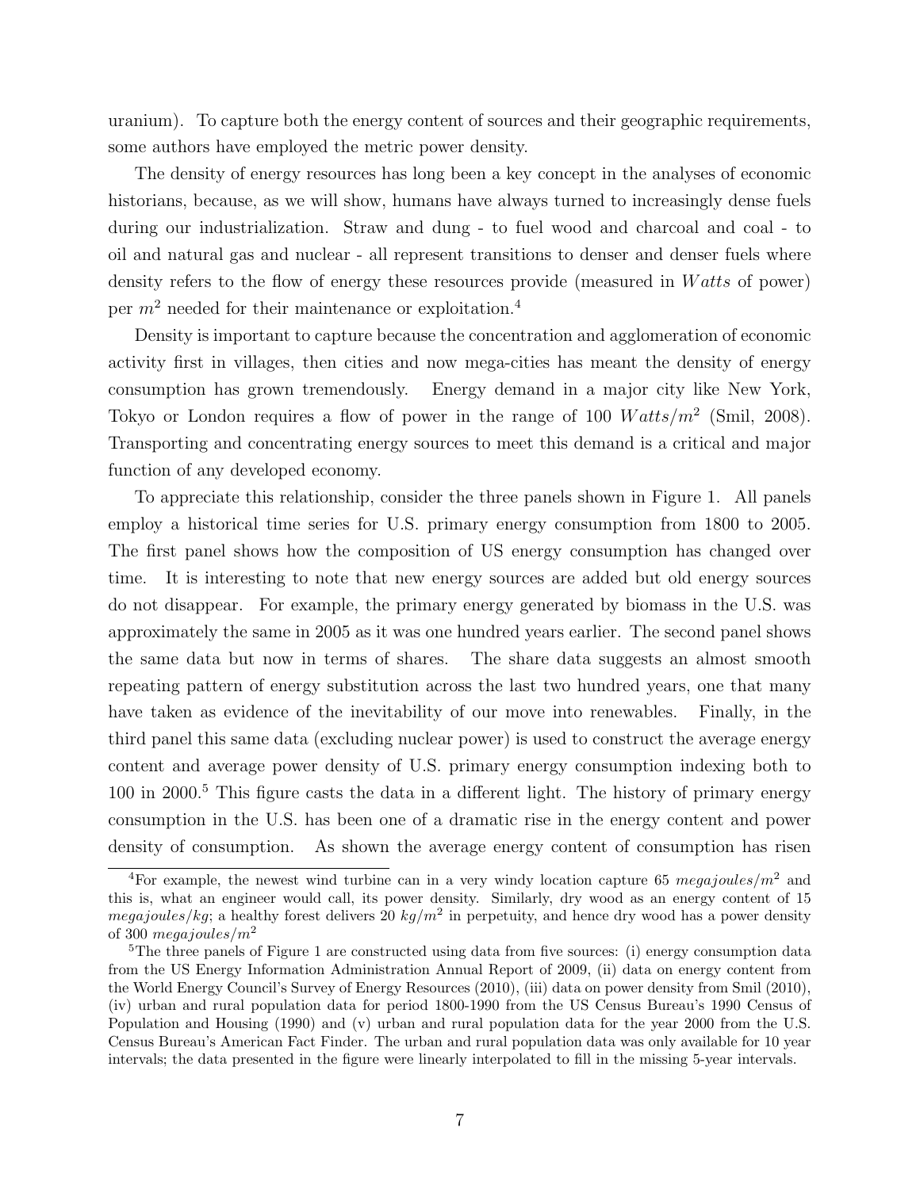uranium). To capture both the energy content of sources and their geographic requirements, some authors have employed the metric power density.

The density of energy resources has long been a key concept in the analyses of economic historians, because, as we will show, humans have always turned to increasingly dense fuels during our industrialization. Straw and dung - to fuel wood and charcoal and coal - to oil and natural gas and nuclear - all represent transitions to denser and denser fuels where density refers to the flow of energy these resources provide (measured in $Watts$ of power) per $m^2$ needed for their maintenance or exploitation.[4]

Density is important to capture because the concentration and agglomeration of economic activity first in villages, then cities and now mega-cities has meant the density of energy consumption has grown tremendously. Energy demand in a major city like New York, Tokyo or London requires a flow of power in the range of 100 $Watts/m^2$ (Smil, 2008). Transporting and concentrating energy sources to meet this demand is a critical and major function of any developed economy.

To appreciate this relationship, consider the three panels shown in Figure 1. All panels employ a historical time series for U.S. primary energy consumption from 1800 to 2005. The first panel shows how the composition of US energy consumption has changed over time. It is interesting to note that new energy sources are added but old energy sources do not disappear. For example, the primary energy generated by biomass in the U.S. was approximately the same in 2005 as it was one hundred years earlier. The second panel shows the same data but now in terms of shares. The share data suggests an almost smooth repeating pattern of energy substitution across the last two hundred years, one that many have taken as evidence of the inevitability of our move into renewables. Finally, in the third panel this same data (excluding nuclear power) is used to construct the average energy content and average power density of U.S. primary energy consumption indexing both to 100 in 2000.[5] This figure casts the data in a different light. The history of primary energy consumption in the U.S. has been one of a dramatic rise in the energy content and power density of consumption. As shown the average energy content of consumption has risen

---

[4] For example, the newest wind turbine can in a very windy location capture 65 $megajoules/m^2$ and this is, what an engineer would call, its power density. Similarly, dry wood as an energy content of 15 $megajoules/kg$; a healthy forest delivers 20 $kg/m^2$ in perpetuity, and hence dry wood has a power density of 300 $megajoules/m^2$

[5] The three panels of Figure 1 are constructed using data from five sources: (i) energy consumption data from the US Energy Information Administration Annual Report of 2009, (ii) data on energy content from the World Energy Council's Survey of Energy Resources (2010), (iii) data on power density from Smil (2010), (iv) urban and rural population data for period 1800-1990 from the US Census Bureau's 1990 Census of Population and Housing (1990) and (v) urban and rural population data for the year 2000 from the U.S. Census Bureau's American Fact Finder. The urban and rural population data was only available for 10 year intervals; the data presented in the figure were linearly interpolated to fill in the missing 5-year intervals.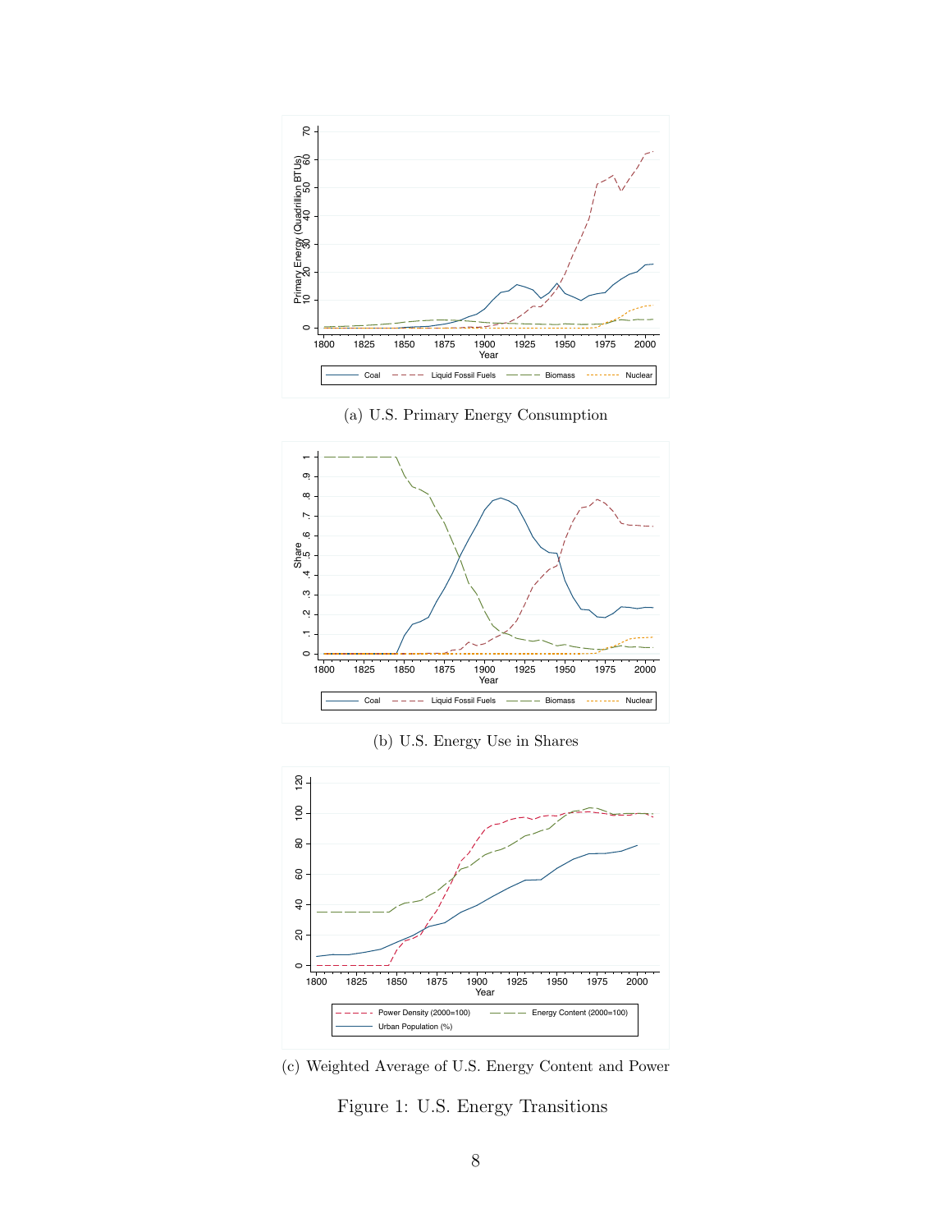(a) U.S. Primary Energy Consumption

(b) U.S. Energy Use in Shares

(c) Weighted Average of U.S. Energy Content and Power

Figure 1: U.S. Energy Transitions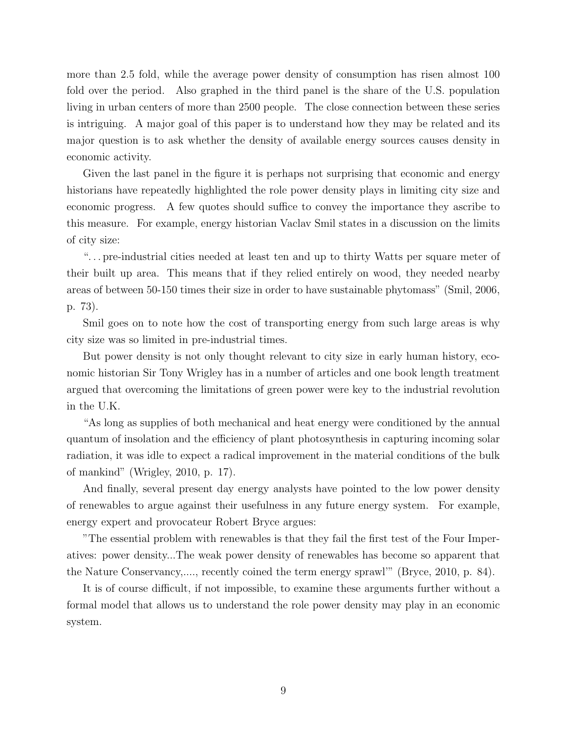more than 2.5 fold, while the average power density of consumption has risen almost 100 fold over the period. Also graphed in the third panel is the share of the U.S. population living in urban centers of more than 2500 people. The close connection between these series is intriguing. A major goal of this paper is to understand how they may be related and its major question is to ask whether the density of available energy sources causes density in economic activity.

Given the last panel in the figure it is perhaps not surprising that economic and energy historians have repeatedly highlighted the role power density plays in limiting city size and economic progress. A few quotes should suffice to convey the importance they ascribe to this measure. For example, energy historian Vaclav Smil states in a discussion on the limits of city size:

"... pre-industrial cities needed at least ten and up to thirty Watts per square meter of their built up area. This means that if they relied entirely on wood, they needed nearby areas of between 50-150 times their size in order to have sustainable phytomass" (Smil, 2006, p. 73).

Smil goes on to note how the cost of transporting energy from such large areas is why city size was so limited in pre-industrial times.

But power density is not only thought relevant to city size in early human history, economic historian Sir Tony Wrigley has in a number of articles and one book length treatment argued that overcoming the limitations of green power were key to the industrial revolution in the U.K.

"As long as supplies of both mechanical and heat energy were conditioned by the annual quantum of insolation and the efficiency of plant photosynthesis in capturing incoming solar radiation, it was idle to expect a radical improvement in the material conditions of the bulk of mankind" (Wrigley, 2010, p. 17).

And finally, several present day energy analysts have pointed to the low power density of renewables to argue against their usefulness in any future energy system. For example, energy expert and provocateur Robert Bryce argues:

"The essential problem with renewables is that they fail the first test of the Four Imperatives: power density...The weak power density of renewables has become so apparent that the Nature Conservancy,...., recently coined the term energy sprawl'" (Bryce, 2010, p. 84).

It is of course difficult, if not impossible, to examine these arguments further without a formal model that allows us to understand the role power density may play in an economic system.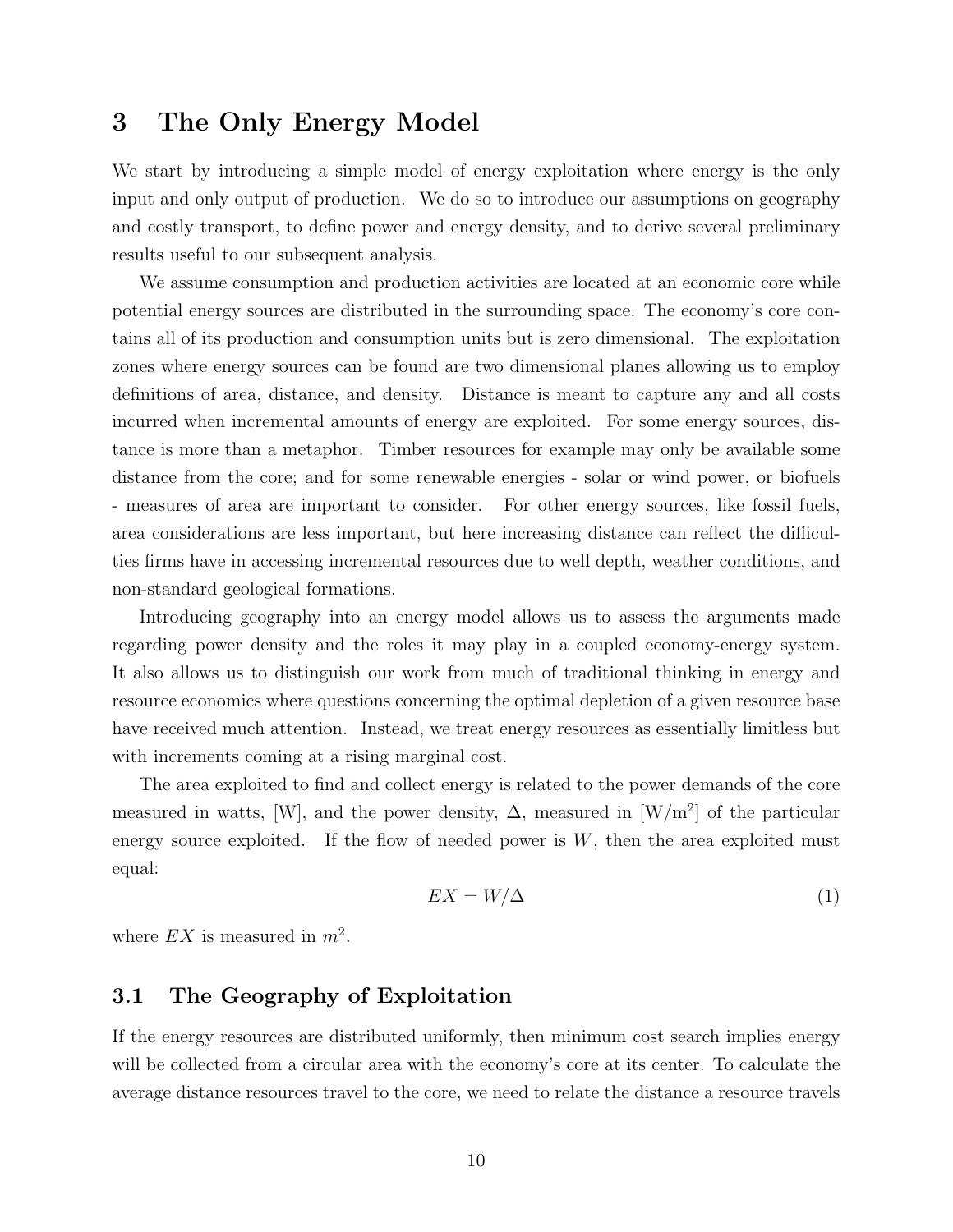# 3 The Only Energy Model

We start by introducing a simple model of energy exploitation where energy is the only input and only output of production. We do so to introduce our assumptions on geography and costly transport, to define power and energy density, and to derive several preliminary results useful to our subsequent analysis.

We assume consumption and production activities are located at an economic core while potential energy sources are distributed in the surrounding space. The economy's core contains all of its production and consumption units but is zero dimensional. The exploitation zones where energy sources can be found are two dimensional planes allowing us to employ definitions of area, distance, and density. Distance is meant to capture any and all costs incurred when incremental amounts of energy are exploited. For some energy sources, distance is more than a metaphor. Timber resources for example may only be available some distance from the core; and for some renewable energies - solar or wind power, or biofuels - measures of area are important to consider. For other energy sources, like fossil fuels, area considerations are less important, but here increasing distance can reflect the difficulties firms have in accessing incremental resources due to well depth, weather conditions, and non-standard geological formations.

Introducing geography into an energy model allows us to assess the arguments made regarding power density and the roles it may play in a coupled economy-energy system. It also allows us to distinguish our work from much of traditional thinking in energy and resource economics where questions concerning the optimal depletion of a given resource base have received much attention. Instead, we treat energy resources as essentially limitless but with increments coming at a rising marginal cost.

The area exploited to find and collect energy is related to the power demands of the core measured in watts, [W], and the power density, $\Delta$, measured in [W/m$^2$] of the particular energy source exploited. If the flow of needed power is $W$, then the area exploited must equal:

$$EX = W/\Delta \tag{1}$$

where $EX$ is measured in $m^2$.

## 3.1 The Geography of Exploitation

If the energy resources are distributed uniformly, then minimum cost search implies energy will be collected from a circular area with the economy's core at its center. To calculate the average distance resources travel to the core, we need to relate the distance a resource travels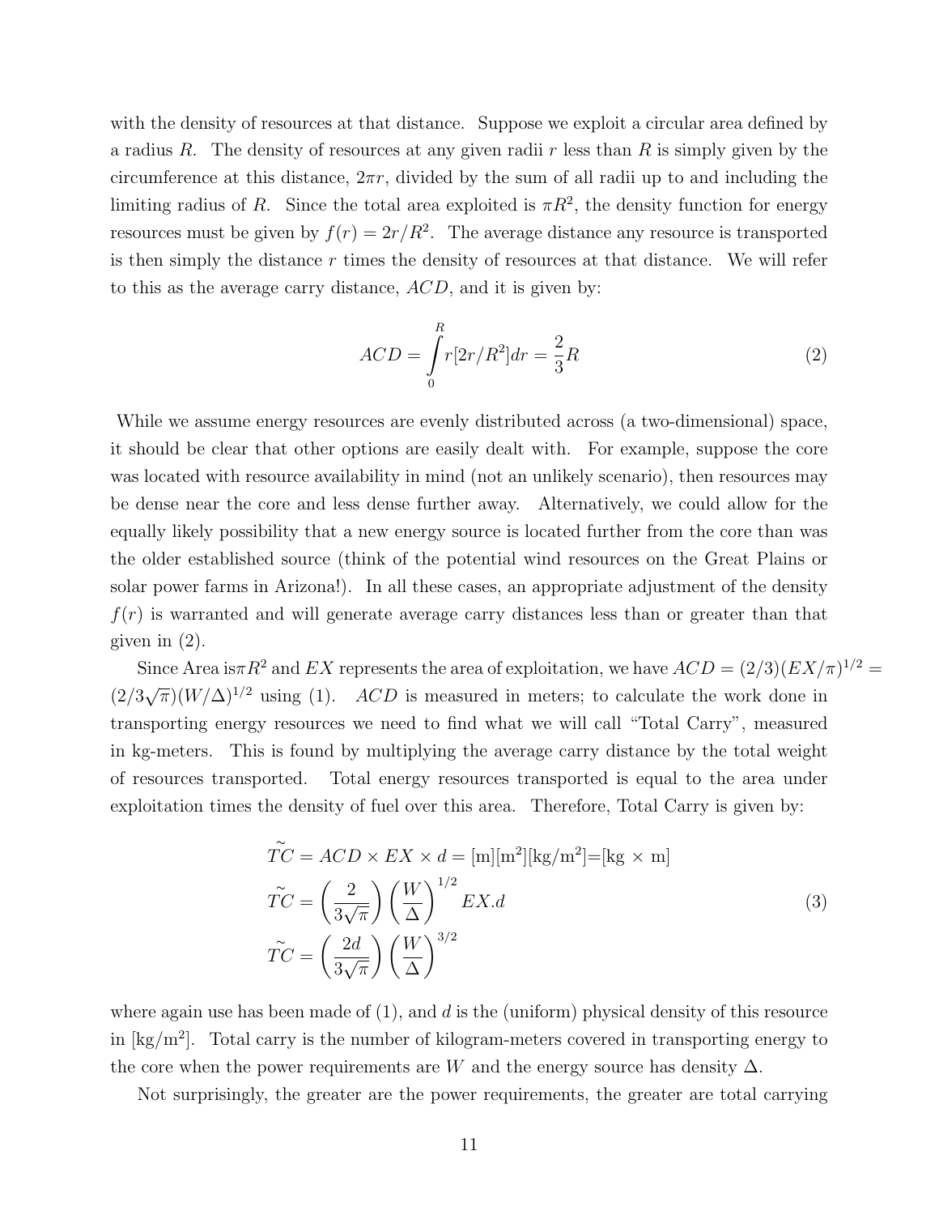with the density of resources at that distance. Suppose we exploit a circular area defined by a radius $R$. The density of resources at any given radii $r$ less than $R$ is simply given by the circumference at this distance, $2\pi r$, divided by the sum of all radii up to and including the limiting radius of $R$. Since the total area exploited is $\pi R^2$, the density function for energy resources must be given by $f(r) = 2r/R^2$. The average distance any resource is transported is then simply the distance $r$ times the density of resources at that distance. We will refer to this as the average carry distance, $ACD$, and it is given by:

$$ACD = \int_0^R r[2r/R^2]dr = \frac{2}{3}R \tag{2}$$

While we assume energy resources are evenly distributed across (a two-dimensional) space, it should be clear that other options are easily dealt with. For example, suppose the core was located with resource availability in mind (not an unlikely scenario), then resources may be dense near the core and less dense further away. Alternatively, we could allow for the equally likely possibility that a new energy source is located further from the core than was the older established source (think of the potential wind resources on the Great Plains or solar power farms in Arizona!). In all these cases, an appropriate adjustment of the density $f(r)$ is warranted and will generate average carry distances less than or greater than that given in (2).

Since Area is$\pi R^2$ and $EX$ represents the area of exploitation, we have $ACD = (2/3)(EX/\pi)^{1/2} = (2/3\sqrt{\pi})(W/\Delta)^{1/2}$ using (1). $ACD$ is measured in meters; to calculate the work done in transporting energy resources we need to find what we will call "Total Carry", measured in kg-meters. This is found by multiplying the average carry distance by the total weight of resources transported. Total energy resources transported is equal to the area under exploitation times the density of fuel over this area. Therefore, Total Carry is given by:

$$\begin{aligned}
\tilde{TC} &= ACD \times EX \times d = [\text{m}][\text{m}^2][\text{kg/m}^2]\text{=}[\text{kg} \times \text{m}] \\
\tilde{TC} &= \left(\frac{2}{3\sqrt{\pi}}\right)\left(\frac{W}{\Delta}\right)^{1/2} EX.d \\
\tilde{TC} &= \left(\frac{2d}{3\sqrt{\pi}}\right)\left(\frac{W}{\Delta}\right)^{3/2}
\end{aligned} \tag{3}$$

where again use has been made of (1), and $d$ is the (uniform) physical density of this resource in [kg/m$^2$]. Total carry is the number of kilogram-meters covered in transporting energy to the core when the power requirements are $W$ and the energy source has density $\Delta$.

Not surprisingly, the greater are the power requirements, the greater are total carrying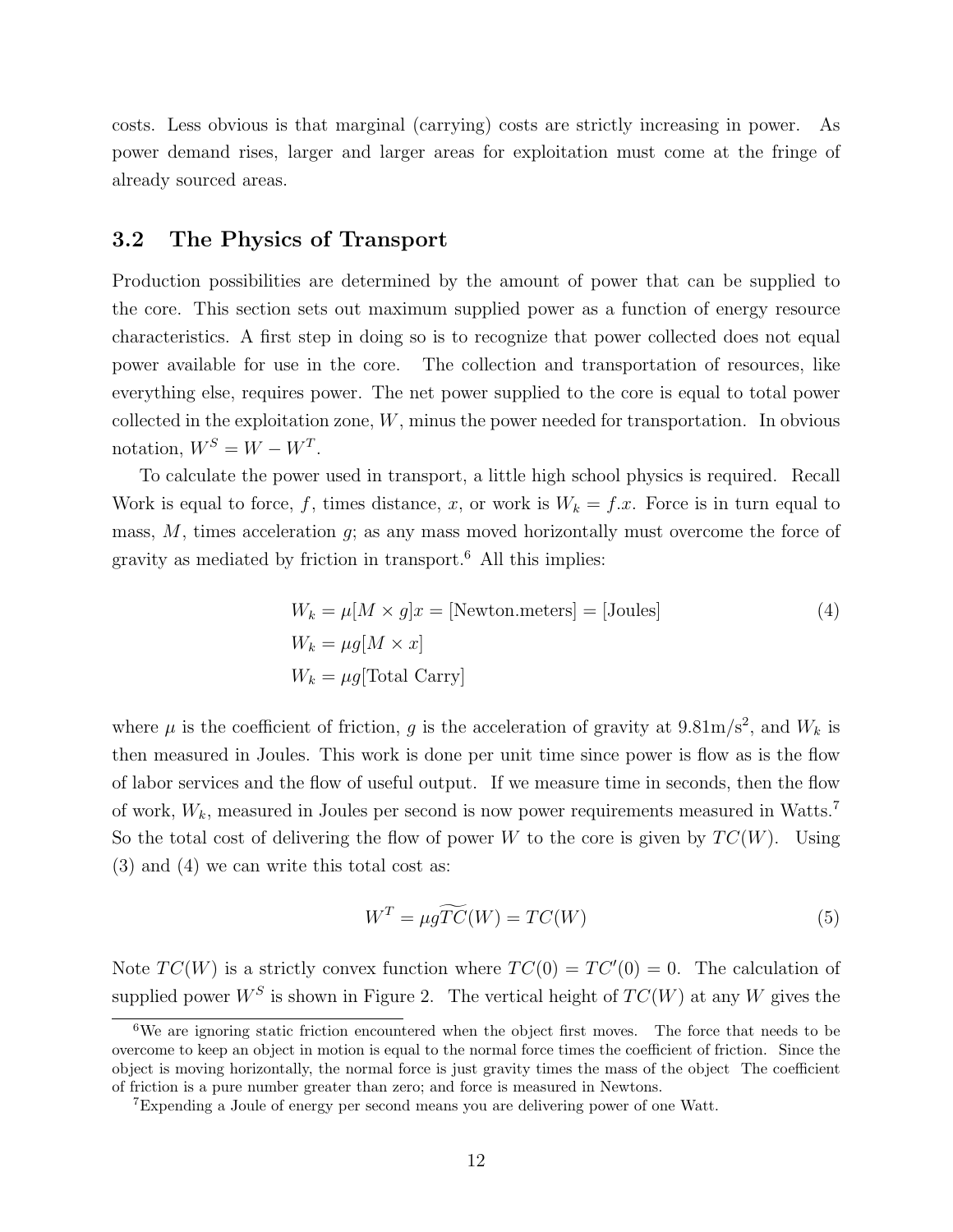costs. Less obvious is that marginal (carrying) costs are strictly increasing in power. As power demand rises, larger and larger areas for exploitation must come at the fringe of already sourced areas.

### 3.2 The Physics of Transport

Production possibilities are determined by the amount of power that can be supplied to the core. This section sets out maximum supplied power as a function of energy resource characteristics. A first step in doing so is to recognize that power collected does not equal power available for use in the core. The collection and transportation of resources, like everything else, requires power. The net power supplied to the core is equal to total power collected in the exploitation zone, $W$, minus the power needed for transportation. In obvious notation, $W^S = W - W^T$.

To calculate the power used in transport, a little high school physics is required. Recall Work is equal to force, $f$, times distance, $x$, or work is $W_k = f.x$. Force is in turn equal to mass, $M$, times acceleration $g$; as any mass moved horizontally must overcome the force of gravity as mediated by friction in transport.[6] All this implies:

$$
\begin{aligned}
W_k &= \mu[M \times g]x = [\text{Newton.meters}] = [\text{Joules}] \\
W_k &= \mu g[M \times x] \\
W_k &= \mu g[\text{Total Carry}]
\end{aligned}
\tag{4}
$$

where $\mu$ is the coefficient of friction, $g$ is the acceleration of gravity at $9.81\text{m/s}^2$, and $W_k$ is then measured in Joules. This work is done per unit time since power is flow as is the flow of labor services and the flow of useful output. If we measure time in seconds, then the flow of work, $W_k$, measured in Joules per second is now power requirements measured in Watts.[7] So the total cost of delivering the flow of power $W$ to the core is given by $TC(W)$. Using (3) and (4) we can write this total cost as:

$$
W^T = \mu g \widetilde{TC}(W) = TC(W) \tag{5}
$$

Note $TC(W)$ is a strictly convex function where $TC(0) = TC'(0) = 0$. The calculation of supplied power $W^S$ is shown in Figure 2. The vertical height of $TC(W)$ at any $W$ gives the

---

[6] We are ignoring static friction encountered when the object first moves. The force that needs to be overcome to keep an object in motion is equal to the normal force times the coefficient of friction. Since the object is moving horizontally, the normal force is just gravity times the mass of the object The coefficient of friction is a pure number greater than zero; and force is measured in Newtons.

[7] Expending a Joule of energy per second means you are delivering power of one Watt.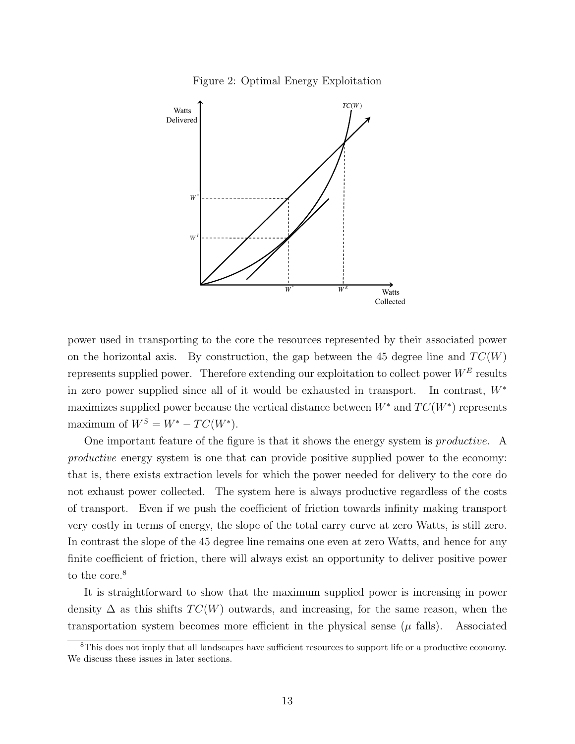Figure 2: Optimal Energy Exploitation

power used in transporting to the core the resources represented by their associated power on the horizontal axis. By construction, the gap between the 45 degree line and $TC(W)$ represents supplied power. Therefore extending our exploitation to collect power $W^E$ results in zero power supplied since all of it would be exhausted in transport. In contrast, $W^*$ maximizes supplied power because the vertical distance between $W^*$ and $TC(W^*)$ represents maximum of $W^S = W^* - TC(W^*)$.

One important feature of the figure is that it shows the energy system is *productive*. A *productive* energy system is one that can provide positive supplied power to the economy: that is, there exists extraction levels for which the power needed for delivery to the core do not exhaust power collected. The system here is always productive regardless of the costs of transport. Even if we push the coefficient of friction towards infinity making transport very costly in terms of energy, the slope of the total carry curve at zero Watts, is still zero. In contrast the slope of the 45 degree line remains one even at zero Watts, and hence for any finite coefficient of friction, there will always exist an opportunity to deliver positive power to the core.[8]

It is straightforward to show that the maximum supplied power is increasing in power density $\Delta$ as this shifts $TC(W)$ outwards, and increasing, for the same reason, when the transportation system becomes more efficient in the physical sense ($\mu$ falls). Associated

[8]This does not imply that all landscapes have sufficient resources to support life or a productive economy. We discuss these issues in later sections.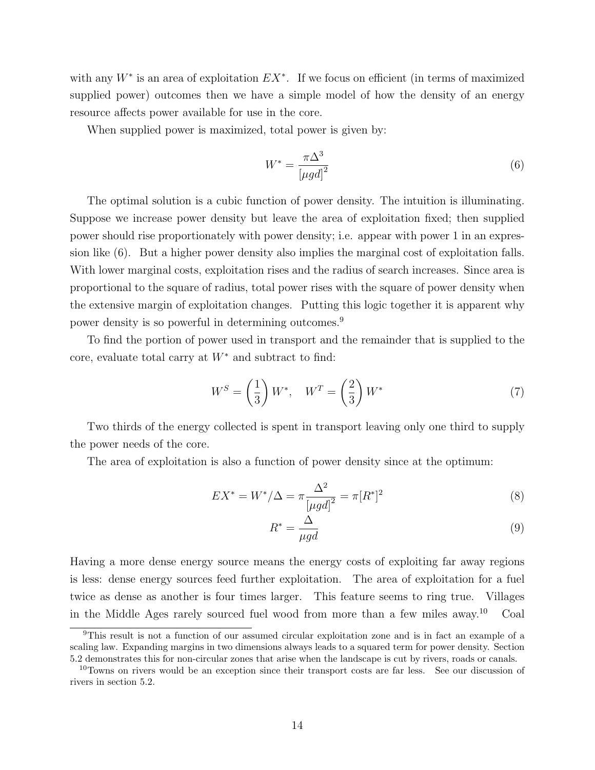with any $W^*$ is an area of exploitation $EX^*$. If we focus on efficient (in terms of maximized supplied power) outcomes then we have a simple model of how the density of an energy resource affects power available for use in the core.

When supplied power is maximized, total power is given by:

$$W^* = \frac{\pi \Delta^3}{[\mu g d]^2} \tag{6}$$

The optimal solution is a cubic function of power density. The intuition is illuminating. Suppose we increase power density but leave the area of exploitation fixed; then supplied power should rise proportionately with power density; i.e. appear with power 1 in an expression like (6). But a higher power density also implies the marginal cost of exploitation falls. With lower marginal costs, exploitation rises and the radius of search increases. Since area is proportional to the square of radius, total power rises with the square of power density when the extensive margin of exploitation changes. Putting this logic together it is apparent why power density is so powerful in determining outcomes.[9]

To find the portion of power used in transport and the remainder that is supplied to the core, evaluate total carry at $W^*$ and subtract to find:

$$W^S = \left(\frac{1}{3}\right) W^*, \quad W^T = \left(\frac{2}{3}\right) W^* \tag{7}$$

Two thirds of the energy collected is spent in transport leaving only one third to supply the power needs of the core.

The area of exploitation is also a function of power density since at the optimum:

$$EX^* = W^*/\Delta = \pi \frac{\Delta^2}{[\mu g d]^2} = \pi [R^*]^2 \tag{8}$$

$$R^* = \frac{\Delta}{\mu g d} \tag{9}$$

Having a more dense energy source means the energy costs of exploiting far away regions is less: dense energy sources feed further exploitation. The area of exploitation for a fuel twice as dense as another is four times larger. This feature seems to ring true. Villages in the Middle Ages rarely sourced fuel wood from more than a few miles away.[10] Coal

[9] This result is not a function of our assumed circular exploitation zone and is in fact an example of a scaling law. Expanding margins in two dimensions always leads to a squared term for power density. Section 5.2 demonstrates this for non-circular zones that arise when the landscape is cut by rivers, roads or canals.

[10] Towns on rivers would be an exception since their transport costs are far less. See our discussion of rivers in section 5.2.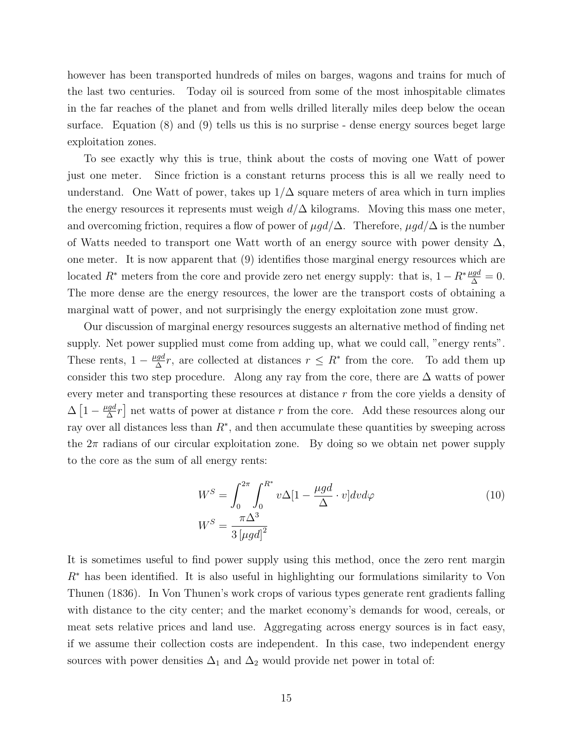however has been transported hundreds of miles on barges, wagons and trains for much of the last two centuries. Today oil is sourced from some of the most inhospitable climates in the far reaches of the planet and from wells drilled literally miles deep below the ocean surface. Equation (8) and (9) tells us this is no surprise - dense energy sources beget large exploitation zones.

To see exactly why this is true, think about the costs of moving one Watt of power just one meter. Since friction is a constant returns process this is all we really need to understand. One Watt of power, takes up $1/\Delta$ square meters of area which in turn implies the energy resources it represents must weigh $d/\Delta$ kilograms. Moving this mass one meter, and overcoming friction, requires a flow of power of $\mu gd/\Delta$. Therefore, $\mu gd/\Delta$ is the number of Watts needed to transport one Watt worth of an energy source with power density $\Delta$, one meter. It is now apparent that (9) identifies those marginal energy resources which are located $R^*$ meters from the core and provide zero net energy supply: that is, $1 - R^* \frac{\mu gd}{\Delta} = 0$. The more dense are the energy resources, the lower are the transport costs of obtaining a marginal watt of power, and not surprisingly the energy exploitation zone must grow.

Our discussion of marginal energy resources suggests an alternative method of finding net supply. Net power supplied must come from adding up, what we could call, "energy rents". These rents, $1 - \frac{\mu gd}{\Delta} r$, are collected at distances $r \leq R^*$ from the core. To add them up consider this two step procedure. Along any ray from the core, there are $\Delta$ watts of power every meter and transporting these resources at distance $r$ from the core yields a density of $\Delta \left[1 - \frac{\mu gd}{\Delta} r\right]$ net watts of power at distance $r$ from the core. Add these resources along our ray over all distances less than $R^*$, and then accumulate these quantities by sweeping across the $2\pi$ radians of our circular exploitation zone. By doing so we obtain net power supply to the core as the sum of all energy rents:

$$W^S = \int_0^{2\pi} \int_0^{R^*} v\Delta[1 - \frac{\mu gd}{\Delta} \cdot v] dv d\varphi \tag{10}$$

$$W^S = \frac{\pi \Delta^3}{3 \left[\mu gd\right]^2}$$

It is sometimes useful to find power supply using this method, once the zero rent margin $R^*$ has been identified. It is also useful in highlighting our formulations similarity to Von Thunen (1836). In Von Thunen's work crops of various types generate rent gradients falling with distance to the city center; and the market economy's demands for wood, cereals, or meat sets relative prices and land use. Aggregating across energy sources is in fact easy, if we assume their collection costs are independent. In this case, two independent energy sources with power densities $\Delta_1$ and $\Delta_2$ would provide net power in total of: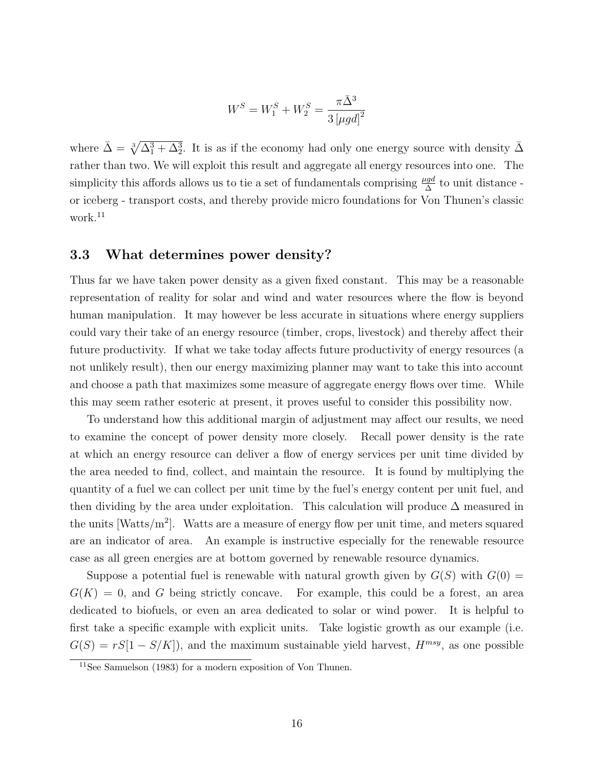$$W^S = W_1^S + W_2^S = \frac{\pi \bar{\Delta}^3}{3\left[\mu g d\right]^2}$$

where $\bar{\Delta} = \sqrt[3]{\Delta_1^3 + \Delta_2^3}$. It is as if the economy had only one energy source with density $\bar{\Delta}$ rather than two. We will exploit this result and aggregate all energy resources into one. The simplicity this affords allows us to tie a set of fundamentals comprising $\frac{\mu g d}{\Delta}$ to unit distance - or iceberg - transport costs, and thereby provide micro foundations for Von Thunen's classic work.[11]

### 3.3 What determines power density?

Thus far we have taken power density as a given fixed constant. This may be a reasonable representation of reality for solar and wind and water resources where the flow is beyond human manipulation. It may however be less accurate in situations where energy suppliers could vary their take of an energy resource (timber, crops, livestock) and thereby affect their future productivity. If what we take today affects future productivity of energy resources (a not unlikely result), then our energy maximizing planner may want to take this into account and choose a path that maximizes some measure of aggregate energy flows over time. While this may seem rather esoteric at present, it proves useful to consider this possibility now.

To understand how this additional margin of adjustment may affect our results, we need to examine the concept of power density more closely. Recall power density is the rate at which an energy resource can deliver a flow of energy services per unit time divided by the area needed to find, collect, and maintain the resource. It is found by multiplying the quantity of a fuel we can collect per unit time by the fuel's energy content per unit fuel, and then dividing by the area under exploitation. This calculation will produce $\Delta$ measured in the units [Watts/m$^2$]. Watts are a measure of energy flow per unit time, and meters squared are an indicator of area. An example is instructive especially for the renewable resource case as all green energies are at bottom governed by renewable resource dynamics.

Suppose a potential fuel is renewable with natural growth given by $G(S)$ with $G(0) = G(K) = 0$, and $G$ being strictly concave. For example, this could be a forest, an area dedicated to biofuels, or even an area dedicated to solar or wind power. It is helpful to first take a specific example with explicit units. Take logistic growth as our example (i.e. $G(S) = rS[1 - S/K]$), and the maximum sustainable yield harvest, $H^{msy}$, as one possible

[11] See Samuelson (1983) for a modern exposition of Von Thunen.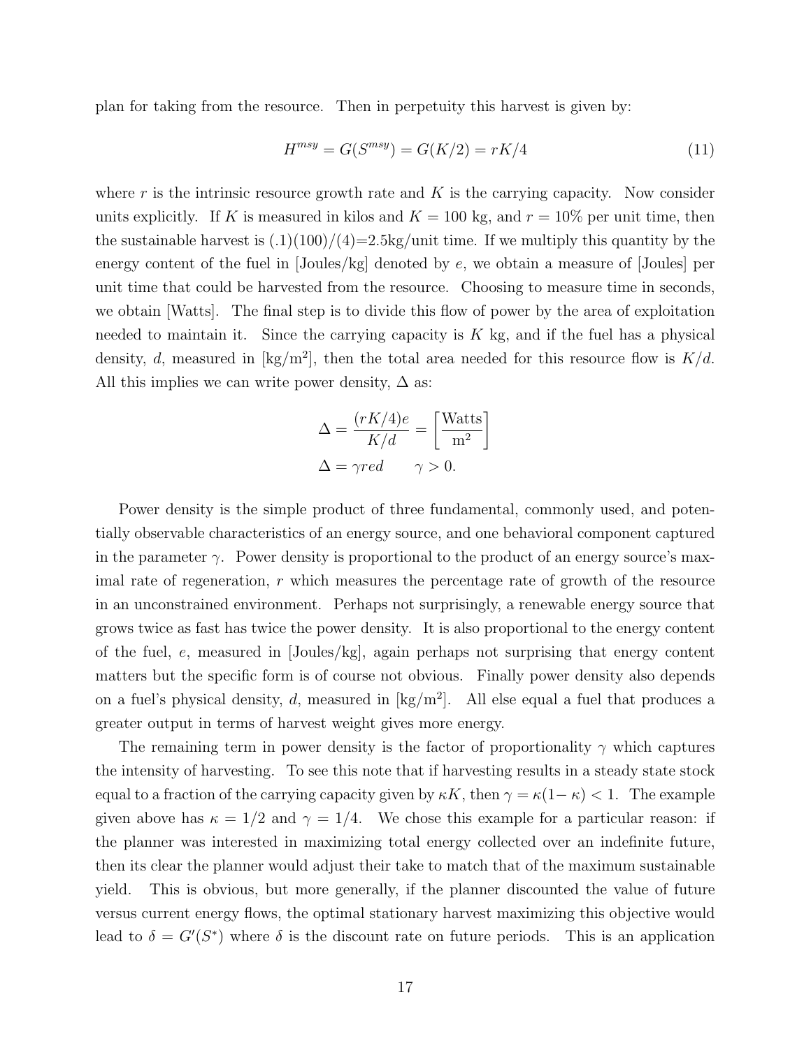plan for taking from the resource. Then in perpetuity this harvest is given by:

$$H^{msy} = G(S^{msy}) = G(K/2) = rK/4 \tag{11}$$

where $r$ is the intrinsic resource growth rate and $K$ is the carrying capacity. Now consider units explicitly. If $K$ is measured in kilos and $K = 100$ kg, and $r = 10\%$ per unit time, then the sustainable harvest is (.1)(100)/(4)=2.5kg/unit time. If we multiply this quantity by the energy content of the fuel in [Joules/kg] denoted by $e$, we obtain a measure of [Joules] per unit time that could be harvested from the resource. Choosing to measure time in seconds, we obtain [Watts]. The final step is to divide this flow of power by the area of exploitation needed to maintain it. Since the carrying capacity is $K$ kg, and if the fuel has a physical density, $d$, measured in [kg/m$^2$], then the total area needed for this resource flow is $K/d$. All this implies we can write power density, $\Delta$ as:

$$\Delta = \frac{(rK/4)e}{K/d} = \left[\frac{\text{Watts}}{\text{m}^2}\right]$$

$$\Delta = \gamma red \qquad \gamma > 0.$$

Power density is the simple product of three fundamental, commonly used, and potentially observable characteristics of an energy source, and one behavioral component captured in the parameter $\gamma$. Power density is proportional to the product of an energy source's maximal rate of regeneration, $r$ which measures the percentage rate of growth of the resource in an unconstrained environment. Perhaps not surprisingly, a renewable energy source that grows twice as fast has twice the power density. It is also proportional to the energy content of the fuel, $e$, measured in [Joules/kg], again perhaps not surprising that energy content matters but the specific form is of course not obvious. Finally power density also depends on a fuel's physical density, $d$, measured in [kg/m$^2$]. All else equal a fuel that produces a greater output in terms of harvest weight gives more energy.

The remaining term in power density is the factor of proportionality $\gamma$ which captures the intensity of harvesting. To see this note that if harvesting results in a steady state stock equal to a fraction of the carrying capacity given by $\kappa K$, then $\gamma = \kappa(1 - \kappa) < 1$. The example given above has $\kappa = 1/2$ and $\gamma = 1/4$. We chose this example for a particular reason: if the planner was interested in maximizing total energy collected over an indefinite future, then its clear the planner would adjust their take to match that of the maximum sustainable yield. This is obvious, but more generally, if the planner discounted the value of future versus current energy flows, the optimal stationary harvest maximizing this objective would lead to $\delta = G'(S^*)$ where $\delta$ is the discount rate on future periods. This is an application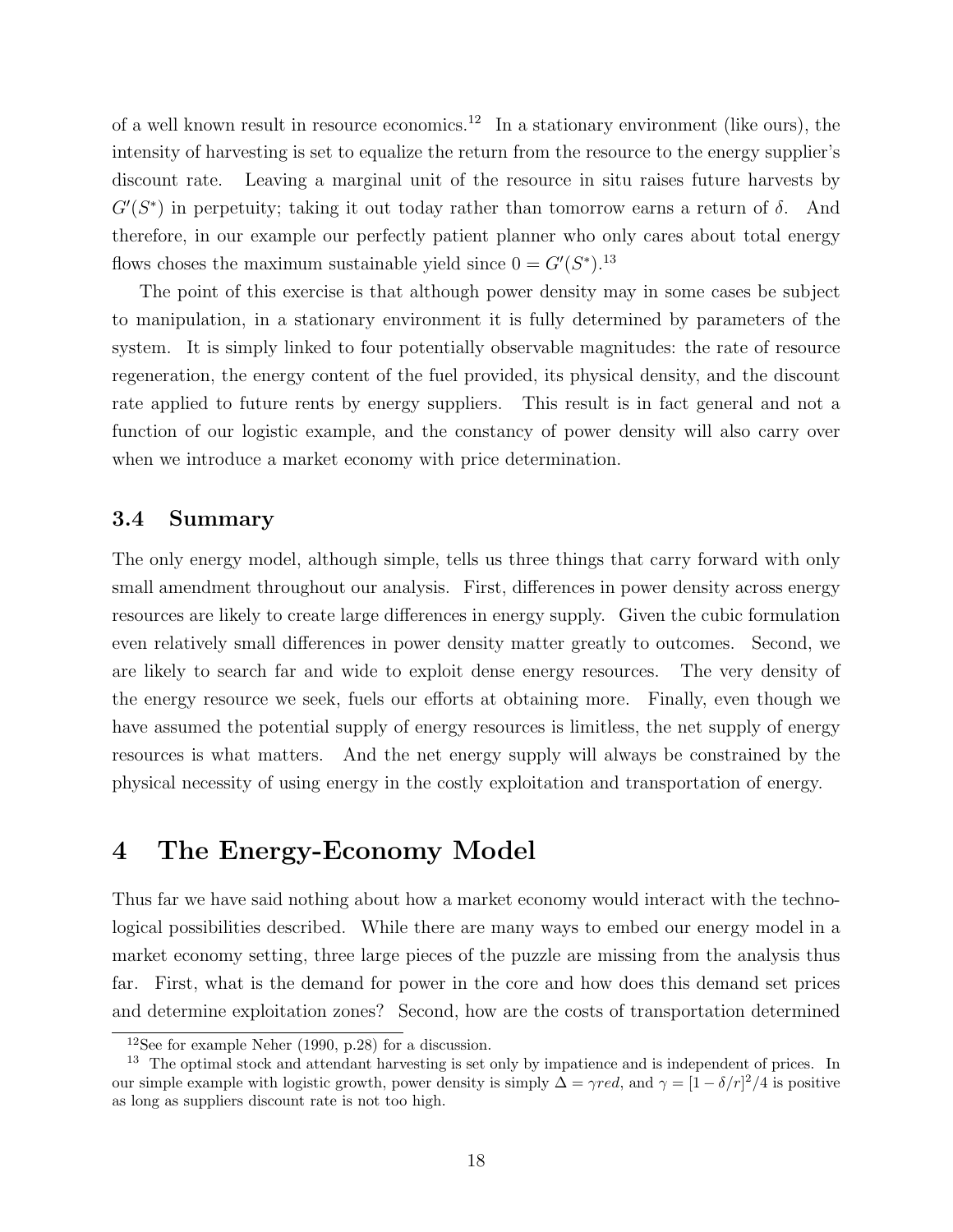of a well known result in resource economics.[12] In a stationary environment (like ours), the intensity of harvesting is set to equalize the return from the resource to the energy supplier's discount rate. Leaving a marginal unit of the resource in situ raises future harvests by $G'(S^*)$ in perpetuity; taking it out today rather than tomorrow earns a return of $\delta$. And therefore, in our example our perfectly patient planner who only cares about total energy flows choses the maximum sustainable yield since $0 = G'(S^*)$.[13]

The point of this exercise is that although power density may in some cases be subject to manipulation, in a stationary environment it is fully determined by parameters of the system. It is simply linked to four potentially observable magnitudes: the rate of resource regeneration, the energy content of the fuel provided, its physical density, and the discount rate applied to future rents by energy suppliers. This result is in fact general and not a function of our logistic example, and the constancy of power density will also carry over when we introduce a market economy with price determination.

### 3.4 Summary

The only energy model, although simple, tells us three things that carry forward with only small amendment throughout our analysis. First, differences in power density across energy resources are likely to create large differences in energy supply. Given the cubic formulation even relatively small differences in power density matter greatly to outcomes. Second, we are likely to search far and wide to exploit dense energy resources. The very density of the energy resource we seek, fuels our efforts at obtaining more. Finally, even though we have assumed the potential supply of energy resources is limitless, the net supply of energy resources is what matters. And the net energy supply will always be constrained by the physical necessity of using energy in the costly exploitation and transportation of energy.

## 4 The Energy-Economy Model

Thus far we have said nothing about how a market economy would interact with the technological possibilities described. While there are many ways to embed our energy model in a market economy setting, three large pieces of the puzzle are missing from the analysis thus far. First, what is the demand for power in the core and how does this demand set prices and determine exploitation zones? Second, how are the costs of transportation determined

[12] See for example Neher (1990, p.28) for a discussion.

[13] The optimal stock and attendant harvesting is set only by impatience and is independent of prices. In our simple example with logistic growth, power density is simply $\Delta = \gamma red$, and $\gamma = [1 - \delta/r]^2/4$ is positive as long as suppliers discount rate is not too high.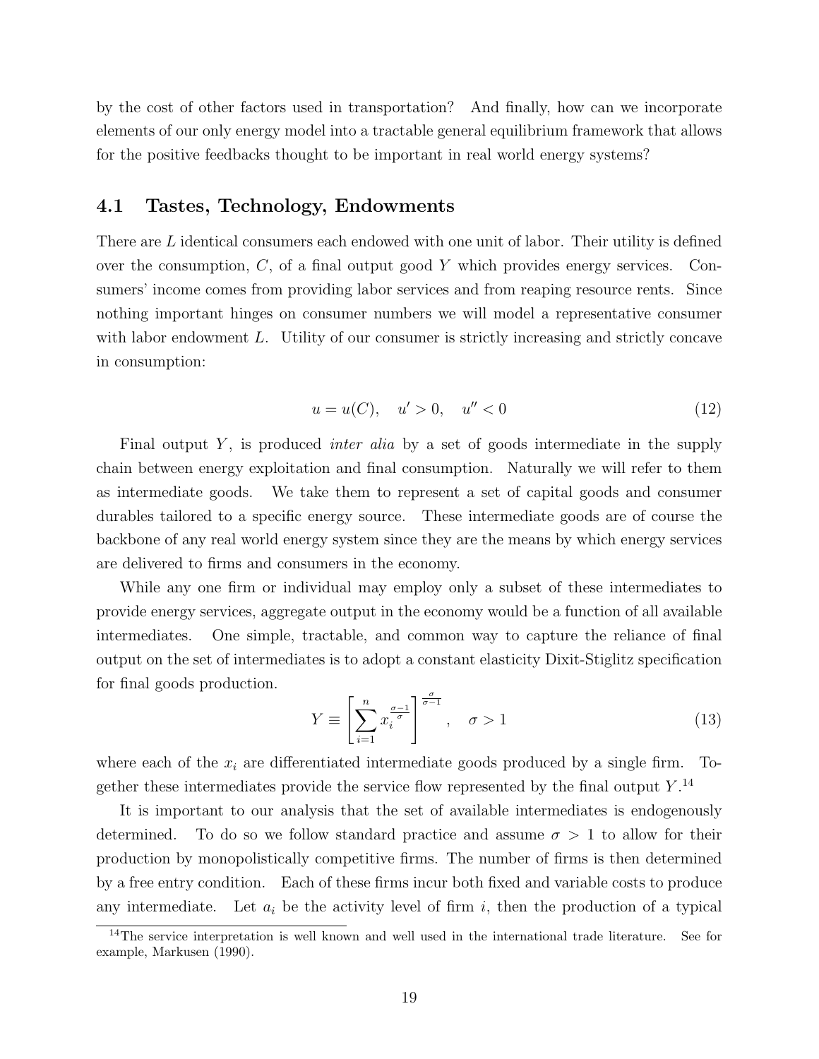by the cost of other factors used in transportation? And finally, how can we incorporate elements of our only energy model into a tractable general equilibrium framework that allows for the positive feedbacks thought to be important in real world energy systems?

## 4.1 Tastes, Technology, Endowments

There are $L$ identical consumers each endowed with one unit of labor. Their utility is defined over the consumption, $C$, of a final output good $Y$ which provides energy services. Consumers' income comes from providing labor services and from reaping resource rents. Since nothing important hinges on consumer numbers we will model a representative consumer with labor endowment $L$. Utility of our consumer is strictly increasing and strictly concave in consumption:

$$u = u(C), \quad u' > 0, \quad u'' < 0 \tag{12}$$

Final output $Y$, is produced *inter alia* by a set of goods intermediate in the supply chain between energy exploitation and final consumption. Naturally we will refer to them as intermediate goods. We take them to represent a set of capital goods and consumer durables tailored to a specific energy source. These intermediate goods are of course the backbone of any real world energy system since they are the means by which energy services are delivered to firms and consumers in the economy.

While any one firm or individual may employ only a subset of these intermediates to provide energy services, aggregate output in the economy would be a function of all available intermediates. One simple, tractable, and common way to capture the reliance of final output on the set of intermediates is to adopt a constant elasticity Dixit-Stiglitz specification for final goods production.

$$Y \equiv \left[ \sum_{i=1}^{n} x_i^{\frac{\sigma-1}{\sigma}} \right]^{\frac{\sigma}{\sigma-1}}, \quad \sigma > 1 \tag{13}$$

where each of the $x_i$ are differentiated intermediate goods produced by a single firm. Together these intermediates provide the service flow represented by the final output $Y$.[14]

It is important to our analysis that the set of available intermediates is endogenously determined. To do so we follow standard practice and assume $\sigma > 1$ to allow for their production by monopolistically competitive firms. The number of firms is then determined by a free entry condition. Each of these firms incur both fixed and variable costs to produce any intermediate. Let $a_i$ be the activity level of firm $i$, then the production of a typical

[14]The service interpretation is well known and well used in the international trade literature. See for example, Markusen (1990).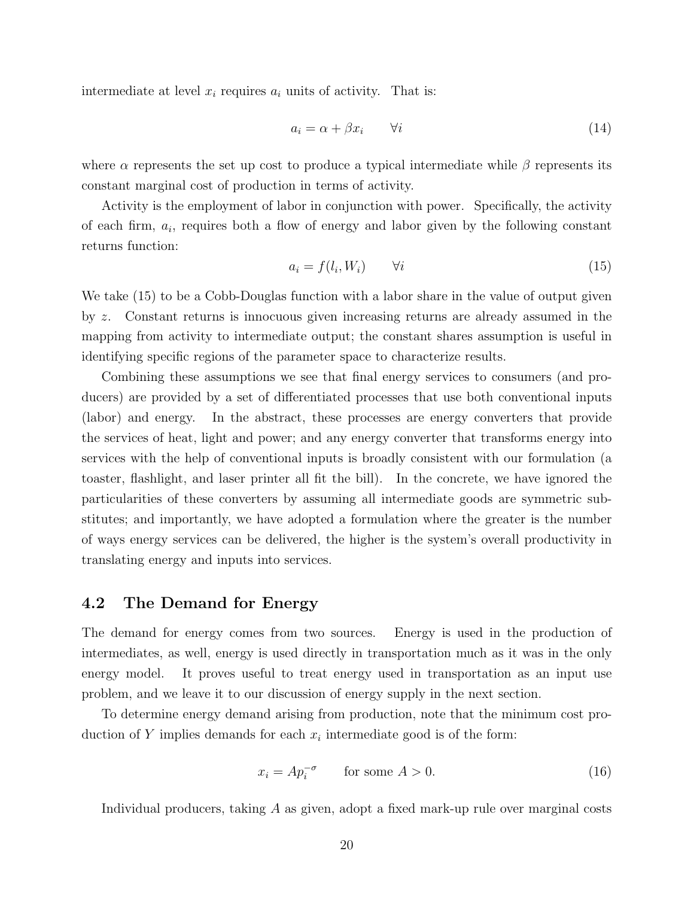intermediate at level $x_i$ requires $a_i$ units of activity. That is:

$$a_i = \alpha + \beta x_i \qquad \forall i \tag{14}$$

where $\alpha$ represents the set up cost to produce a typical intermediate while $\beta$ represents its constant marginal cost of production in terms of activity.

Activity is the employment of labor in conjunction with power. Specifically, the activity of each firm, $a_i$, requires both a flow of energy and labor given by the following constant returns function:

$$a_i = f(l_i, W_i) \qquad \forall i \tag{15}$$

We take (15) to be a Cobb-Douglas function with a labor share in the value of output given by $z$. Constant returns is innocuous given increasing returns are already assumed in the mapping from activity to intermediate output; the constant shares assumption is useful in identifying specific regions of the parameter space to characterize results.

Combining these assumptions we see that final energy services to consumers (and producers) are provided by a set of differentiated processes that use both conventional inputs (labor) and energy. In the abstract, these processes are energy converters that provide the services of heat, light and power; and any energy converter that transforms energy into services with the help of conventional inputs is broadly consistent with our formulation (a toaster, flashlight, and laser printer all fit the bill). In the concrete, we have ignored the particularities of these converters by assuming all intermediate goods are symmetric substitutes; and importantly, we have adopted a formulation where the greater is the number of ways energy services can be delivered, the higher is the system's overall productivity in translating energy and inputs into services.

## 4.2 The Demand for Energy

The demand for energy comes from two sources. Energy is used in the production of intermediates, as well, energy is used directly in transportation much as it was in the only energy model. It proves useful to treat energy used in transportation as an input use problem, and we leave it to our discussion of energy supply in the next section.

To determine energy demand arising from production, note that the minimum cost production of $Y$ implies demands for each $x_i$ intermediate good is of the form:

$$x_i = A p_i^{-\sigma} \qquad \text{for some } A > 0. \tag{16}$$

Individual producers, taking $A$ as given, adopt a fixed mark-up rule over marginal costs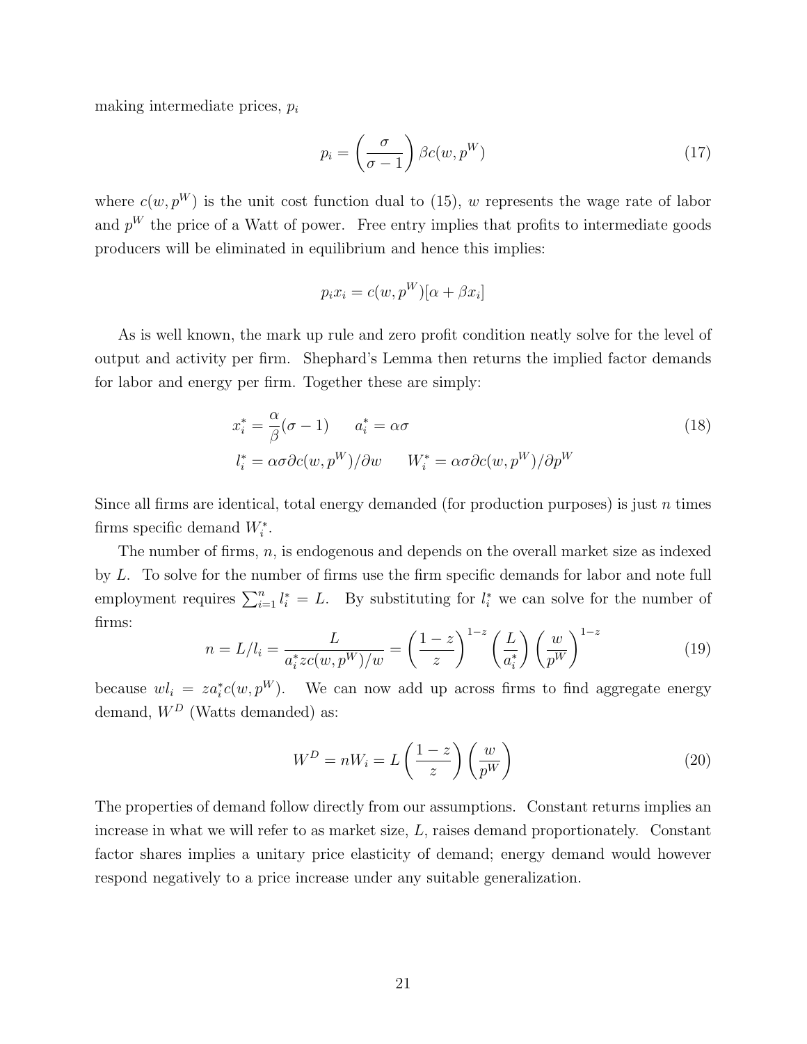making intermediate prices, $p_i$

$$p_i = \left(\frac{\sigma}{\sigma - 1}\right) \beta c(w, p^W) \tag{17}$$

where $c(w, p^W)$ is the unit cost function dual to (15), $w$ represents the wage rate of labor and $p^W$ the price of a Watt of power. Free entry implies that profits to intermediate goods producers will be eliminated in equilibrium and hence this implies:

$$p_i x_i = c(w, p^W)[\alpha + \beta x_i]$$

As is well known, the mark up rule and zero profit condition neatly solve for the level of output and activity per firm. Shephard's Lemma then returns the implied factor demands for labor and energy per firm. Together these are simply:

$$\begin{aligned} x_i^* &= \frac{\alpha}{\beta}(\sigma - 1) \qquad a_i^* = \alpha\sigma \\ l_i^* &= \alpha\sigma \partial c(w, p^W)/\partial w \qquad W_i^* = \alpha\sigma \partial c(w, p^W)/\partial p^W \end{aligned} \tag{18}$$

Since all firms are identical, total energy demanded (for production purposes) is just $n$ times firms specific demand $W_i^*$.

The number of firms, $n$, is endogenous and depends on the overall market size as indexed by $L$. To solve for the number of firms use the firm specific demands for labor and note full employment requires $\sum_{i=1}^{n} l_i^* = L$. By substituting for $l_i^*$ we can solve for the number of firms:

$$n = L/l_i = \frac{L}{a_i^* z c(w, p^W)/w} = \left(\frac{1-z}{z}\right)^{1-z} \left(\frac{L}{a_i^*}\right) \left(\frac{w}{p^W}\right)^{1-z} \tag{19}$$

because $wl_i = z a_i^* c(w, p^W)$. We can now add up across firms to find aggregate energy demand, $W^D$ (Watts demanded) as:

$$W^D = nW_i = L\left(\frac{1-z}{z}\right)\left(\frac{w}{p^W}\right) \tag{20}$$

The properties of demand follow directly from our assumptions. Constant returns implies an increase in what we will refer to as market size, $L$, raises demand proportionately. Constant factor shares implies a unitary price elasticity of demand; energy demand would however respond negatively to a price increase under any suitable generalization.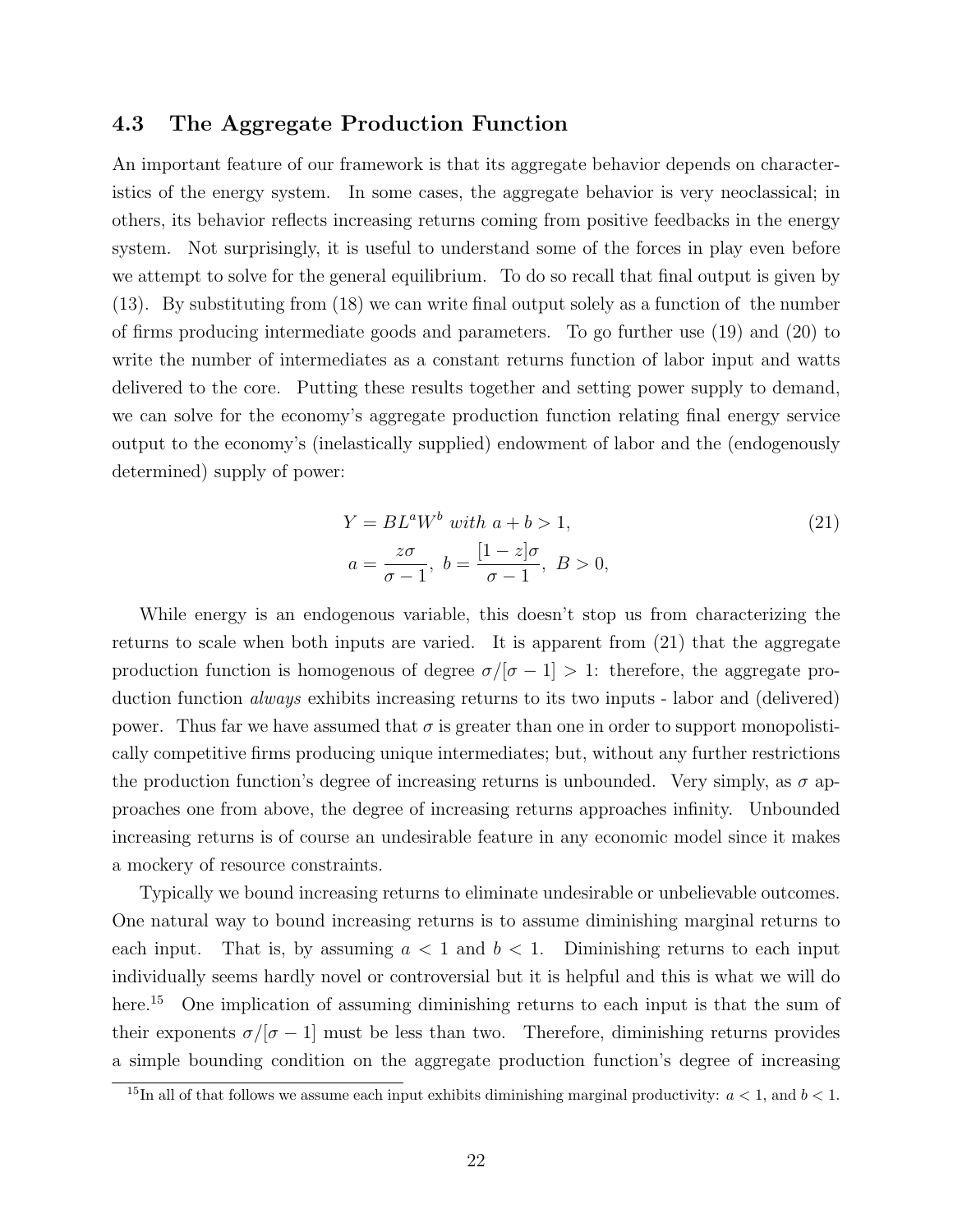### 4.3 The Aggregate Production Function

An important feature of our framework is that its aggregate behavior depends on characteristics of the energy system. In some cases, the aggregate behavior is very neoclassical; in others, its behavior reflects increasing returns coming from positive feedbacks in the energy system. Not surprisingly, it is useful to understand some of the forces in play even before we attempt to solve for the general equilibrium. To do so recall that final output is given by (13). By substituting from (18) we can write final output solely as a function of the number of firms producing intermediate goods and parameters. To go further use (19) and (20) to write the number of intermediates as a constant returns function of labor input and watts delivered to the core. Putting these results together and setting power supply to demand, we can solve for the economy's aggregate production function relating final energy service output to the economy's (inelastically supplied) endowment of labor and the (endogenously determined) supply of power:

$$
\begin{aligned}
Y &= BL^{a}W^{b} \text{ with } a+b>1, \\
a &= \frac{z\sigma}{\sigma-1},\ b=\frac{[1-z]\sigma}{\sigma-1},\ B>0,
\end{aligned}
\tag{21}
$$

While energy is an endogenous variable, this doesn't stop us from characterizing the returns to scale when both inputs are varied. It is apparent from (21) that the aggregate production function is homogenous of degree $\sigma/[\sigma-1]>1$: therefore, the aggregate production function *always* exhibits increasing returns to its two inputs - labor and (delivered) power. Thus far we have assumed that $\sigma$ is greater than one in order to support monopolistically competitive firms producing unique intermediates; but, without any further restrictions the production function's degree of increasing returns is unbounded. Very simply, as $\sigma$ approaches one from above, the degree of increasing returns approaches infinity. Unbounded increasing returns is of course an undesirable feature in any economic model since it makes a mockery of resource constraints.

Typically we bound increasing returns to eliminate undesirable or unbelievable outcomes. One natural way to bound increasing returns is to assume diminishing marginal returns to each input. That is, by assuming $a<1$ and $b<1$. Diminishing returns to each input individually seems hardly novel or controversial but it is helpful and this is what we will do here.[15] One implication of assuming diminishing returns to each input is that the sum of their exponents $\sigma/[\sigma-1]$ must be less than two. Therefore, diminishing returns provides a simple bounding condition on the aggregate production function's degree of increasing

[15] In all of that follows we assume each input exhibits diminishing marginal productivity: $a<1$, and $b<1$.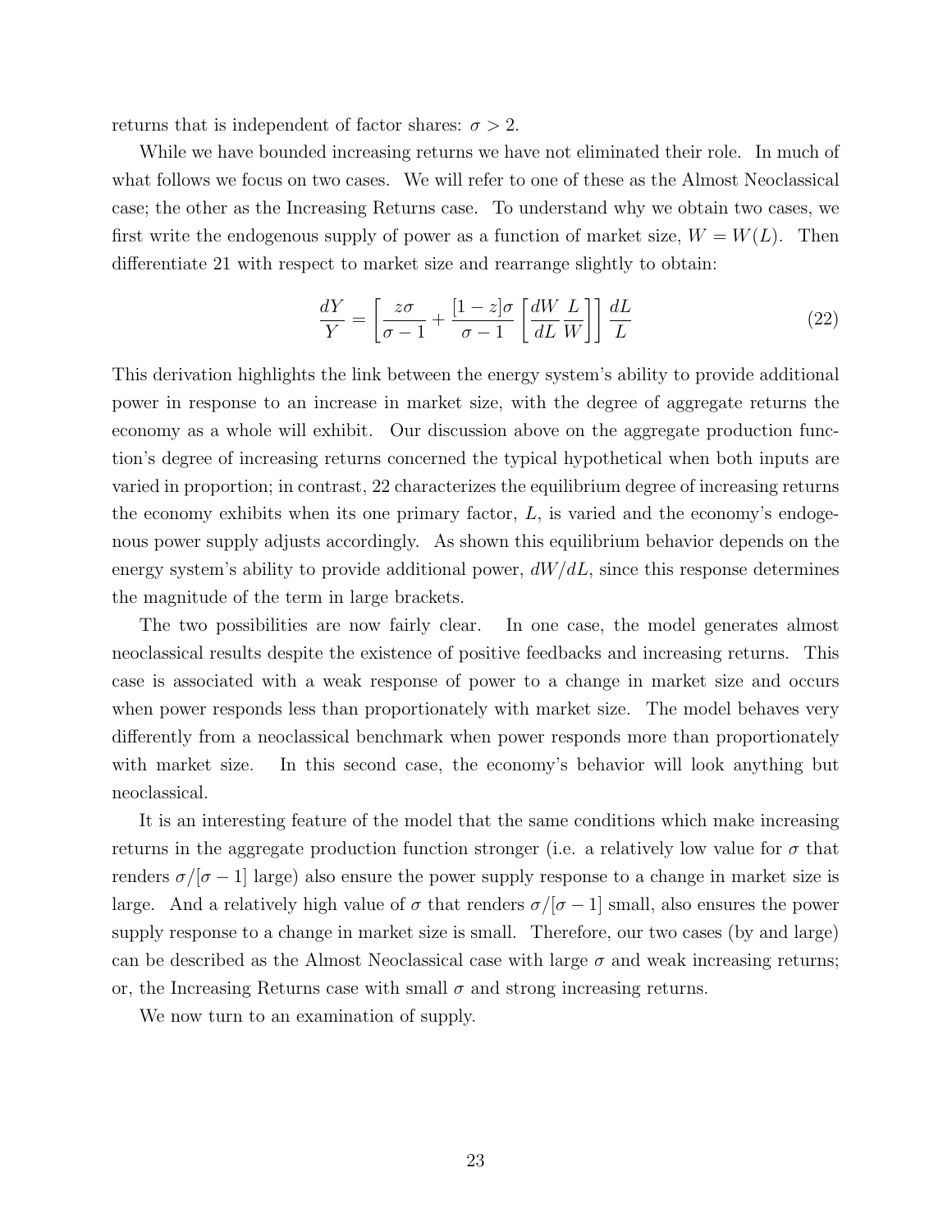returns that is independent of factor shares: $\sigma > 2$.

While we have bounded increasing returns we have not eliminated their role. In much of what follows we focus on two cases. We will refer to one of these as the Almost Neoclassical case; the other as the Increasing Returns case. To understand why we obtain two cases, we first write the endogenous supply of power as a function of market size, $W = W(L)$. Then differentiate 21 with respect to market size and rearrange slightly to obtain:

$$\frac{dY}{Y} = \left[\frac{z\sigma}{\sigma - 1} + \frac{[1-z]\sigma}{\sigma - 1}\left[\frac{dW}{dL}\frac{L}{W}\right]\right]\frac{dL}{L} \tag{22}$$

This derivation highlights the link between the energy system's ability to provide additional power in response to an increase in market size, with the degree of aggregate returns the economy as a whole will exhibit. Our discussion above on the aggregate production function's degree of increasing returns concerned the typical hypothetical when both inputs are varied in proportion; in contrast, 22 characterizes the equilibrium degree of increasing returns the economy exhibits when its one primary factor, $L$, is varied and the economy's endogenous power supply adjusts accordingly. As shown this equilibrium behavior depends on the energy system's ability to provide additional power, $dW/dL$, since this response determines the magnitude of the term in large brackets.

The two possibilities are now fairly clear. In one case, the model generates almost neoclassical results despite the existence of positive feedbacks and increasing returns. This case is associated with a weak response of power to a change in market size and occurs when power responds less than proportionately with market size. The model behaves very differently from a neoclassical benchmark when power responds more than proportionately with market size. In this second case, the economy's behavior will look anything but neoclassical.

It is an interesting feature of the model that the same conditions which make increasing returns in the aggregate production function stronger (i.e. a relatively low value for $\sigma$ that renders $\sigma/[\sigma - 1]$ large) also ensure the power supply response to a change in market size is large. And a relatively high value of $\sigma$ that renders $\sigma/[\sigma - 1]$ small, also ensures the power supply response to a change in market size is small. Therefore, our two cases (by and large) can be described as the Almost Neoclassical case with large $\sigma$ and weak increasing returns; or, the Increasing Returns case with small $\sigma$ and strong increasing returns.

We now turn to an examination of supply.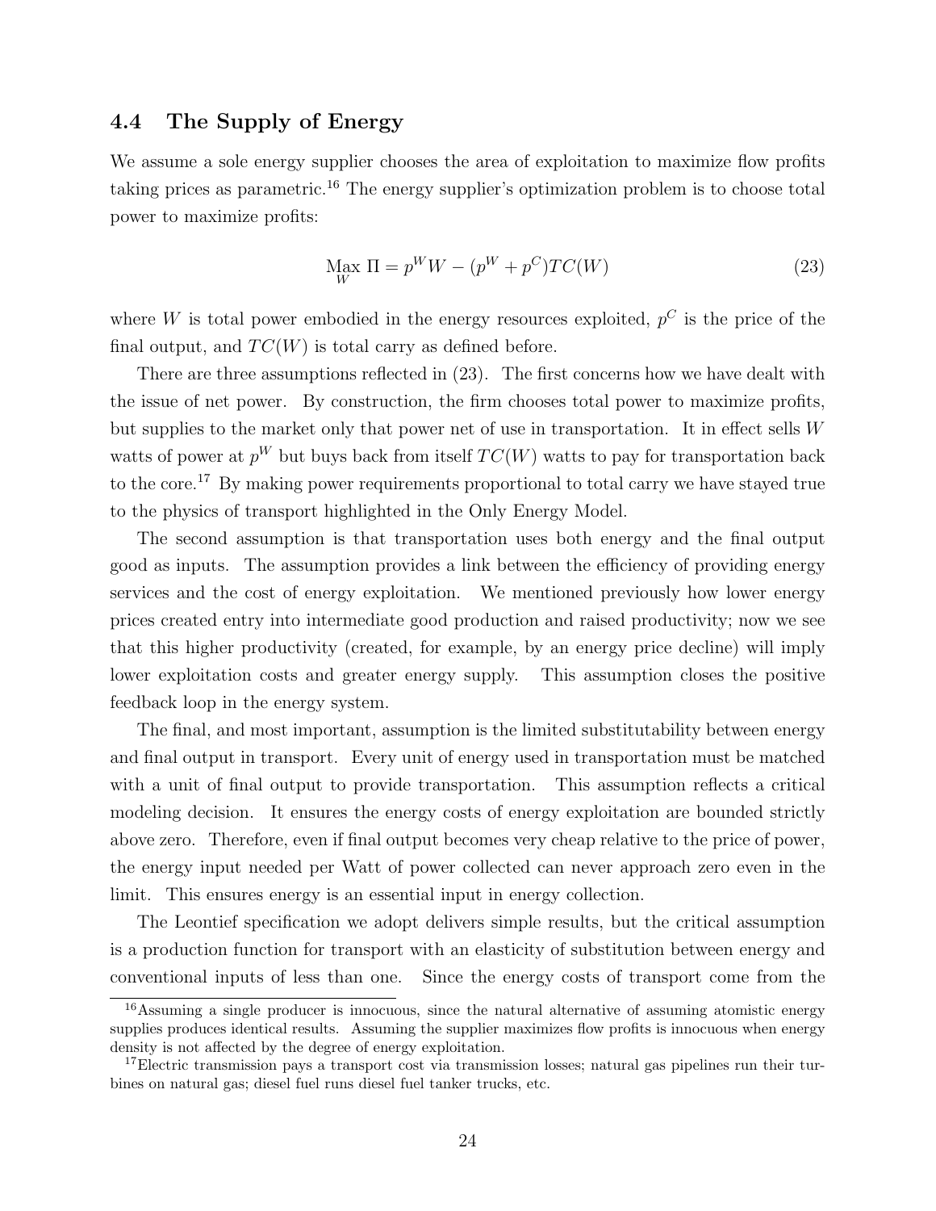### 4.4 The Supply of Energy

We assume a sole energy supplier chooses the area of exploitation to maximize flow profits taking prices as parametric.[16] The energy supplier's optimization problem is to choose total power to maximize profits:

$$\underset{W}{\text{Max}}\ \Pi = p^W W - (p^W + p^C)TC(W) \tag{23}$$

where $W$ is total power embodied in the energy resources exploited, $p^C$ is the price of the final output, and $TC(W)$ is total carry as defined before.

There are three assumptions reflected in (23). The first concerns how we have dealt with the issue of net power. By construction, the firm chooses total power to maximize profits, but supplies to the market only that power net of use in transportation. It in effect sells $W$ watts of power at $p^W$ but buys back from itself $TC(W)$ watts to pay for transportation back to the core.[17] By making power requirements proportional to total carry we have stayed true to the physics of transport highlighted in the Only Energy Model.

The second assumption is that transportation uses both energy and the final output good as inputs. The assumption provides a link between the efficiency of providing energy services and the cost of energy exploitation. We mentioned previously how lower energy prices created entry into intermediate good production and raised productivity; now we see that this higher productivity (created, for example, by an energy price decline) will imply lower exploitation costs and greater energy supply. This assumption closes the positive feedback loop in the energy system.

The final, and most important, assumption is the limited substitutability between energy and final output in transport. Every unit of energy used in transportation must be matched with a unit of final output to provide transportation. This assumption reflects a critical modeling decision. It ensures the energy costs of energy exploitation are bounded strictly above zero. Therefore, even if final output becomes very cheap relative to the price of power, the energy input needed per Watt of power collected can never approach zero even in the limit. This ensures energy is an essential input in energy collection.

The Leontief specification we adopt delivers simple results, but the critical assumption is a production function for transport with an elasticity of substitution between energy and conventional inputs of less than one. Since the energy costs of transport come from the

[16] Assuming a single producer is innocuous, since the natural alternative of assuming atomistic energy supplies produces identical results. Assuming the supplier maximizes flow profits is innocuous when energy density is not affected by the degree of energy exploitation.

[17] Electric transmission pays a transport cost via transmission losses; natural gas pipelines run their turbines on natural gas; diesel fuel runs diesel fuel tanker trucks, etc.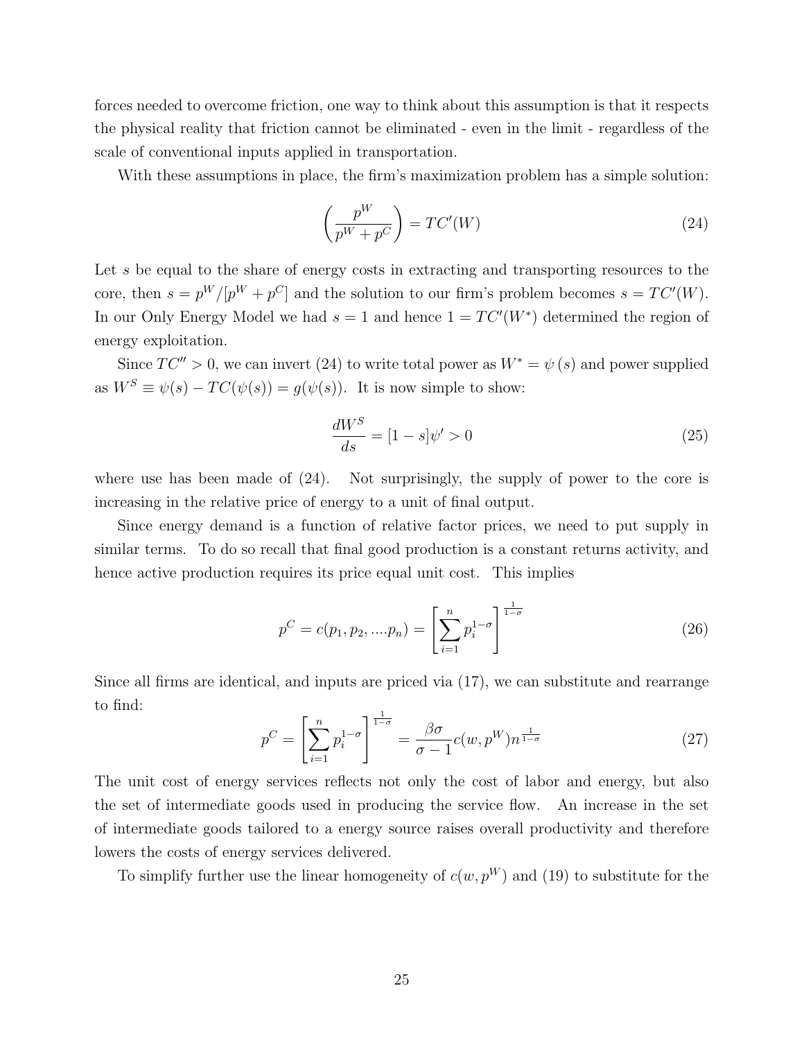forces needed to overcome friction, one way to think about this assumption is that it respects the physical reality that friction cannot be eliminated - even in the limit - regardless of the scale of conventional inputs applied in transportation.

With these assumptions in place, the firm's maximization problem has a simple solution:

$$\left(\frac{p^W}{p^W + p^C}\right) = TC'(W) \tag{24}$$

Let $s$ be equal to the share of energy costs in extracting and transporting resources to the core, then $s = p^W/[p^W + p^C]$ and the solution to our firm's problem becomes $s = TC'(W)$. In our Only Energy Model we had $s = 1$ and hence $1 = TC'(W^*)$ determined the region of energy exploitation.

Since $TC'' > 0$, we can invert (24) to write total power as $W^* = \psi(s)$ and power supplied as $W^S \equiv \psi(s) - TC(\psi(s)) = g(\psi(s))$. It is now simple to show:

$$\frac{dW^S}{ds} = [1 - s]\psi' > 0 \tag{25}$$

where use has been made of (24). Not surprisingly, the supply of power to the core is increasing in the relative price of energy to a unit of final output.

Since energy demand is a function of relative factor prices, we need to put supply in similar terms. To do so recall that final good production is a constant returns activity, and hence active production requires its price equal unit cost. This implies

$$p^C = c(p_1, p_2, ....p_n) = \left[\sum_{i=1}^{n} p_i^{1-\sigma}\right]^{\frac{1}{1-\sigma}} \tag{26}$$

Since all firms are identical, and inputs are priced via (17), we can substitute and rearrange to find:

$$p^C = \left[\sum_{i=1}^{n} p_i^{1-\sigma}\right]^{\frac{1}{1-\sigma}} = \frac{\beta\sigma}{\sigma - 1} c(w, p^W) n^{\frac{1}{1-\sigma}} \tag{27}$$

The unit cost of energy services reflects not only the cost of labor and energy, but also the set of intermediate goods used in producing the service flow. An increase in the set of intermediate goods tailored to a energy source raises overall productivity and therefore lowers the costs of energy services delivered.

To simplify further use the linear homogeneity of $c(w, p^W)$ and (19) to substitute for the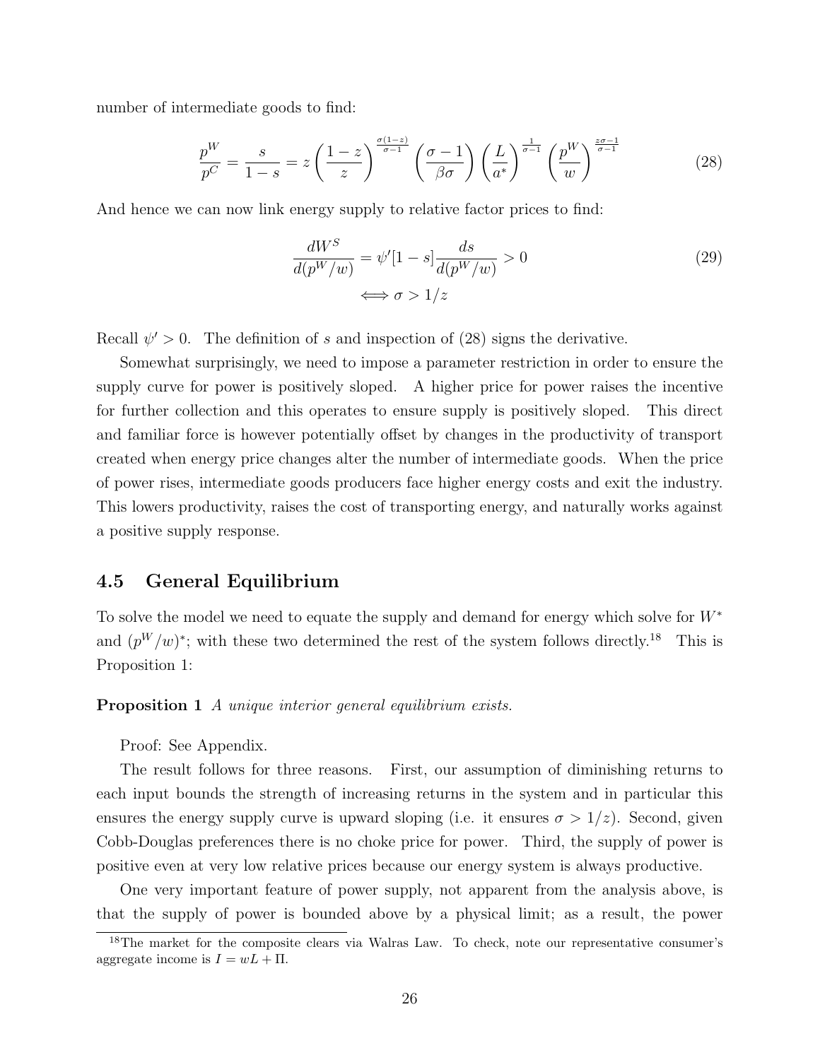number of intermediate goods to find:

$$\frac{p^W}{p^C} = \frac{s}{1-s} = z\left(\frac{1-z}{z}\right)^{\frac{\sigma(1-z)}{\sigma-1}}\left(\frac{\sigma-1}{\beta\sigma}\right)\left(\frac{L}{a^*}\right)^{\frac{1}{\sigma-1}}\left(\frac{p^W}{w}\right)^{\frac{z\sigma-1}{\sigma-1}} \tag{28}$$

And hence we can now link energy supply to relative factor prices to find:

$$\frac{dW^S}{d(p^W/w)} = \psi'[1-s]\frac{ds}{d(p^W/w)} > 0 \tag{29}$$
$$\iff \sigma > 1/z$$

Recall $\psi' > 0$. The definition of $s$ and inspection of (28) signs the derivative.

Somewhat surprisingly, we need to impose a parameter restriction in order to ensure the supply curve for power is positively sloped. A higher price for power raises the incentive for further collection and this operates to ensure supply is positively sloped. This direct and familiar force is however potentially offset by changes in the productivity of transport created when energy price changes alter the number of intermediate goods. When the price of power rises, intermediate goods producers face higher energy costs and exit the industry. This lowers productivity, raises the cost of transporting energy, and naturally works against a positive supply response.

## 4.5 General Equilibrium

To solve the model we need to equate the supply and demand for energy which solve for $W^*$ and $(p^W/w)^*$; with these two determined the rest of the system follows directly.[18] This is Proposition 1:

**Proposition 1** *A unique interior general equilibrium exists.*

Proof: See Appendix.

The result follows for three reasons. First, our assumption of diminishing returns to each input bounds the strength of increasing returns in the system and in particular this ensures the energy supply curve is upward sloping (i.e. it ensures $\sigma > 1/z$). Second, given Cobb-Douglas preferences there is no choke price for power. Third, the supply of power is positive even at very low relative prices because our energy system is always productive.

One very important feature of power supply, not apparent from the analysis above, is that the supply of power is bounded above by a physical limit; as a result, the power

[18] The market for the composite clears via Walras Law. To check, note our representative consumer's aggregate income is $I = wL + \Pi$.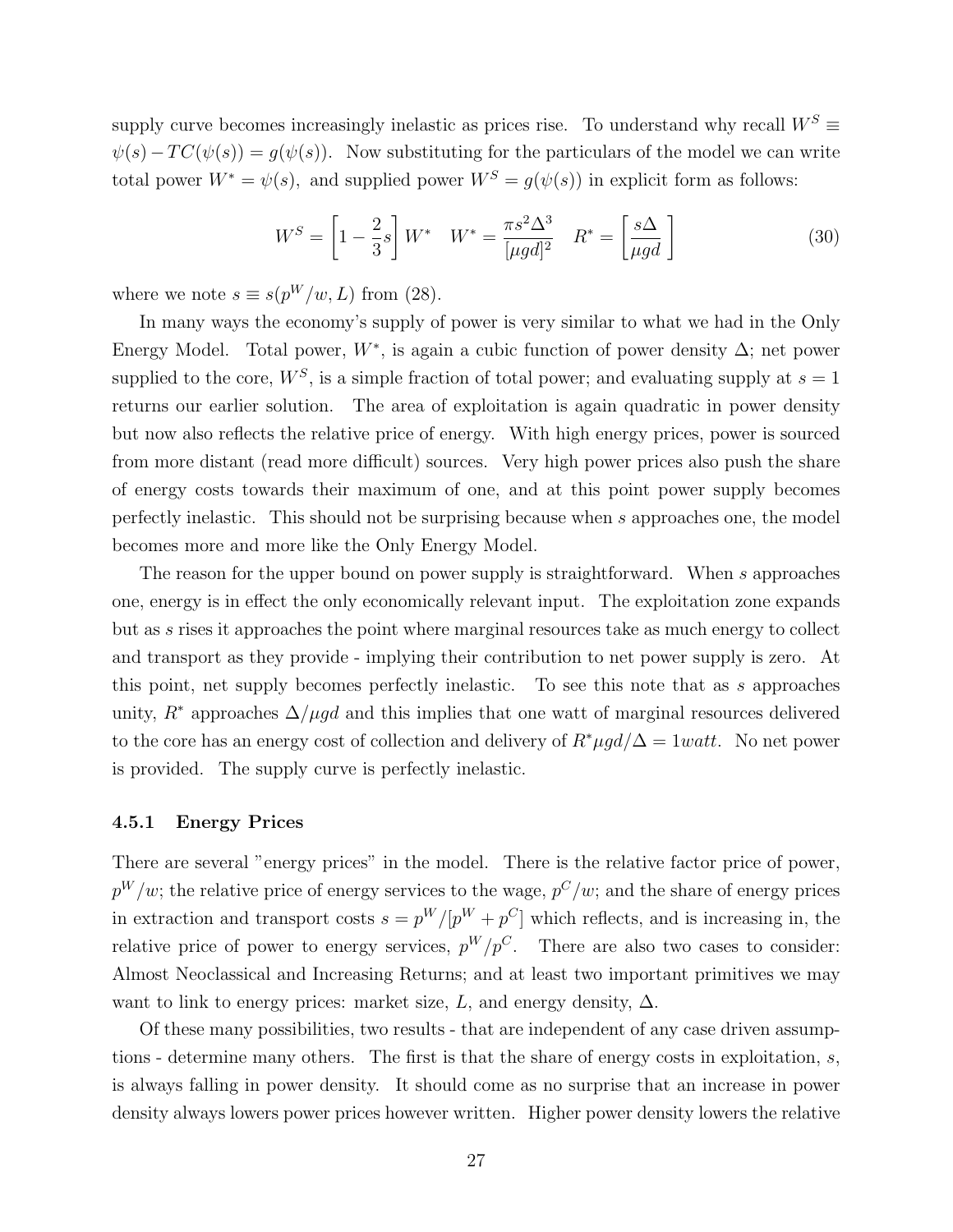supply curve becomes increasingly inelastic as prices rise. To understand why recall $W^S \equiv \psi(s) - TC(\psi(s)) = g(\psi(s))$. Now substituting for the particulars of the model we can write total power $W^* = \psi(s)$, and supplied power $W^S = g(\psi(s))$ in explicit form as follows:

$$W^S = \left[1 - \frac{2}{3}s\right] W^* \quad W^* = \frac{\pi s^2 \Delta^3}{[\mu g d]^2} \quad R^* = \left[\frac{s\Delta}{\mu g d}\right] \tag{30}$$

where we note $s \equiv s(p^W/w, L)$ from (28).

In many ways the economy's supply of power is very similar to what we had in the Only Energy Model. Total power, $W^*$, is again a cubic function of power density $\Delta$; net power supplied to the core, $W^S$, is a simple fraction of total power; and evaluating supply at $s = 1$ returns our earlier solution. The area of exploitation is again quadratic in power density but now also reflects the relative price of energy. With high energy prices, power is sourced from more distant (read more difficult) sources. Very high power prices also push the share of energy costs towards their maximum of one, and at this point power supply becomes perfectly inelastic. This should not be surprising because when $s$ approaches one, the model becomes more and more like the Only Energy Model.

The reason for the upper bound on power supply is straightforward. When $s$ approaches one, energy is in effect the only economically relevant input. The exploitation zone expands but as $s$ rises it approaches the point where marginal resources take as much energy to collect and transport as they provide - implying their contribution to net power supply is zero. At this point, net supply becomes perfectly inelastic. To see this note that as $s$ approaches unity, $R^*$ approaches $\Delta/\mu g d$ and this implies that one watt of marginal resources delivered to the core has an energy cost of collection and delivery of $R^* \mu g d/\Delta = 1 watt$. No net power is provided. The supply curve is perfectly inelastic.

### 4.5.1 Energy Prices

There are several "energy prices" in the model. There is the relative factor price of power, $p^W/w$; the relative price of energy services to the wage, $p^C/w$; and the share of energy prices in extraction and transport costs $s = p^W/[p^W + p^C]$ which reflects, and is increasing in, the relative price of power to energy services, $p^W/p^C$. There are also two cases to consider: Almost Neoclassical and Increasing Returns; and at least two important primitives we may want to link to energy prices: market size, $L$, and energy density, $\Delta$.

Of these many possibilities, two results - that are independent of any case driven assumptions - determine many others. The first is that the share of energy costs in exploitation, $s$, is always falling in power density. It should come as no surprise that an increase in power density always lowers power prices however written. Higher power density lowers the relative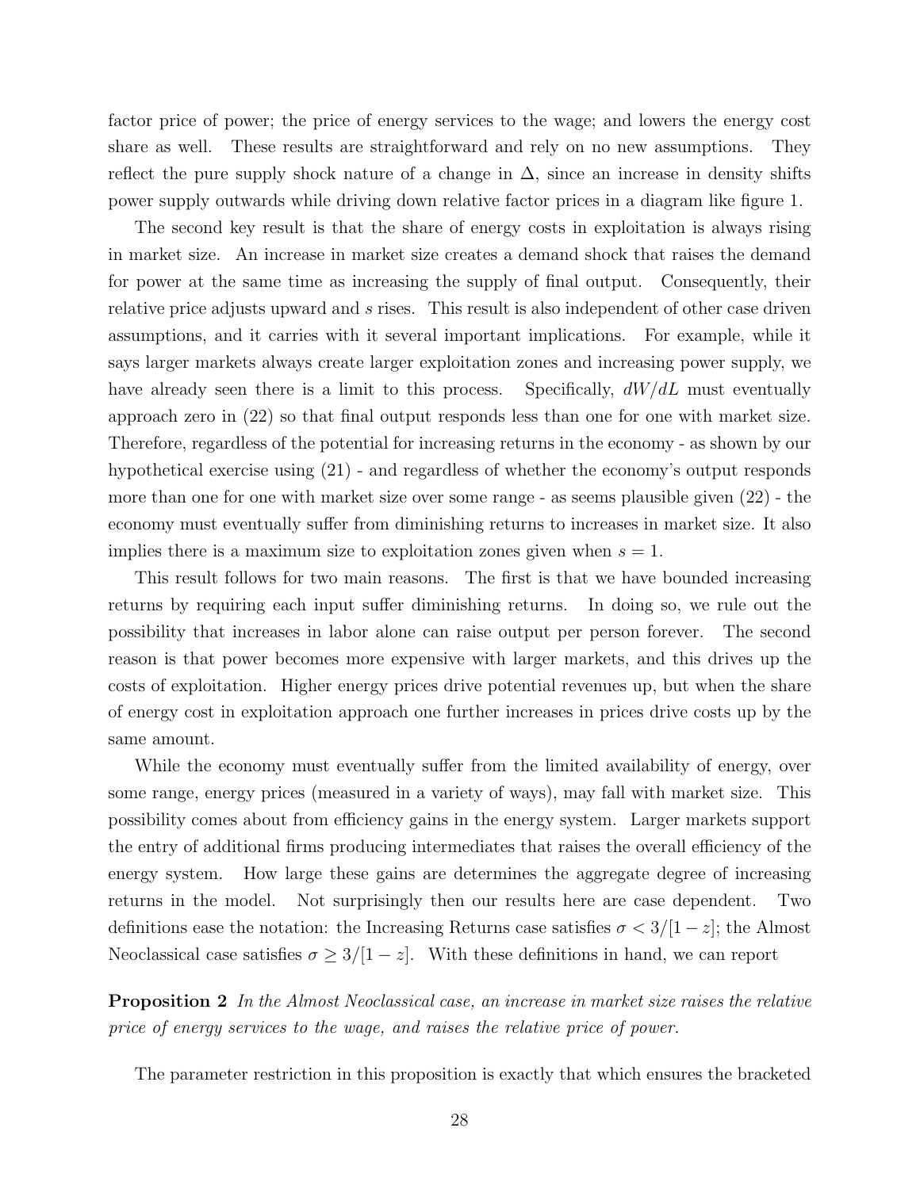factor price of power; the price of energy services to the wage; and lowers the energy cost share as well. These results are straightforward and rely on no new assumptions. They reflect the pure supply shock nature of a change in $\Delta$, since an increase in density shifts power supply outwards while driving down relative factor prices in a diagram like figure 1.

The second key result is that the share of energy costs in exploitation is always rising in market size. An increase in market size creates a demand shock that raises the demand for power at the same time as increasing the supply of final output. Consequently, their relative price adjusts upward and $s$ rises. This result is also independent of other case driven assumptions, and it carries with it several important implications. For example, while it says larger markets always create larger exploitation zones and increasing power supply, we have already seen there is a limit to this process. Specifically, $dW/dL$ must eventually approach zero in (22) so that final output responds less than one for one with market size. Therefore, regardless of the potential for increasing returns in the economy - as shown by our hypothetical exercise using (21) - and regardless of whether the economy's output responds more than one for one with market size over some range - as seems plausible given (22) - the economy must eventually suffer from diminishing returns to increases in market size. It also implies there is a maximum size to exploitation zones given when $s = 1$.

This result follows for two main reasons. The first is that we have bounded increasing returns by requiring each input suffer diminishing returns. In doing so, we rule out the possibility that increases in labor alone can raise output per person forever. The second reason is that power becomes more expensive with larger markets, and this drives up the costs of exploitation. Higher energy prices drive potential revenues up, but when the share of energy cost in exploitation approach one further increases in prices drive costs up by the same amount.

While the economy must eventually suffer from the limited availability of energy, over some range, energy prices (measured in a variety of ways), may fall with market size. This possibility comes about from efficiency gains in the energy system. Larger markets support the entry of additional firms producing intermediates that raises the overall efficiency of the energy system. How large these gains are determines the aggregate degree of increasing returns in the model. Not surprisingly then our results here are case dependent. Two definitions ease the notation: the Increasing Returns case satisfies $\sigma < 3/[1-z]$; the Almost Neoclassical case satisfies $\sigma \geq 3/[1-z]$. With these definitions in hand, we can report

**Proposition 2** *In the Almost Neoclassical case, an increase in market size raises the relative price of energy services to the wage, and raises the relative price of power.*

The parameter restriction in this proposition is exactly that which ensures the bracketed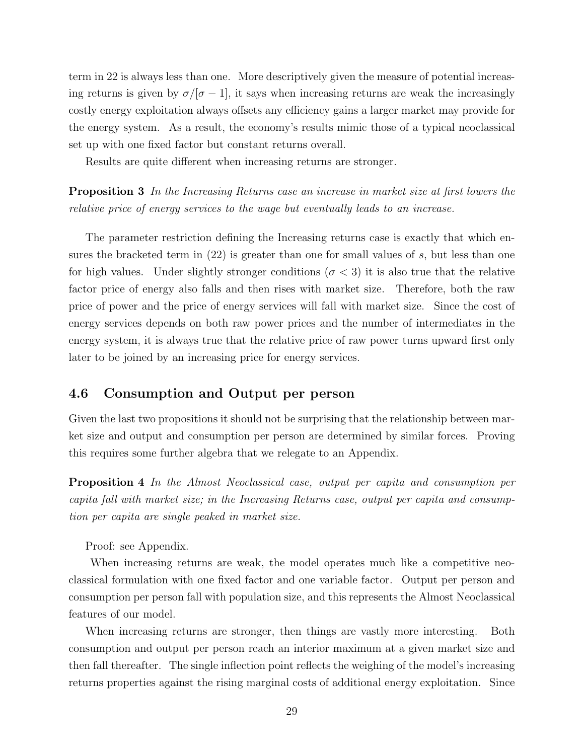term in 22 is always less than one. More descriptively given the measure of potential increasing returns is given by $\sigma/[\sigma - 1]$, it says when increasing returns are weak the increasingly costly energy exploitation always offsets any efficiency gains a larger market may provide for the energy system. As a result, the economy's results mimic those of a typical neoclassical set up with one fixed factor but constant returns overall.

Results are quite different when increasing returns are stronger.

**Proposition 3** *In the Increasing Returns case an increase in market size at first lowers the relative price of energy services to the wage but eventually leads to an increase.*

The parameter restriction defining the Increasing returns case is exactly that which ensures the bracketed term in (22) is greater than one for small values of $s$, but less than one for high values. Under slightly stronger conditions ($\sigma < 3$) it is also true that the relative factor price of energy also falls and then rises with market size. Therefore, both the raw price of power and the price of energy services will fall with market size. Since the cost of energy services depends on both raw power prices and the number of intermediates in the energy system, it is always true that the relative price of raw power turns upward first only later to be joined by an increasing price for energy services.

### 4.6 Consumption and Output per person

Given the last two propositions it should not be surprising that the relationship between market size and output and consumption per person are determined by similar forces. Proving this requires some further algebra that we relegate to an Appendix.

**Proposition 4** *In the Almost Neoclassical case, output per capita and consumption per capita fall with market size; in the Increasing Returns case, output per capita and consumption per capita are single peaked in market size.*

Proof: see Appendix.

When increasing returns are weak, the model operates much like a competitive neoclassical formulation with one fixed factor and one variable factor. Output per person and consumption per person fall with population size, and this represents the Almost Neoclassical features of our model.

When increasing returns are stronger, then things are vastly more interesting. Both consumption and output per person reach an interior maximum at a given market size and then fall thereafter. The single inflection point reflects the weighing of the model's increasing returns properties against the rising marginal costs of additional energy exploitation. Since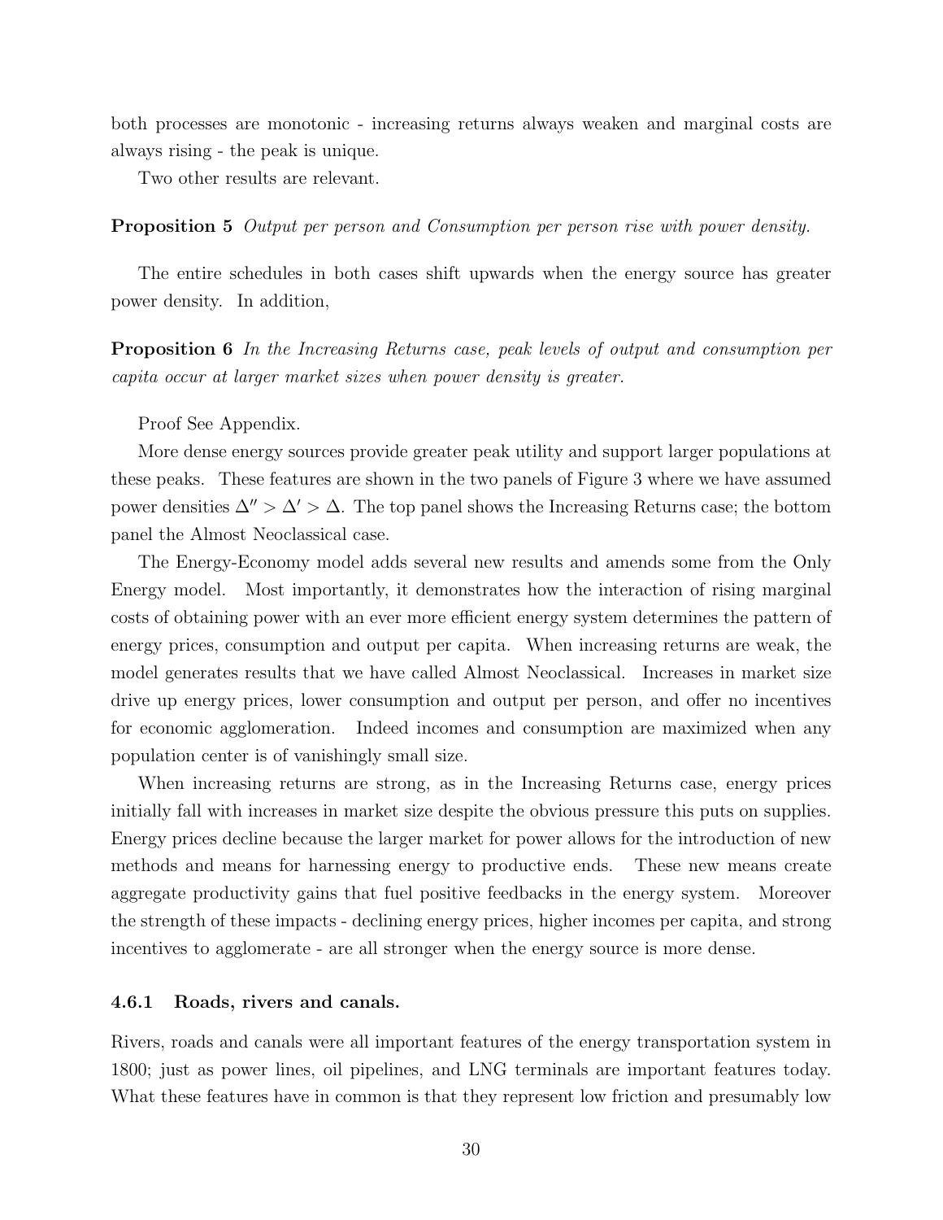both processes are monotonic - increasing returns always weaken and marginal costs are always rising - the peak is unique.

Two other results are relevant.

**Proposition 5** *Output per person and Consumption per person rise with power density.*

The entire schedules in both cases shift upwards when the energy source has greater power density. In addition,

**Proposition 6** *In the Increasing Returns case, peak levels of output and consumption per capita occur at larger market sizes when power density is greater.*

Proof See Appendix.

More dense energy sources provide greater peak utility and support larger populations at these peaks. These features are shown in the two panels of Figure 3 where we have assumed power densities $\Delta'' > \Delta' > \Delta$. The top panel shows the Increasing Returns case; the bottom panel the Almost Neoclassical case.

The Energy-Economy model adds several new results and amends some from the Only Energy model. Most importantly, it demonstrates how the interaction of rising marginal costs of obtaining power with an ever more efficient energy system determines the pattern of energy prices, consumption and output per capita. When increasing returns are weak, the model generates results that we have called Almost Neoclassical. Increases in market size drive up energy prices, lower consumption and output per person, and offer no incentives for economic agglomeration. Indeed incomes and consumption are maximized when any population center is of vanishingly small size.

When increasing returns are strong, as in the Increasing Returns case, energy prices initially fall with increases in market size despite the obvious pressure this puts on supplies. Energy prices decline because the larger market for power allows for the introduction of new methods and means for harnessing energy to productive ends. These new means create aggregate productivity gains that fuel positive feedbacks in the energy system. Moreover the strength of these impacts - declining energy prices, higher incomes per capita, and strong incentives to agglomerate - are all stronger when the energy source is more dense.

#### 4.6.1 Roads, rivers and canals.

Rivers, roads and canals were all important features of the energy transportation system in 1800; just as power lines, oil pipelines, and LNG terminals are important features today. What these features have in common is that they represent low friction and presumably low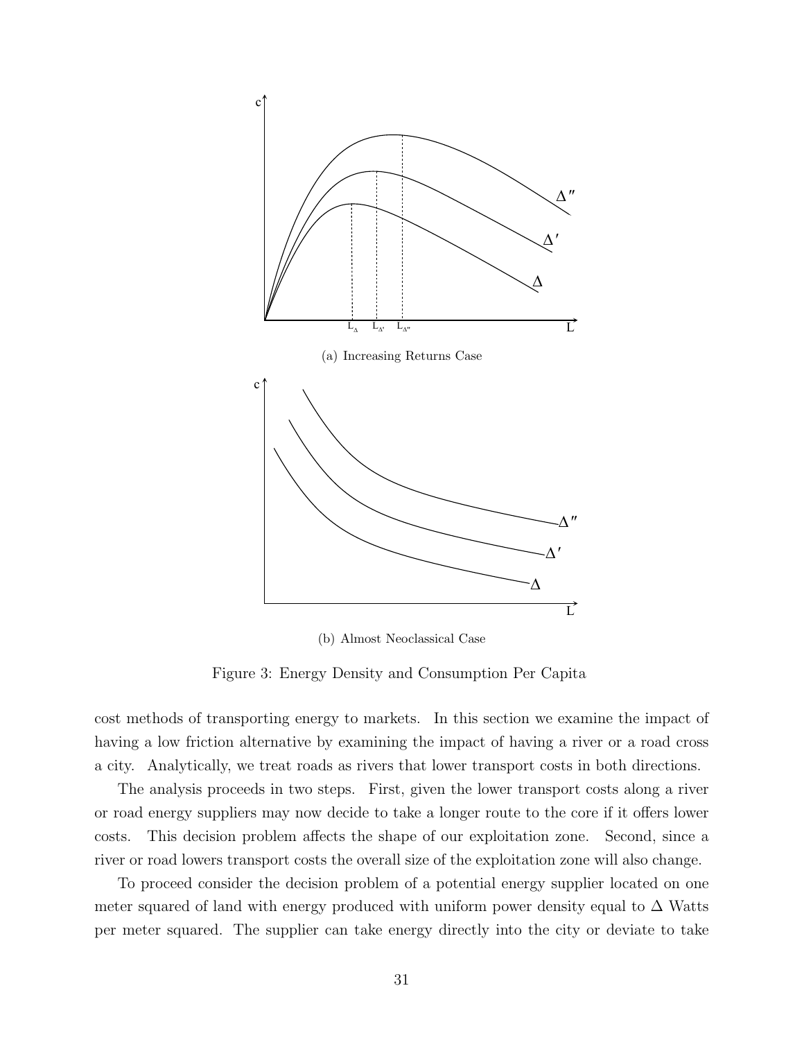(a) Increasing Returns Case

(b) Almost Neoclassical Case

Figure 3: Energy Density and Consumption Per Capita

cost methods of transporting energy to markets. In this section we examine the impact of having a low friction alternative by examining the impact of having a river or a road cross a city. Analytically, we treat roads as rivers that lower transport costs in both directions.

The analysis proceeds in two steps. First, given the lower transport costs along a river or road energy suppliers may now decide to take a longer route to the core if it offers lower costs. This decision problem affects the shape of our exploitation zone. Second, since a river or road lowers transport costs the overall size of the exploitation zone will also change.

To proceed consider the decision problem of a potential energy supplier located on one meter squared of land with energy produced with uniform power density equal to $\Delta$ Watts per meter squared. The supplier can take energy directly into the city or deviate to take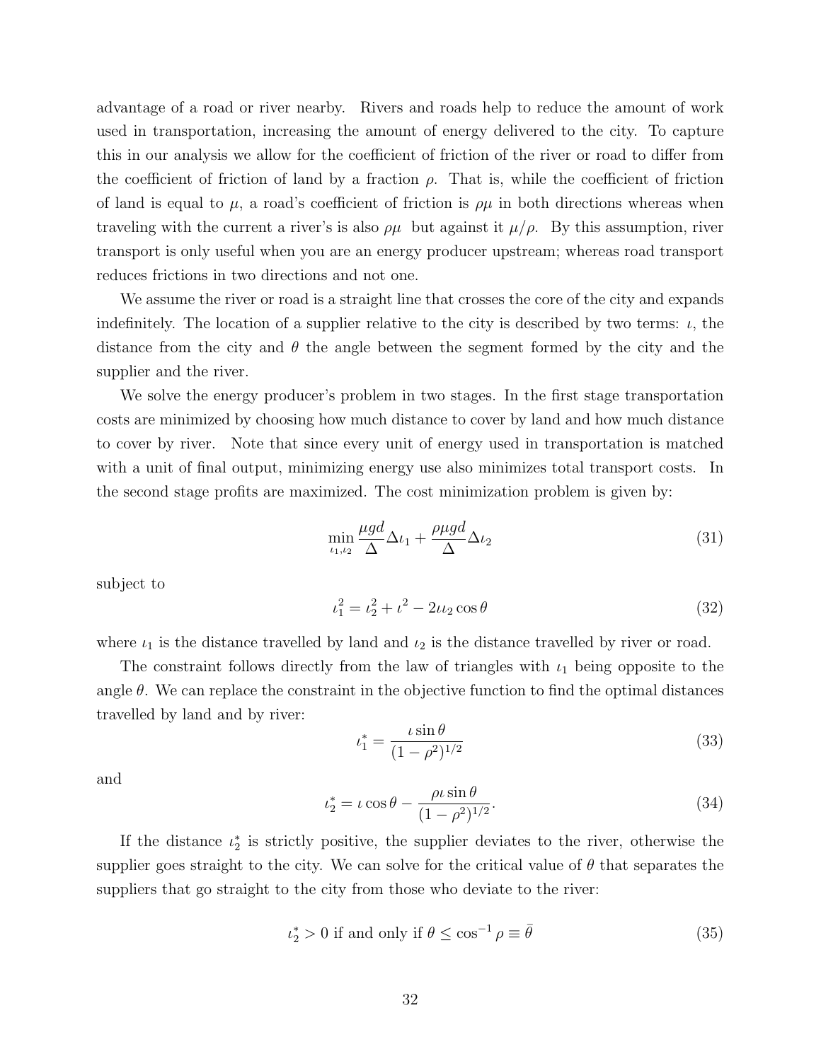advantage of a road or river nearby. Rivers and roads help to reduce the amount of work used in transportation, increasing the amount of energy delivered to the city. To capture this in our analysis we allow for the coefficient of friction of the river or road to differ from the coefficient of friction of land by a fraction $\rho$. That is, while the coefficient of friction of land is equal to $\mu$, a road's coefficient of friction is $\rho\mu$ in both directions whereas when traveling with the current a river's is also $\rho\mu$ but against it $\mu/\rho$. By this assumption, river transport is only useful when you are an energy producer upstream; whereas road transport reduces frictions in two directions and not one.

We assume the river or road is a straight line that crosses the core of the city and expands indefinitely. The location of a supplier relative to the city is described by two terms: $\iota$, the distance from the city and $\theta$ the angle between the segment formed by the city and the supplier and the river.

We solve the energy producer's problem in two stages. In the first stage transportation costs are minimized by choosing how much distance to cover by land and how much distance to cover by river. Note that since every unit of energy used in transportation is matched with a unit of final output, minimizing energy use also minimizes total transport costs. In the second stage profits are maximized. The cost minimization problem is given by:

$$\min_{\iota_1,\iota_2} \frac{\mu g d}{\Delta}\Delta\iota_1 + \frac{\rho\mu g d}{\Delta}\Delta\iota_2 \tag{31}$$

subject to

$$\iota_1^2 = \iota_2^2 + \iota^2 - 2\iota\iota_2\cos\theta \tag{32}$$

where $\iota_1$ is the distance travelled by land and $\iota_2$ is the distance travelled by river or road.

The constraint follows directly from the law of triangles with $\iota_1$ being opposite to the angle $\theta$. We can replace the constraint in the objective function to find the optimal distances travelled by land and by river:

$$\iota_1^* = \frac{\iota\sin\theta}{(1-\rho^2)^{1/2}} \tag{33}$$

and

$$\iota_2^* = \iota\cos\theta - \frac{\rho\iota\sin\theta}{(1-\rho^2)^{1/2}}. \tag{34}$$

If the distance $\iota_2^*$ is strictly positive, the supplier deviates to the river, otherwise the supplier goes straight to the city. We can solve for the critical value of $\theta$ that separates the suppliers that go straight to the city from those who deviate to the river:

$$\iota_2^* > 0 \text{ if and only if } \theta \leq \cos^{-1}\rho \equiv \bar{\theta} \tag{35}$$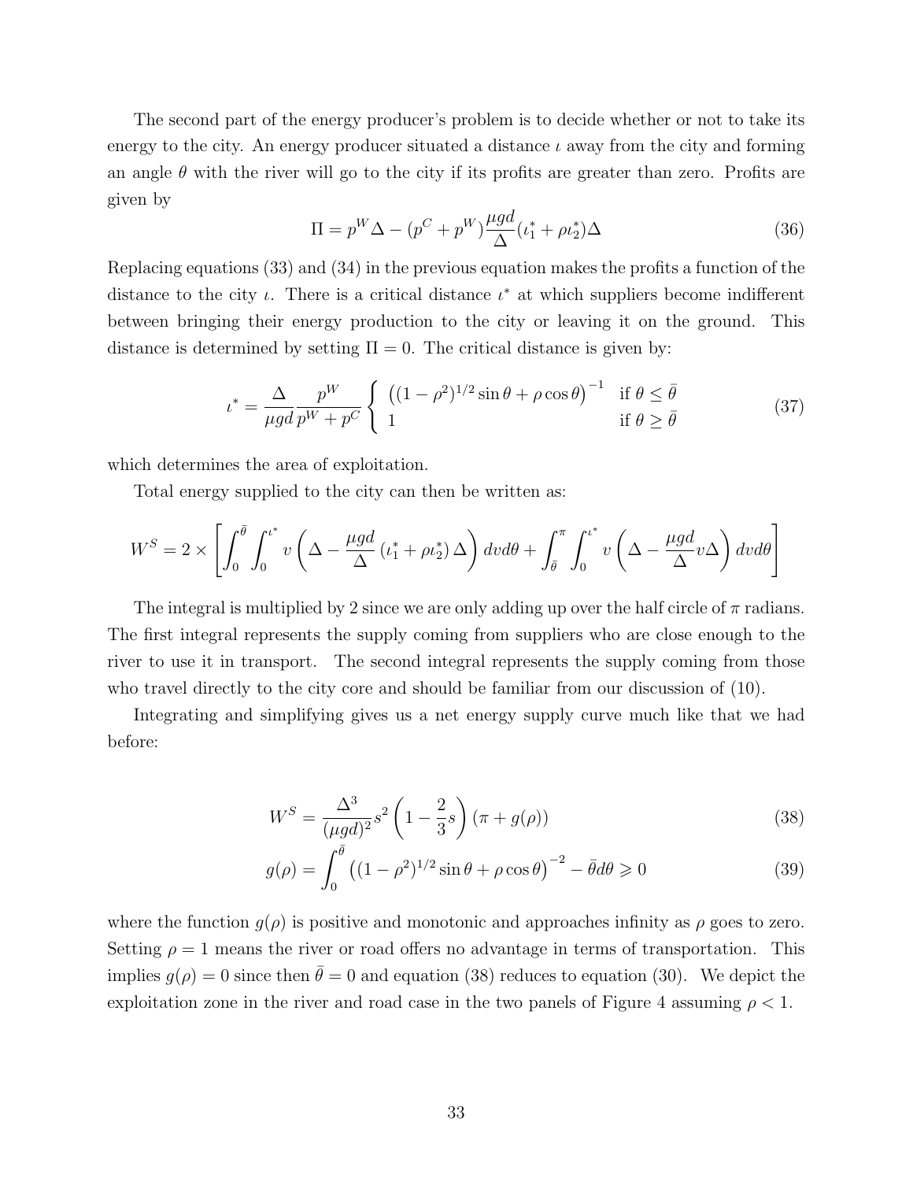The second part of the energy producer's problem is to decide whether or not to take its energy to the city. An energy producer situated a distance $\iota$ away from the city and forming an angle $\theta$ with the river will go to the city if its profits are greater than zero. Profits are given by

$$\Pi = p^W \Delta - (p^C + p^W)\frac{\mu g d}{\Delta}(\iota_1^* + \rho \iota_2^*)\Delta \tag{36}$$

Replacing equations (33) and (34) in the previous equation makes the profits a function of the distance to the city $\iota$. There is a critical distance $\iota^*$ at which suppliers become indifferent between bringing their energy production to the city or leaving it on the ground. This distance is determined by setting $\Pi = 0$. The critical distance is given by:

$$\iota^* = \frac{\Delta}{\mu g d}\frac{p^W}{p^W + p^C}\begin{cases} \left((1-\rho^2)^{1/2}\sin\theta + \rho\cos\theta\right)^{-1} & \text{if } \theta \leq \bar{\theta} \\ 1 & \text{if } \theta \geq \bar{\theta} \end{cases} \tag{37}$$

which determines the area of exploitation.

Total energy supplied to the city can then be written as:

$$W^S = 2 \times \left[\int_0^{\bar{\theta}}\int_0^{\iota^*} v\left(\Delta - \frac{\mu g d}{\Delta}\left(\iota_1^* + \rho \iota_2^*\right)\Delta\right) dv d\theta + \int_{\bar{\theta}}^{\pi}\int_0^{\iota^*} v\left(\Delta - \frac{\mu g d}{\Delta} v \Delta\right) dv d\theta\right]$$

The integral is multiplied by 2 since we are only adding up over the half circle of $\pi$ radians. The first integral represents the supply coming from suppliers who are close enough to the river to use it in transport. The second integral represents the supply coming from those who travel directly to the city core and should be familiar from our discussion of (10).

Integrating and simplifying gives us a net energy supply curve much like that we had before:

$$W^S = \frac{\Delta^3}{(\mu g d)^2}s^2\left(1 - \frac{2}{3}s\right)(\pi + g(\rho)) \tag{38}$$

$$g(\rho) = \int_0^{\bar{\theta}}\left((1-\rho^2)^{1/2}\sin\theta + \rho\cos\theta\right)^{-2} - \bar{\theta} d\theta \gtrless 0 \tag{39}$$

where the function $g(\rho)$ is positive and monotonic and approaches infinity as $\rho$ goes to zero. Setting $\rho = 1$ means the river or road offers no advantage in terms of transportation. This implies $g(\rho) = 0$ since then $\bar{\theta} = 0$ and equation (38) reduces to equation (30). We depict the exploitation zone in the river and road case in the two panels of Figure 4 assuming $\rho < 1$.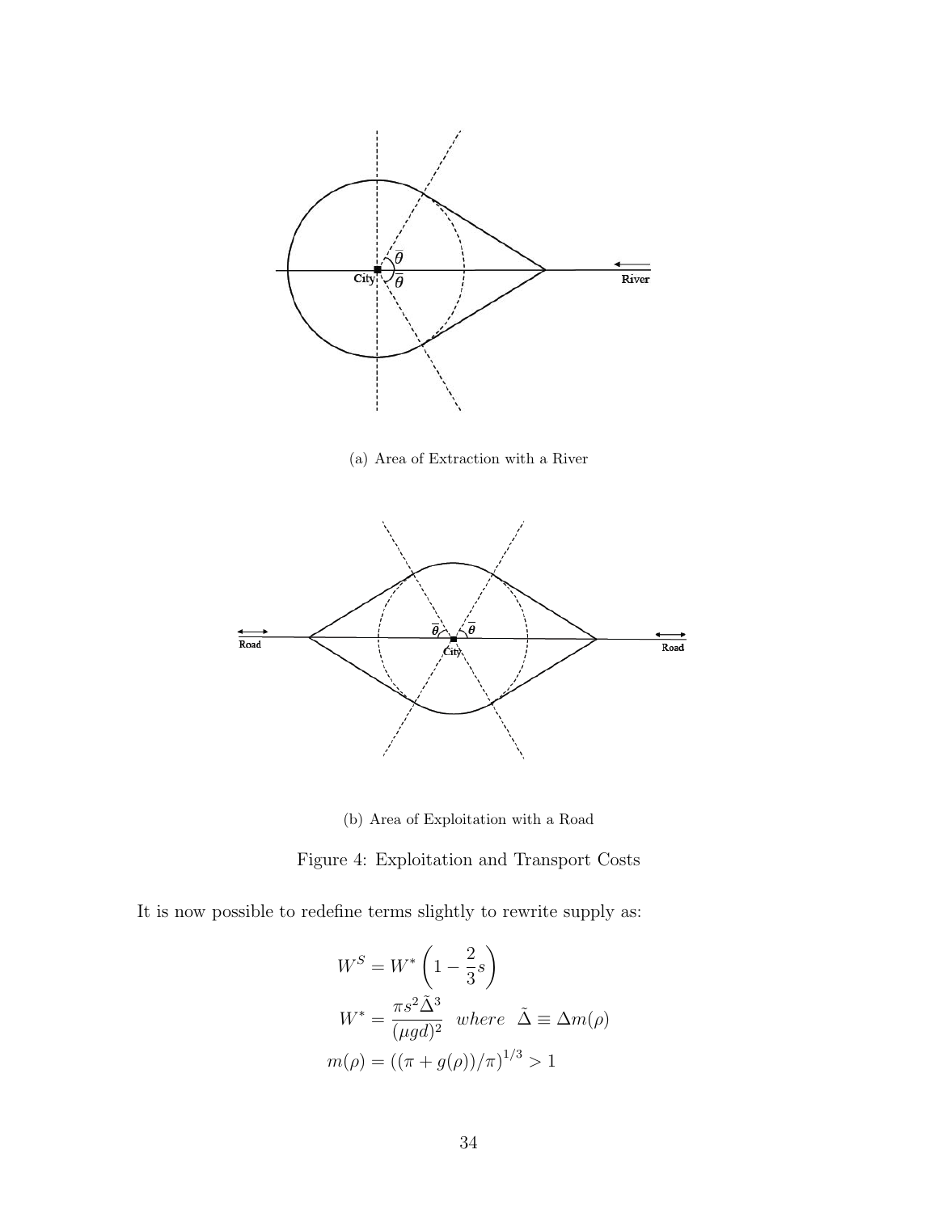(a) Area of Extraction with a River

(b) Area of Exploitation with a Road

Figure 4: Exploitation and Transport Costs

It is now possible to redefine terms slightly to rewrite supply as:

$$W^S = W^* \left(1 - \frac{2}{3}s\right)$$

$$W^* = \frac{\pi s^2 \tilde{\Delta}^3}{(\mu g d)^2} \quad where \quad \tilde{\Delta} \equiv \Delta m(\rho)$$

$$m(\rho) = ((\pi + g(\rho))/\pi)^{1/3} > 1$$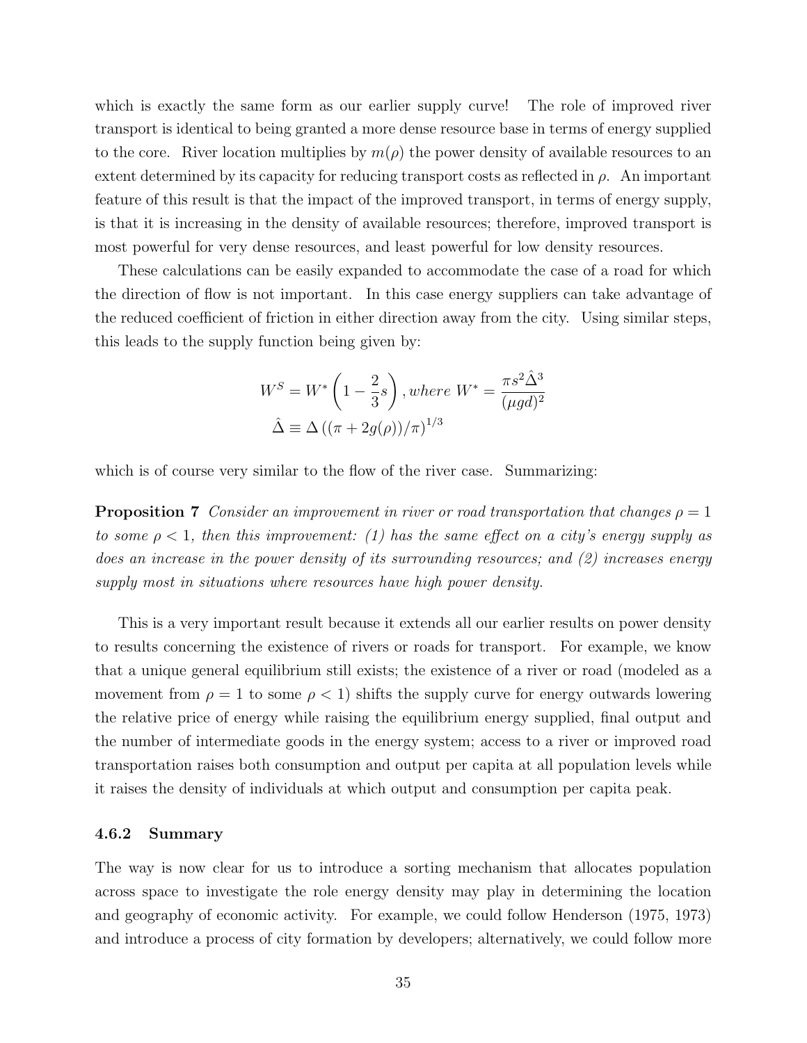which is exactly the same form as our earlier supply curve! The role of improved river transport is identical to being granted a more dense resource base in terms of energy supplied to the core. River location multiplies by $m(\rho)$ the power density of available resources to an extent determined by its capacity for reducing transport costs as reflected in $\rho$. An important feature of this result is that the impact of the improved transport, in terms of energy supply, is that it is increasing in the density of available resources; therefore, improved transport is most powerful for very dense resources, and least powerful for low density resources.

These calculations can be easily expanded to accommodate the case of a road for which the direction of flow is not important. In this case energy suppliers can take advantage of the reduced coefficient of friction in either direction away from the city. Using similar steps, this leads to the supply function being given by:

$$W^S = W^* \left(1 - \frac{2}{3}s\right), \textit{where } W^* = \frac{\pi s^2 \hat{\Delta}^3}{(\mu g d)^2}$$

$$\hat{\Delta} \equiv \Delta \left((\pi + 2g(\rho))/\pi\right)^{1/3}$$

which is of course very similar to the flow of the river case. Summarizing:

**Proposition 7** *Consider an improvement in river or road transportation that changes $\rho = 1$ to some $\rho < 1$, then this improvement: (1) has the same effect on a city's energy supply as does an increase in the power density of its surrounding resources; and (2) increases energy supply most in situations where resources have high power density.*

This is a very important result because it extends all our earlier results on power density to results concerning the existence of rivers or roads for transport. For example, we know that a unique general equilibrium still exists; the existence of a river or road (modeled as a movement from $\rho = 1$ to some $\rho < 1$) shifts the supply curve for energy outwards lowering the relative price of energy while raising the equilibrium energy supplied, final output and the number of intermediate goods in the energy system; access to a river or improved road transportation raises both consumption and output per capita at all population levels while it raises the density of individuals at which output and consumption per capita peak.

#### 4.6.2 Summary

The way is now clear for us to introduce a sorting mechanism that allocates population across space to investigate the role energy density may play in determining the location and geography of economic activity. For example, we could follow Henderson (1975, 1973) and introduce a process of city formation by developers; alternatively, we could follow more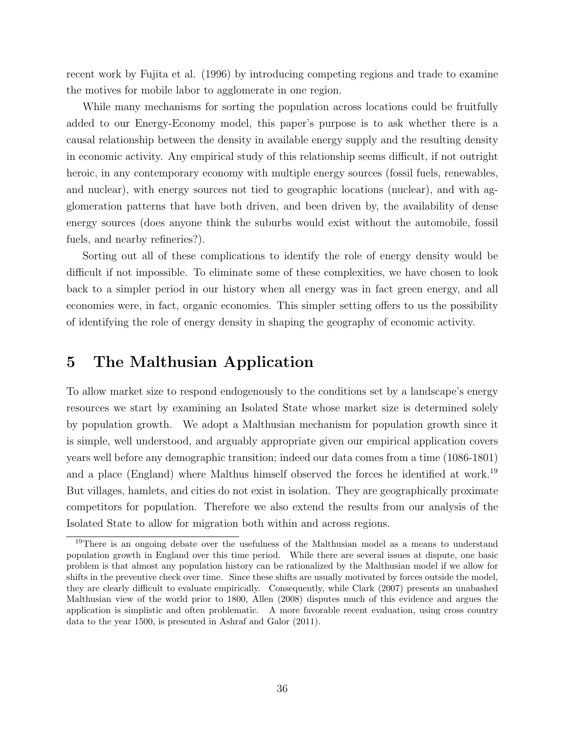recent work by Fujita et al. (1996) by introducing competing regions and trade to examine the motives for mobile labor to agglomerate in one region.

While many mechanisms for sorting the population across locations could be fruitfully added to our Energy-Economy model, this paper's purpose is to ask whether there is a causal relationship between the density in available energy supply and the resulting density in economic activity. Any empirical study of this relationship seems difficult, if not outright heroic, in any contemporary economy with multiple energy sources (fossil fuels, renewables, and nuclear), with energy sources not tied to geographic locations (nuclear), and with agglomeration patterns that have both driven, and been driven by, the availability of dense energy sources (does anyone think the suburbs would exist without the automobile, fossil fuels, and nearby refineries?).

Sorting out all of these complications to identify the role of energy density would be difficult if not impossible. To eliminate some of these complexities, we have chosen to look back to a simpler period in our history when all energy was in fact green energy, and all economies were, in fact, organic economies. This simpler setting offers to us the possibility of identifying the role of energy density in shaping the geography of economic activity.

# 5 The Malthusian Application

To allow market size to respond endogenously to the conditions set by a landscape's energy resources we start by examining an Isolated State whose market size is determined solely by population growth. We adopt a Malthusian mechanism for population growth since it is simple, well understood, and arguably appropriate given our empirical application covers years well before any demographic transition; indeed our data comes from a time (1086-1801) and a place (England) where Malthus himself observed the forces he identified at work.[19] But villages, hamlets, and cities do not exist in isolation. They are geographically proximate competitors for population. Therefore we also extend the results from our analysis of the Isolated State to allow for migration both within and across regions.

[19] There is an ongoing debate over the usefulness of the Malthusian model as a means to understand population growth in England over this time period. While there are several issues at dispute, one basic problem is that almost any population history can be rationalized by the Malthusian model if we allow for shifts in the preventive check over time. Since these shifts are usually motivated by forces outside the model, they are clearly difficult to evaluate empirically. Consequently, while Clark (2007) presents an unabashed Malthusian view of the world prior to 1800, Allen (2008) disputes much of this evidence and argues the application is simplistic and often problematic. A more favorable recent evaluation, using cross country data to the year 1500, is presented in Ashraf and Galor (2011).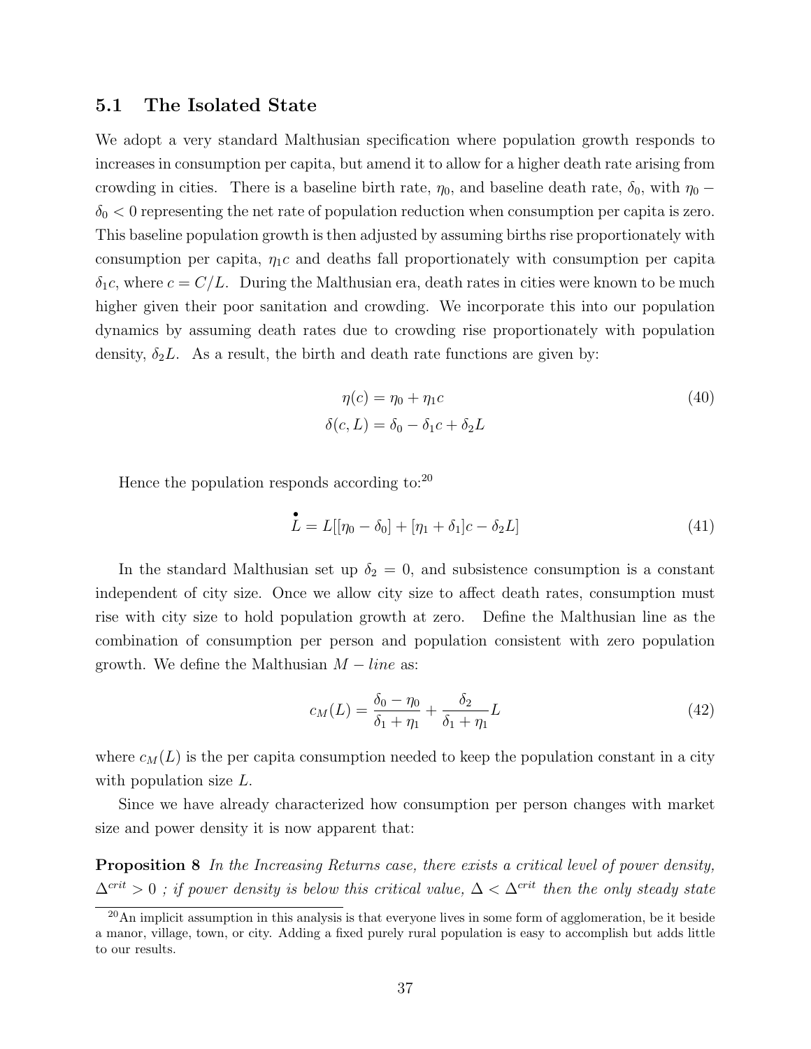### 5.1 The Isolated State

We adopt a very standard Malthusian specification where population growth responds to increases in consumption per capita, but amend it to allow for a higher death rate arising from crowding in cities. There is a baseline birth rate, $\eta_0$, and baseline death rate, $\delta_0$, with $\eta_0 - \delta_0 < 0$ representing the net rate of population reduction when consumption per capita is zero. This baseline population growth is then adjusted by assuming births rise proportionately with consumption per capita, $\eta_1 c$ and deaths fall proportionately with consumption per capita $\delta_1 c$, where $c = C/L$. During the Malthusian era, death rates in cities were known to be much higher given their poor sanitation and crowding. We incorporate this into our population dynamics by assuming death rates due to crowding rise proportionately with population density, $\delta_2 L$. As a result, the birth and death rate functions are given by:

$$
\begin{aligned}
\eta(c) &= \eta_0 + \eta_1 c \\
\delta(c, L) &= \delta_0 - \delta_1 c + \delta_2 L
\end{aligned}
\tag{40}
$$

Hence the population responds according to:[20]

$$
\dot{L} = L[[\eta_0 - \delta_0] + [\eta_1 + \delta_1]c - \delta_2 L] \tag{41}
$$

In the standard Malthusian set up $\delta_2 = 0$, and subsistence consumption is a constant independent of city size. Once we allow city size to affect death rates, consumption must rise with city size to hold population growth at zero. Define the Malthusian line as the combination of consumption per person and population consistent with zero population growth. We define the Malthusian $M-line$ as:

$$
c_M(L) = \frac{\delta_0 - \eta_0}{\delta_1 + \eta_1} + \frac{\delta_2}{\delta_1 + \eta_1} L \tag{42}
$$

where $c_M(L)$ is the per capita consumption needed to keep the population constant in a city with population size $L$.

Since we have already characterized how consumption per person changes with market size and power density it is now apparent that:

**Proposition 8** *In the Increasing Returns case, there exists a critical level of power density, $\Delta^{crit} > 0$ ; if power density is below this critical value, $\Delta < \Delta^{crit}$ then the only steady state*

[20] An implicit assumption in this analysis is that everyone lives in some form of agglomeration, be it beside a manor, village, town, or city. Adding a fixed purely rural population is easy to accomplish but adds little to our results.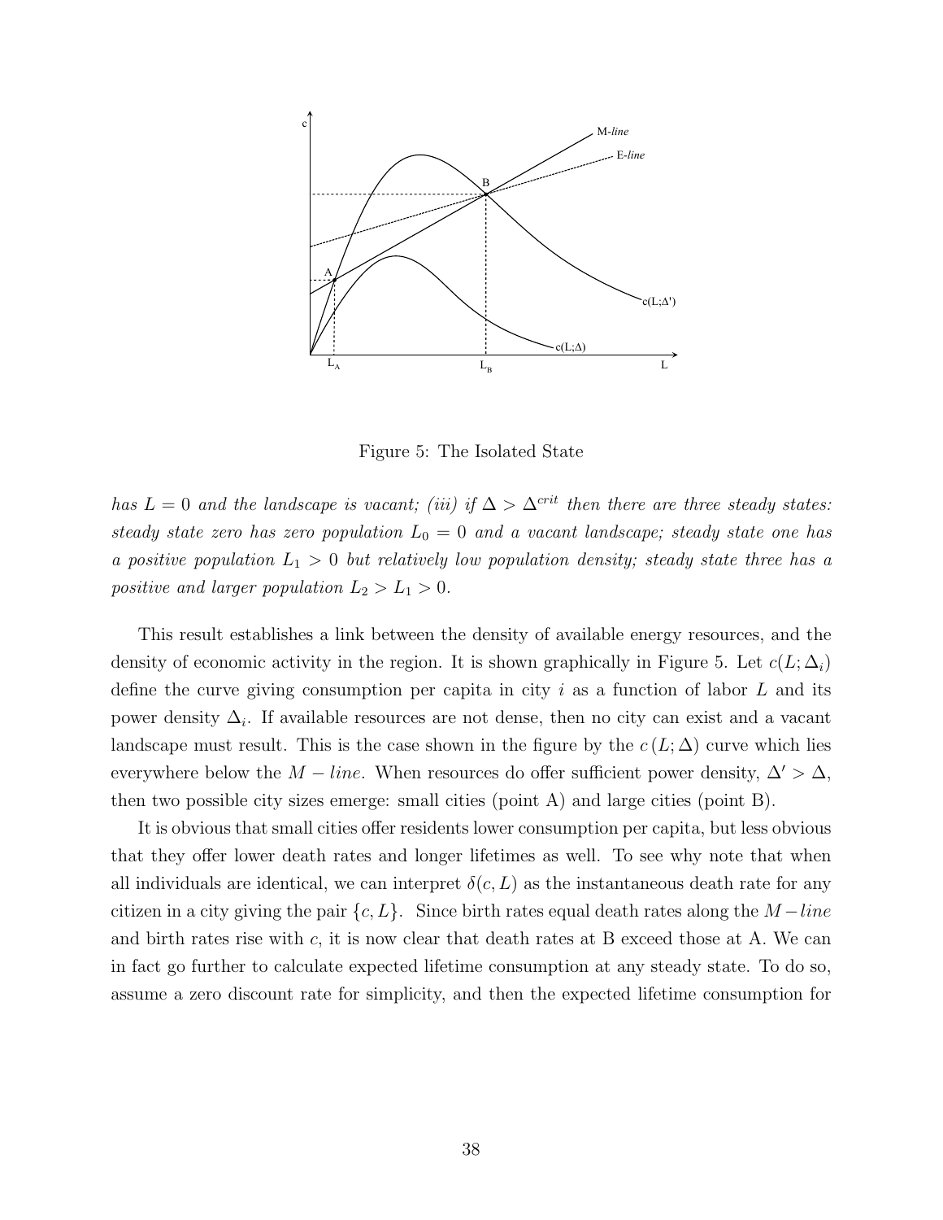Figure 5: The Isolated State

*has $L = 0$ and the landscape is vacant; (iii) if $\Delta > \Delta^{crit}$ then there are three steady states: steady state zero has zero population $L_0 = 0$ and a vacant landscape; steady state one has a positive population $L_1 > 0$ but relatively low population density; steady state three has a positive and larger population $L_2 > L_1 > 0$.*

This result establishes a link between the density of available energy resources, and the density of economic activity in the region. It is shown graphically in Figure 5. Let $c(L; \Delta_i)$ define the curve giving consumption per capita in city $i$ as a function of labor $L$ and its power density $\Delta_i$. If available resources are not dense, then no city can exist and a vacant landscape must result. This is the case shown in the figure by the $c(L; \Delta)$ curve which lies everywhere below the $M - line$. When resources do offer sufficient power density, $\Delta' > \Delta$, then two possible city sizes emerge: small cities (point A) and large cities (point B).

It is obvious that small cities offer residents lower consumption per capita, but less obvious that they offer lower death rates and longer lifetimes as well. To see why note that when all individuals are identical, we can interpret $\delta(c, L)$ as the instantaneous death rate for any citizen in a city giving the pair $\{c, L\}$. Since birth rates equal death rates along the $M - line$ and birth rates rise with $c$, it is now clear that death rates at B exceed those at A. We can in fact go further to calculate expected lifetime consumption at any steady state. To do so, assume a zero discount rate for simplicity, and then the expected lifetime consumption for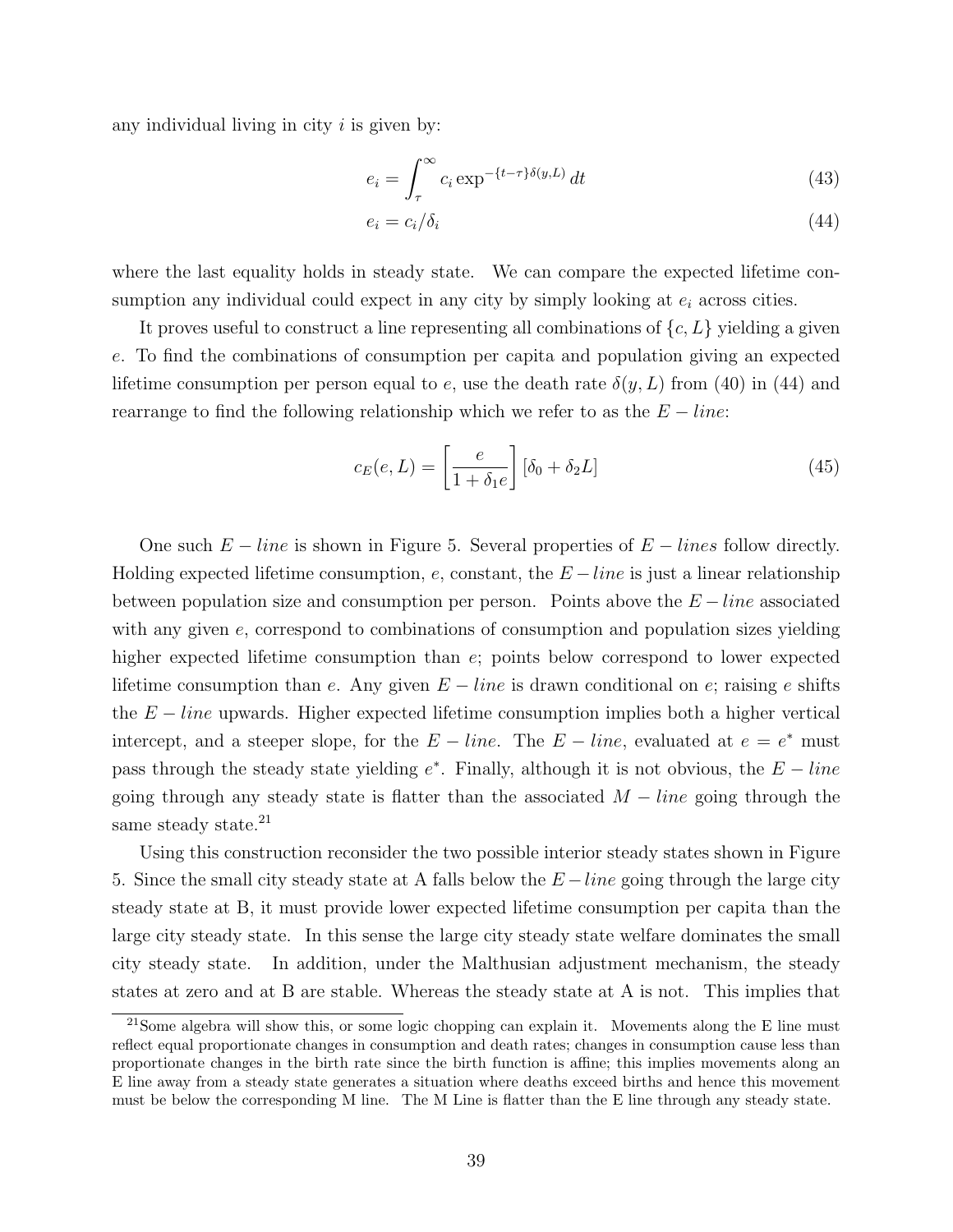any individual living in city $i$ is given by:

$$e_i = \int_{\tau}^{\infty} c_i \exp^{-\{t-\tau\}\delta(y,L)} \, dt \tag{43}$$

$$e_i = c_i/\delta_i \tag{44}$$

where the last equality holds in steady state. We can compare the expected lifetime consumption any individual could expect in any city by simply looking at $e_i$ across cities.

It proves useful to construct a line representing all combinations of $\{c, L\}$ yielding a given $e$. To find the combinations of consumption per capita and population giving an expected lifetime consumption per person equal to $e$, use the death rate $\delta(y, L)$ from (40) in (44) and rearrange to find the following relationship which we refer to as the $E - line$:

$$c_E(e, L) = \left[\frac{e}{1 + \delta_1 e}\right] [\delta_0 + \delta_2 L] \tag{45}$$

One such $E - line$ is shown in Figure 5. Several properties of $E - lines$ follow directly. Holding expected lifetime consumption, $e$, constant, the $E - line$ is just a linear relationship between population size and consumption per person. Points above the $E - line$ associated with any given $e$, correspond to combinations of consumption and population sizes yielding higher expected lifetime consumption than $e$; points below correspond to lower expected lifetime consumption than $e$. Any given $E - line$ is drawn conditional on $e$; raising $e$ shifts the $E - line$ upwards. Higher expected lifetime consumption implies both a higher vertical intercept, and a steeper slope, for the $E - line$. The $E - line$, evaluated at $e = e^*$ must pass through the steady state yielding $e^*$. Finally, although it is not obvious, the $E - line$ going through any steady state is flatter than the associated $M - line$ going through the same steady state.[21]

Using this construction reconsider the two possible interior steady states shown in Figure 5. Since the small city steady state at A falls below the $E - line$ going through the large city steady state at B, it must provide lower expected lifetime consumption per capita than the large city steady state. In this sense the large city steady state welfare dominates the small city steady state. In addition, under the Malthusian adjustment mechanism, the steady states at zero and at B are stable. Whereas the steady state at A is not. This implies that

[21] Some algebra will show this, or some logic chopping can explain it. Movements along the E line must reflect equal proportionate changes in consumption and death rates; changes in consumption cause less than proportionate changes in the birth rate since the birth function is affine; this implies movements along an E line away from a steady state generates a situation where deaths exceed births and hence this movement must be below the corresponding M line. The M Line is flatter than the E line through any steady state.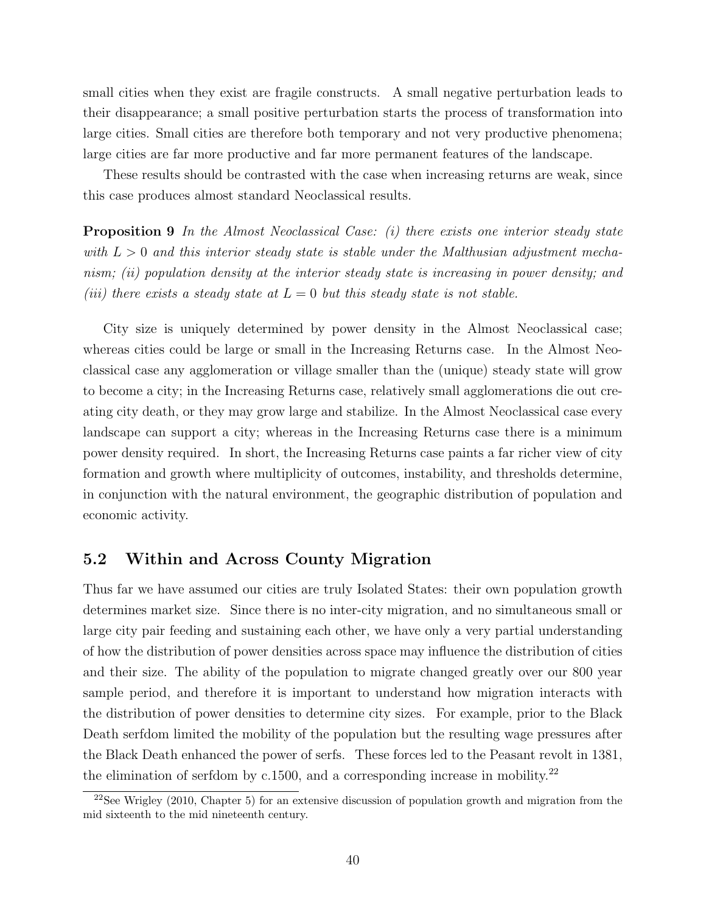small cities when they exist are fragile constructs. A small negative perturbation leads to their disappearance; a small positive perturbation starts the process of transformation into large cities. Small cities are therefore both temporary and not very productive phenomena; large cities are far more productive and far more permanent features of the landscape.

These results should be contrasted with the case when increasing returns are weak, since this case produces almost standard Neoclassical results.

**Proposition 9** *In the Almost Neoclassical Case: (i) there exists one interior steady state with $L > 0$ and this interior steady state is stable under the Malthusian adjustment mechanism; (ii) population density at the interior steady state is increasing in power density; and (iii) there exists a steady state at $L = 0$ but this steady state is not stable.*

City size is uniquely determined by power density in the Almost Neoclassical case; whereas cities could be large or small in the Increasing Returns case. In the Almost Neoclassical case any agglomeration or village smaller than the (unique) steady state will grow to become a city; in the Increasing Returns case, relatively small agglomerations die out creating city death, or they may grow large and stabilize. In the Almost Neoclassical case every landscape can support a city; whereas in the Increasing Returns case there is a minimum power density required. In short, the Increasing Returns case paints a far richer view of city formation and growth where multiplicity of outcomes, instability, and thresholds determine, in conjunction with the natural environment, the geographic distribution of population and economic activity.

## 5.2 Within and Across County Migration

Thus far we have assumed our cities are truly Isolated States: their own population growth determines market size. Since there is no inter-city migration, and no simultaneous small or large city pair feeding and sustaining each other, we have only a very partial understanding of how the distribution of power densities across space may influence the distribution of cities and their size. The ability of the population to migrate changed greatly over our 800 year sample period, and therefore it is important to understand how migration interacts with the distribution of power densities to determine city sizes. For example, prior to the Black Death serfdom limited the mobility of the population but the resulting wage pressures after the Black Death enhanced the power of serfs. These forces led to the Peasant revolt in 1381, the elimination of serfdom by c.1500, and a corresponding increase in mobility.[22]

[22] See Wrigley (2010, Chapter 5) for an extensive discussion of population growth and migration from the mid sixteenth to the mid nineteenth century.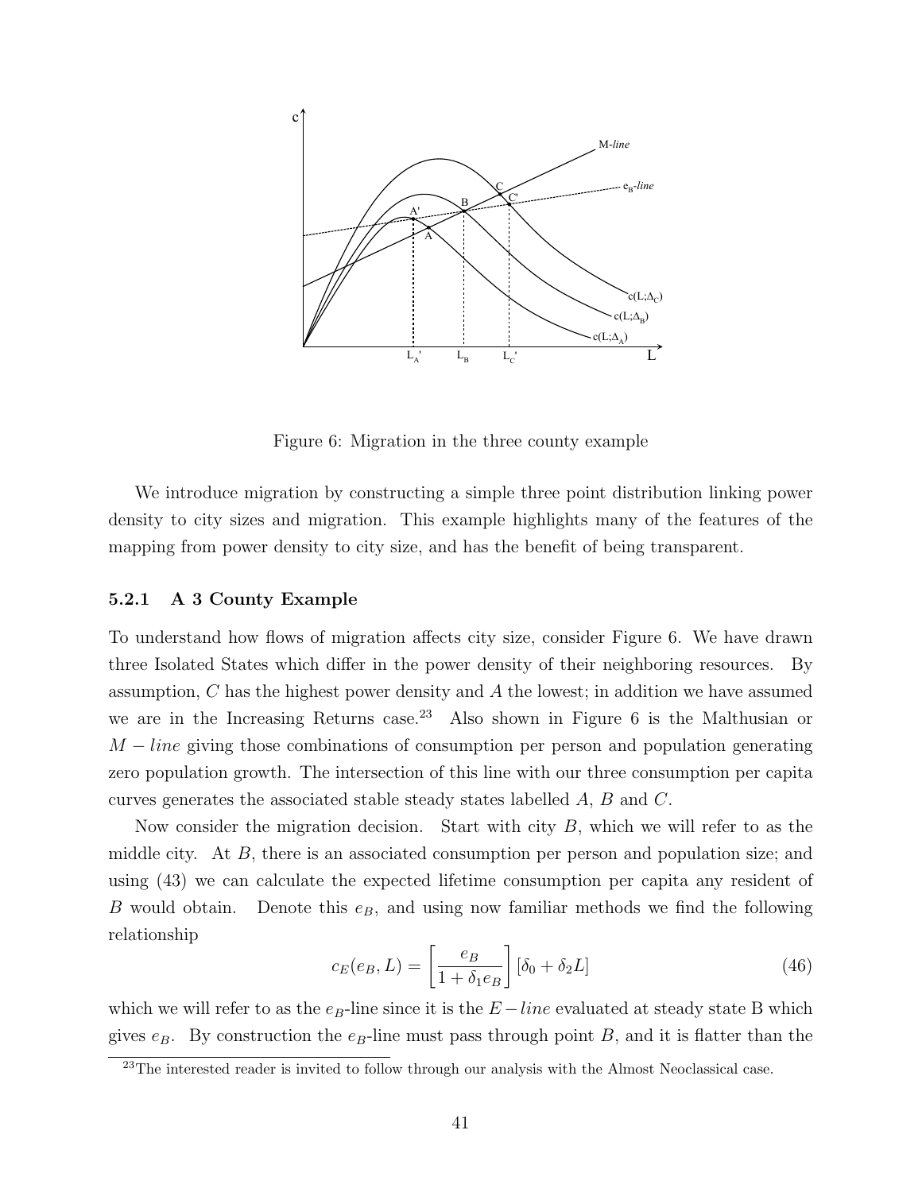Figure 6: Migration in the three county example

We introduce migration by constructing a simple three point distribution linking power density to city sizes and migration. This example highlights many of the features of the mapping from power density to city size, and has the benefit of being transparent.

#### 5.2.1 A 3 County Example

To understand how flows of migration affects city size, consider Figure 6. We have drawn three Isolated States which differ in the power density of their neighboring resources. By assumption, $C$ has the highest power density and $A$ the lowest; in addition we have assumed we are in the Increasing Returns case.[23] Also shown in Figure 6 is the Malthusian or $M-line$ giving those combinations of consumption per person and population generating zero population growth. The intersection of this line with our three consumption per capita curves generates the associated stable steady states labelled $A$, $B$ and $C$.

Now consider the migration decision. Start with city $B$, which we will refer to as the middle city. At $B$, there is an associated consumption per person and population size; and using (43) we can calculate the expected lifetime consumption per capita any resident of $B$ would obtain. Denote this $e_B$, and using now familiar methods we find the following relationship

$$c_E(e_B, L) = \left[\frac{e_B}{1+\delta_1 e_B}\right][\delta_0 + \delta_2 L] \tag{46}$$

which we will refer to as the $e_B$-line since it is the $E-line$ evaluated at steady state B which gives $e_B$. By construction the $e_B$-line must pass through point $B$, and it is flatter than the

[23] The interested reader is invited to follow through our analysis with the Almost Neoclassical case.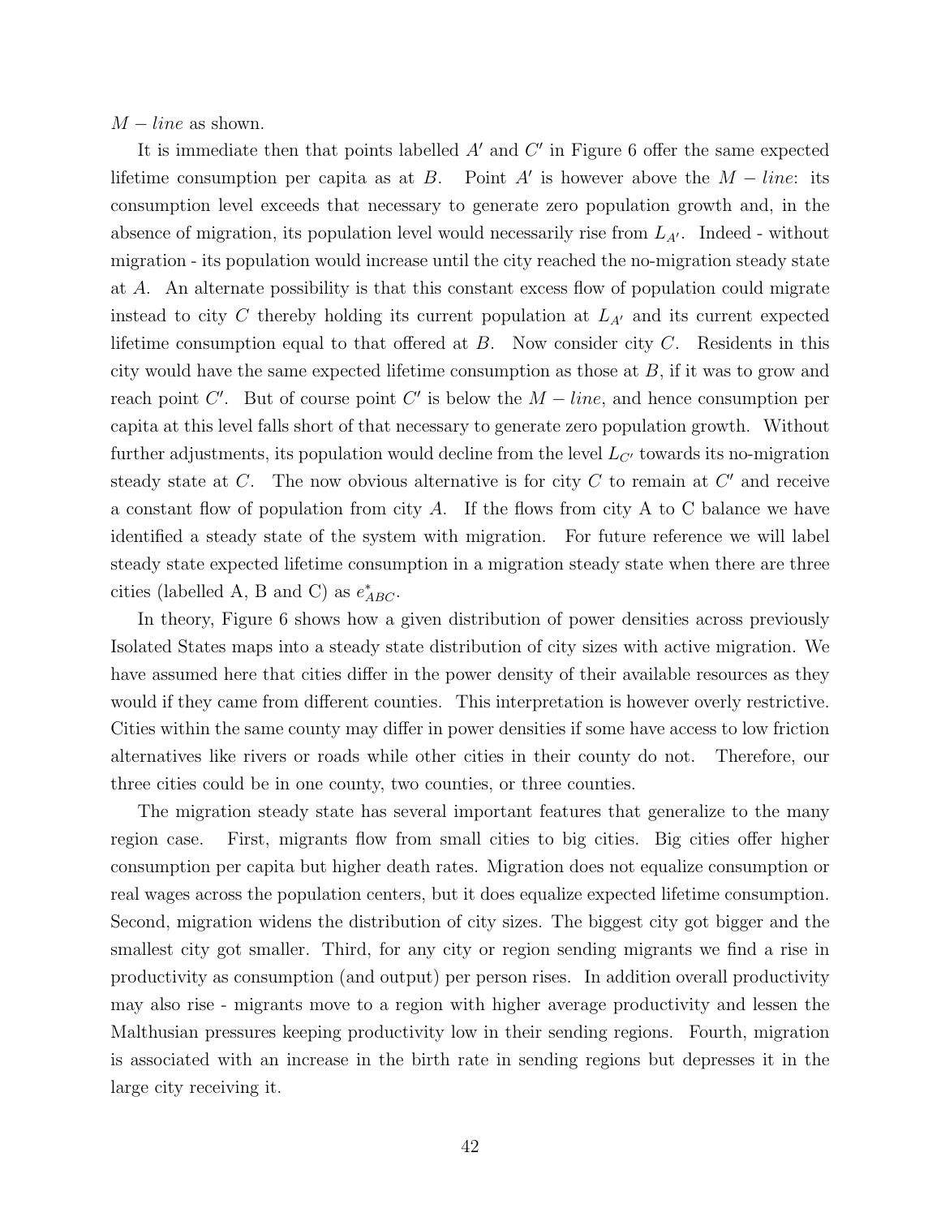$M - line$ as shown.

It is immediate then that points labelled $A'$ and $C'$ in Figure 6 offer the same expected lifetime consumption per capita as at $B$. Point $A'$ is however above the $M - line$: its consumption level exceeds that necessary to generate zero population growth and, in the absence of migration, its population level would necessarily rise from $L_{A'}$. Indeed - without migration - its population would increase until the city reached the no-migration steady state at $A$. An alternate possibility is that this constant excess flow of population could migrate instead to city $C$ thereby holding its current population at $L_{A'}$ and its current expected lifetime consumption equal to that offered at $B$. Now consider city $C$. Residents in this city would have the same expected lifetime consumption as those at $B$, if it was to grow and reach point $C'$. But of course point $C'$ is below the $M - line$, and hence consumption per capita at this level falls short of that necessary to generate zero population growth. Without further adjustments, its population would decline from the level $L_{C'}$ towards its no-migration steady state at $C$. The now obvious alternative is for city $C$ to remain at $C'$ and receive a constant flow of population from city $A$. If the flows from city A to C balance we have identified a steady state of the system with migration. For future reference we will label steady state expected lifetime consumption in a migration steady state when there are three cities (labelled A, B and C) as $e^*_{ABC}$.

In theory, Figure 6 shows how a given distribution of power densities across previously Isolated States maps into a steady state distribution of city sizes with active migration. We have assumed here that cities differ in the power density of their available resources as they would if they came from different counties. This interpretation is however overly restrictive. Cities within the same county may differ in power densities if some have access to low friction alternatives like rivers or roads while other cities in their county do not. Therefore, our three cities could be in one county, two counties, or three counties.

The migration steady state has several important features that generalize to the many region case. First, migrants flow from small cities to big cities. Big cities offer higher consumption per capita but higher death rates. Migration does not equalize consumption or real wages across the population centers, but it does equalize expected lifetime consumption. Second, migration widens the distribution of city sizes. The biggest city got bigger and the smallest city got smaller. Third, for any city or region sending migrants we find a rise in productivity as consumption (and output) per person rises. In addition overall productivity may also rise - migrants move to a region with higher average productivity and lessen the Malthusian pressures keeping productivity low in their sending regions. Fourth, migration is associated with an increase in the birth rate in sending regions but depresses it in the large city receiving it.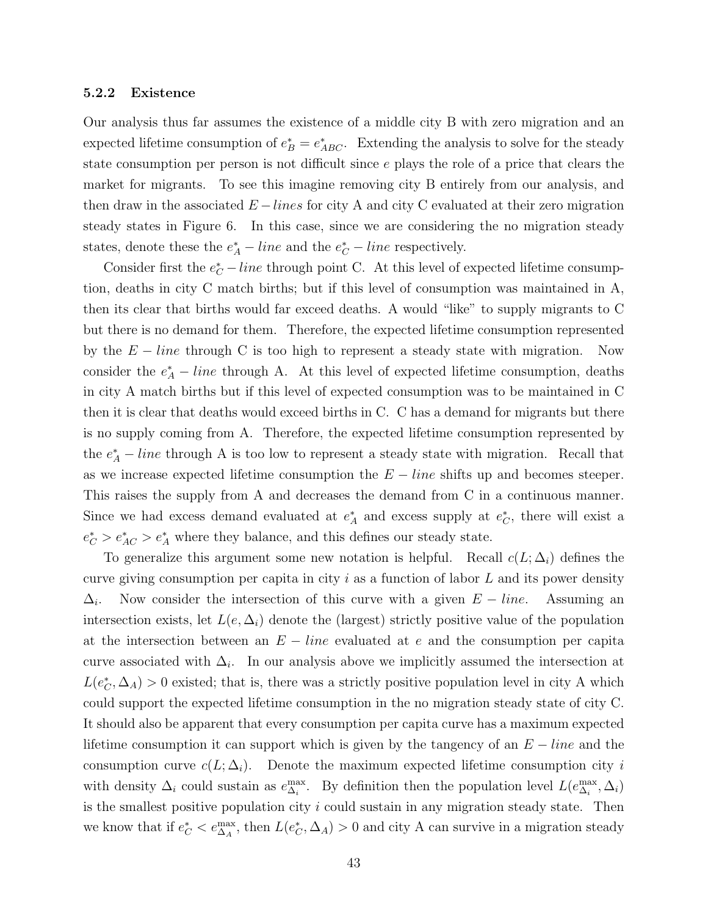### 5.2.2 Existence

Our analysis thus far assumes the existence of a middle city B with zero migration and an expected lifetime consumption of $e_B^* = e_{ABC}^*$. Extending the analysis to solve for the steady state consumption per person is not difficult since $e$ plays the role of a price that clears the market for migrants. To see this imagine removing city B entirely from our analysis, and then draw in the associated $E-lines$ for city A and city C evaluated at their zero migration steady states in Figure 6. In this case, since we are considering the no migration steady states, denote these the $e_A^* - line$ and the $e_C^* - line$ respectively.

Consider first the $e_C^* - line$ through point C. At this level of expected lifetime consumption, deaths in city C match births; but if this level of consumption was maintained in A, then its clear that births would far exceed deaths. A would "like" to supply migrants to C but there is no demand for them. Therefore, the expected lifetime consumption represented by the $E - line$ through C is too high to represent a steady state with migration. Now consider the $e_A^* - line$ through A. At this level of expected lifetime consumption, deaths in city A match births but if this level of expected consumption was to be maintained in C then it is clear that deaths would exceed births in C. C has a demand for migrants but there is no supply coming from A. Therefore, the expected lifetime consumption represented by the $e_A^* - line$ through A is too low to represent a steady state with migration. Recall that as we increase expected lifetime consumption the $E - line$ shifts up and becomes steeper. This raises the supply from A and decreases the demand from C in a continuous manner. Since we had excess demand evaluated at $e_A^*$ and excess supply at $e_C^*$, there will exist a $e_C^* > e_{AC}^* > e_A^*$ where they balance, and this defines our steady state.

To generalize this argument some new notation is helpful. Recall $c(L; \Delta_i)$ defines the curve giving consumption per capita in city $i$ as a function of labor $L$ and its power density $\Delta_i$. Now consider the intersection of this curve with a given $E - line$. Assuming an intersection exists, let $L(e, \Delta_i)$ denote the (largest) strictly positive value of the population at the intersection between an $E - line$ evaluated at $e$ and the consumption per capita curve associated with $\Delta_i$. In our analysis above we implicitly assumed the intersection at $L(e_C^*, \Delta_A) > 0$ existed; that is, there was a strictly positive population level in city A which could support the expected lifetime consumption in the no migration steady state of city C. It should also be apparent that every consumption per capita curve has a maximum expected lifetime consumption it can support which is given by the tangency of an $E - line$ and the consumption curve $c(L; \Delta_i)$. Denote the maximum expected lifetime consumption city $i$ with density $\Delta_i$ could sustain as $e_{\Delta_i}^{\max}$. By definition then the population level $L(e_{\Delta_i}^{\max}, \Delta_i)$ is the smallest positive population city $i$ could sustain in any migration steady state. Then we know that if $e_C^* < e_{\Delta_A}^{\max}$, then $L(e_C^*, \Delta_A) > 0$ and city A can survive in a migration steady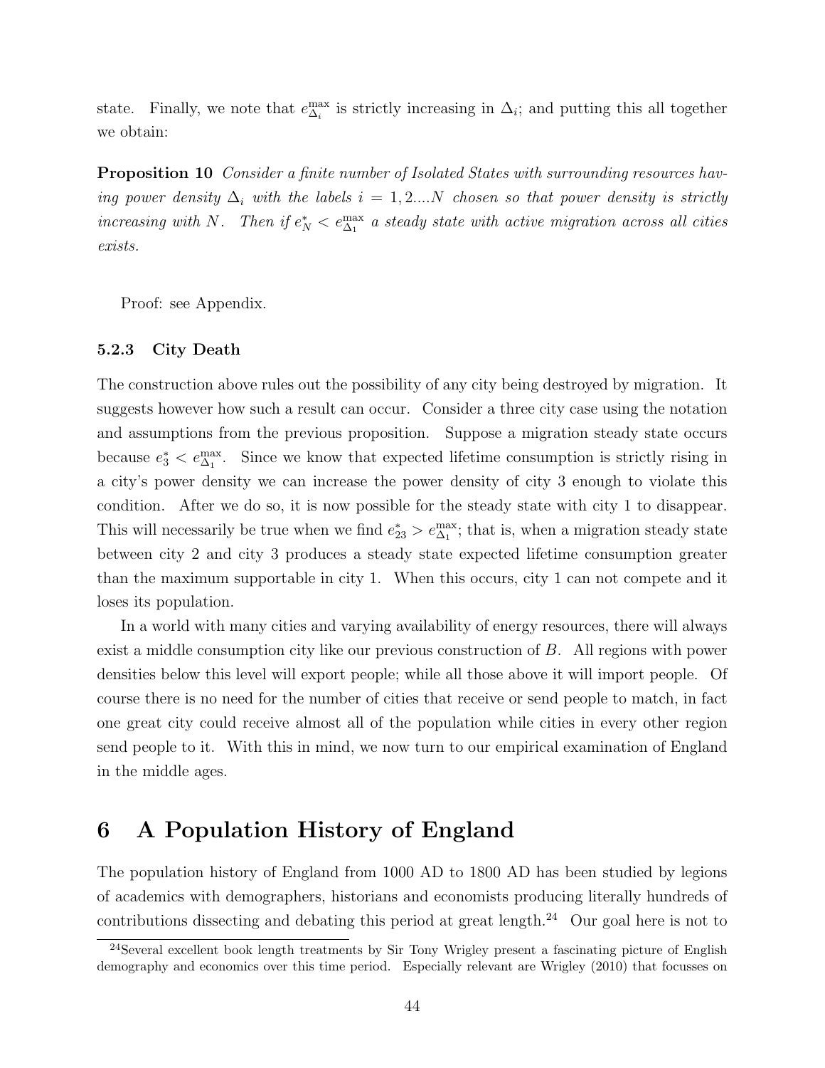state. Finally, we note that $e^{\max}_{\Delta_i}$ is strictly increasing in $\Delta_i$; and putting this all together we obtain:

**Proposition 10** *Consider a finite number of Isolated States with surrounding resources having power density $\Delta_i$ with the labels $i = 1, 2....N$ chosen so that power density is strictly increasing with $N$. Then if $e^*_N < e^{\max}_{\Delta_1}$ a steady state with active migration across all cities exists.*

Proof: see Appendix.

### 5.2.3 City Death

The construction above rules out the possibility of any city being destroyed by migration. It suggests however how such a result can occur. Consider a three city case using the notation and assumptions from the previous proposition. Suppose a migration steady state occurs because $e^*_3 < e^{\max}_{\Delta_1}$. Since we know that expected lifetime consumption is strictly rising in a city's power density we can increase the power density of city 3 enough to violate this condition. After we do so, it is now possible for the steady state with city 1 to disappear. This will necessarily be true when we find $e^*_{23} > e^{\max}_{\Delta_1}$; that is, when a migration steady state between city 2 and city 3 produces a steady state expected lifetime consumption greater than the maximum supportable in city 1. When this occurs, city 1 can not compete and it loses its population.

In a world with many cities and varying availability of energy resources, there will always exist a middle consumption city like our previous construction of $B$. All regions with power densities below this level will export people; while all those above it will import people. Of course there is no need for the number of cities that receive or send people to match, in fact one great city could receive almost all of the population while cities in every other region send people to it. With this in mind, we now turn to our empirical examination of England in the middle ages.

# 6 A Population History of England

The population history of England from 1000 AD to 1800 AD has been studied by legions of academics with demographers, historians and economists producing literally hundreds of contributions dissecting and debating this period at great length.[24] Our goal here is not to

[24] Several excellent book length treatments by Sir Tony Wrigley present a fascinating picture of English demography and economics over this time period. Especially relevant are Wrigley (2010) that focusses on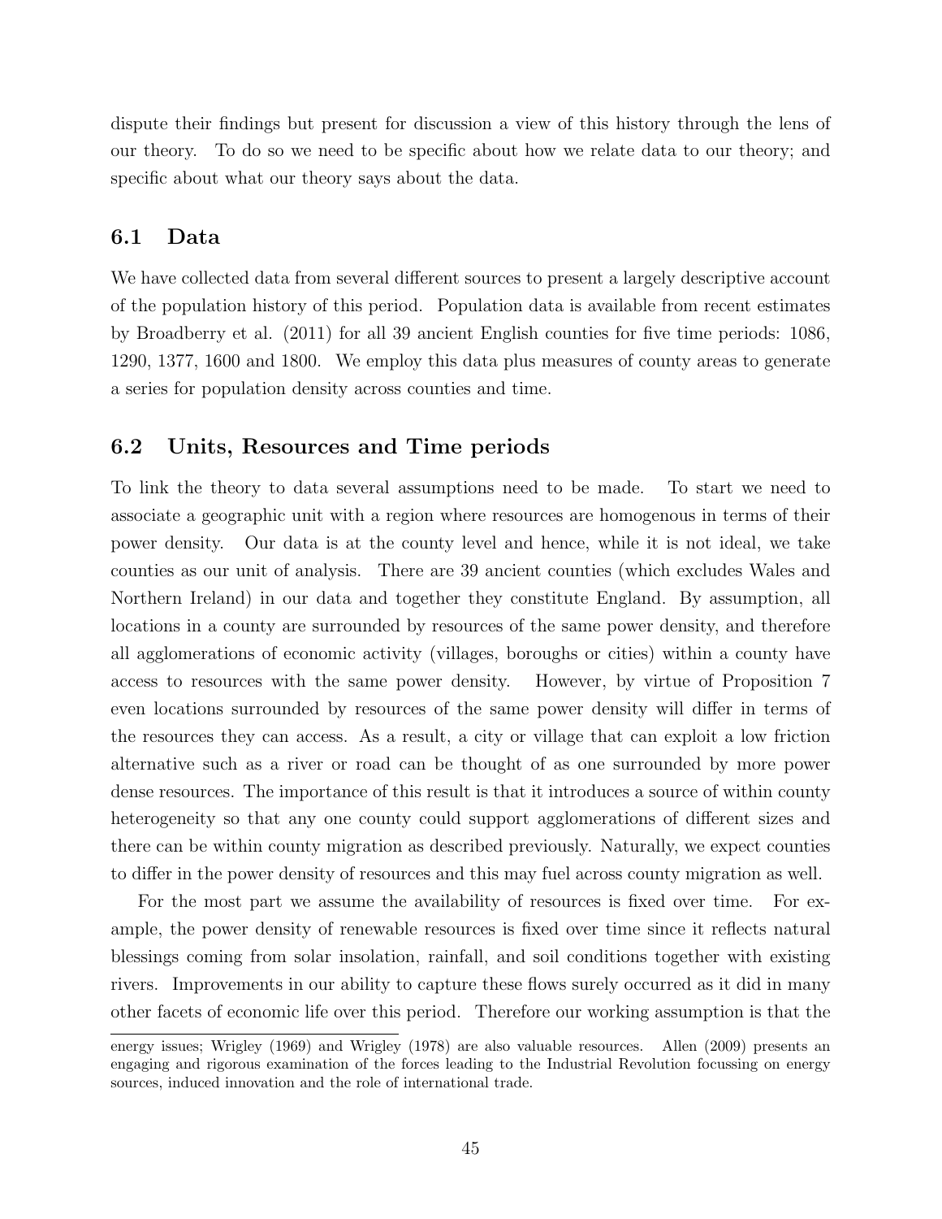dispute their findings but present for discussion a view of this history through the lens of our theory. To do so we need to be specific about how we relate data to our theory; and specific about what our theory says about the data.

## 6.1 Data

We have collected data from several different sources to present a largely descriptive account of the population history of this period. Population data is available from recent estimates by Broadberry et al. (2011) for all 39 ancient English counties for five time periods: 1086, 1290, 1377, 1600 and 1800. We employ this data plus measures of county areas to generate a series for population density across counties and time.

## 6.2 Units, Resources and Time periods

To link the theory to data several assumptions need to be made. To start we need to associate a geographic unit with a region where resources are homogenous in terms of their power density. Our data is at the county level and hence, while it is not ideal, we take counties as our unit of analysis. There are 39 ancient counties (which excludes Wales and Northern Ireland) in our data and together they constitute England. By assumption, all locations in a county are surrounded by resources of the same power density, and therefore all agglomerations of economic activity (villages, boroughs or cities) within a county have access to resources with the same power density. However, by virtue of Proposition 7 even locations surrounded by resources of the same power density will differ in terms of the resources they can access. As a result, a city or village that can exploit a low friction alternative such as a river or road can be thought of as one surrounded by more power dense resources. The importance of this result is that it introduces a source of within county heterogeneity so that any one county could support agglomerations of different sizes and there can be within county migration as described previously. Naturally, we expect counties to differ in the power density of resources and this may fuel across county migration as well.

For the most part we assume the availability of resources is fixed over time. For example, the power density of renewable resources is fixed over time since it reflects natural blessings coming from solar insolation, rainfall, and soil conditions together with existing rivers. Improvements in our ability to capture these flows surely occurred as it did in many other facets of economic life over this period. Therefore our working assumption is that the

energy issues; Wrigley (1969) and Wrigley (1978) are also valuable resources. Allen (2009) presents an engaging and rigorous examination of the forces leading to the Industrial Revolution focussing on energy sources, induced innovation and the role of international trade.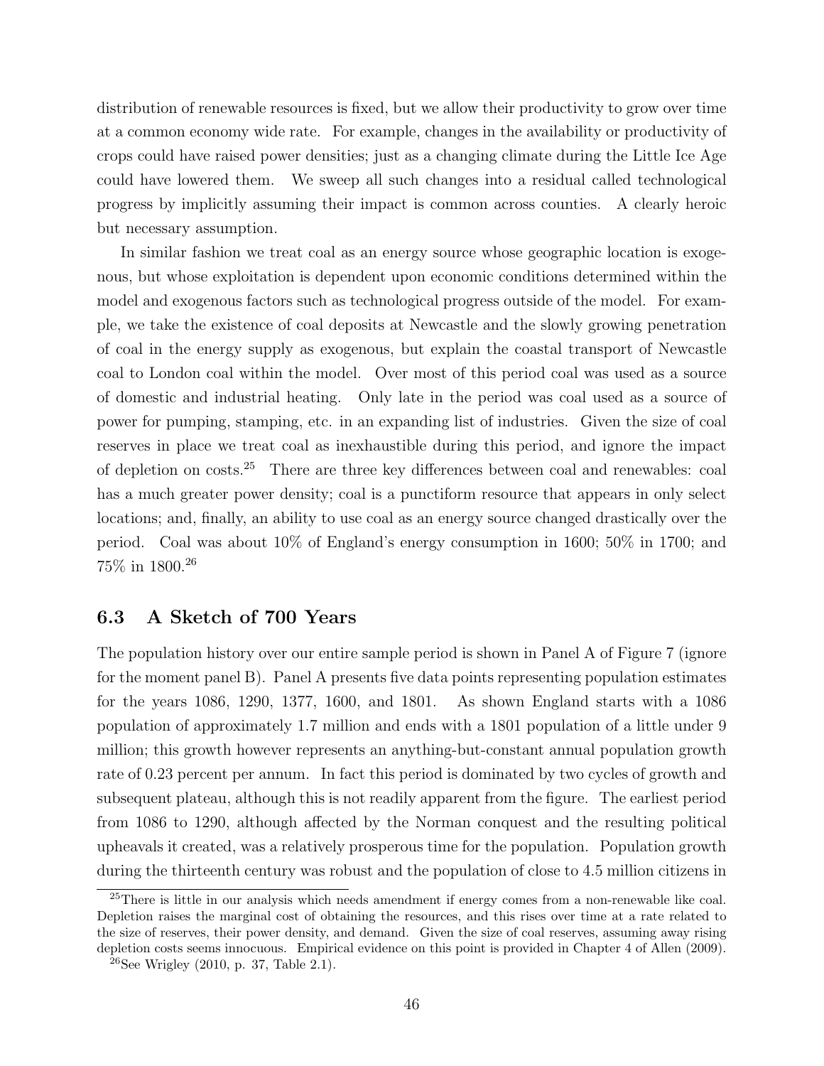distribution of renewable resources is fixed, but we allow their productivity to grow over time at a common economy wide rate. For example, changes in the availability or productivity of crops could have raised power densities; just as a changing climate during the Little Ice Age could have lowered them. We sweep all such changes into a residual called technological progress by implicitly assuming their impact is common across counties. A clearly heroic but necessary assumption.

In similar fashion we treat coal as an energy source whose geographic location is exogenous, but whose exploitation is dependent upon economic conditions determined within the model and exogenous factors such as technological progress outside of the model. For example, we take the existence of coal deposits at Newcastle and the slowly growing penetration of coal in the energy supply as exogenous, but explain the coastal transport of Newcastle coal to London coal within the model. Over most of this period coal was used as a source of domestic and industrial heating. Only late in the period was coal used as a source of power for pumping, stamping, etc. in an expanding list of industries. Given the size of coal reserves in place we treat coal as inexhaustible during this period, and ignore the impact of depletion on costs.[25] There are three key differences between coal and renewables: coal has a much greater power density; coal is a punctiform resource that appears in only select locations; and, finally, an ability to use coal as an energy source changed drastically over the period. Coal was about 10% of England's energy consumption in 1600; 50% in 1700; and 75% in 1800.[26]

### 6.3 A Sketch of 700 Years

The population history over our entire sample period is shown in Panel A of Figure 7 (ignore for the moment panel B). Panel A presents five data points representing population estimates for the years 1086, 1290, 1377, 1600, and 1801. As shown England starts with a 1086 population of approximately 1.7 million and ends with a 1801 population of a little under 9 million; this growth however represents an anything-but-constant annual population growth rate of 0.23 percent per annum. In fact this period is dominated by two cycles of growth and subsequent plateau, although this is not readily apparent from the figure. The earliest period from 1086 to 1290, although affected by the Norman conquest and the resulting political upheavals it created, was a relatively prosperous time for the population. Population growth during the thirteenth century was robust and the population of close to 4.5 million citizens in

[25] There is little in our analysis which needs amendment if energy comes from a non-renewable like coal. Depletion raises the marginal cost of obtaining the resources, and this rises over time at a rate related to the size of reserves, their power density, and demand. Given the size of coal reserves, assuming away rising depletion costs seems innocuous. Empirical evidence on this point is provided in Chapter 4 of Allen (2009).

[26] See Wrigley (2010, p. 37, Table 2.1).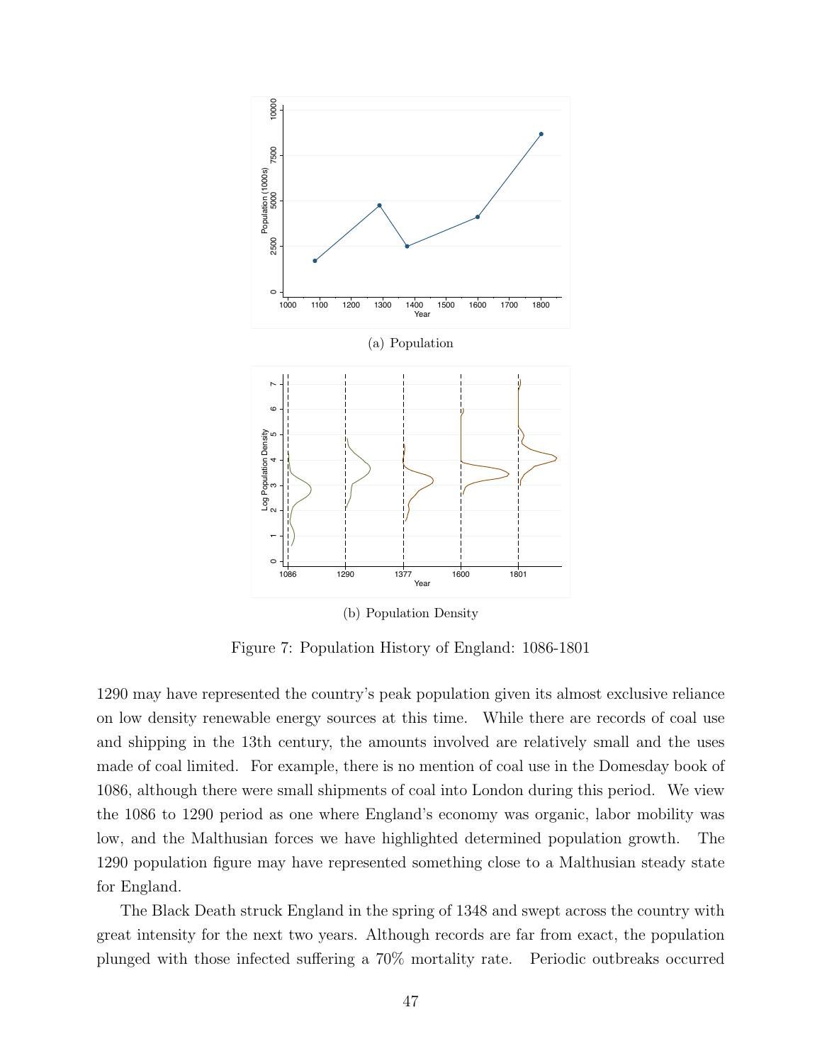(a) Population

(b) Population Density

Figure 7: Population History of England: 1086-1801

1290 may have represented the country's peak population given its almost exclusive reliance on low density renewable energy sources at this time. While there are records of coal use and shipping in the 13th century, the amounts involved are relatively small and the uses made of coal limited. For example, there is no mention of coal use in the Domesday book of 1086, although there were small shipments of coal into London during this period. We view the 1086 to 1290 period as one where England's economy was organic, labor mobility was low, and the Malthusian forces we have highlighted determined population growth. The 1290 population figure may have represented something close to a Malthusian steady state for England.

The Black Death struck England in the spring of 1348 and swept across the country with great intensity for the next two years. Although records are far from exact, the population plunged with those infected suffering a 70% mortality rate. Periodic outbreaks occurred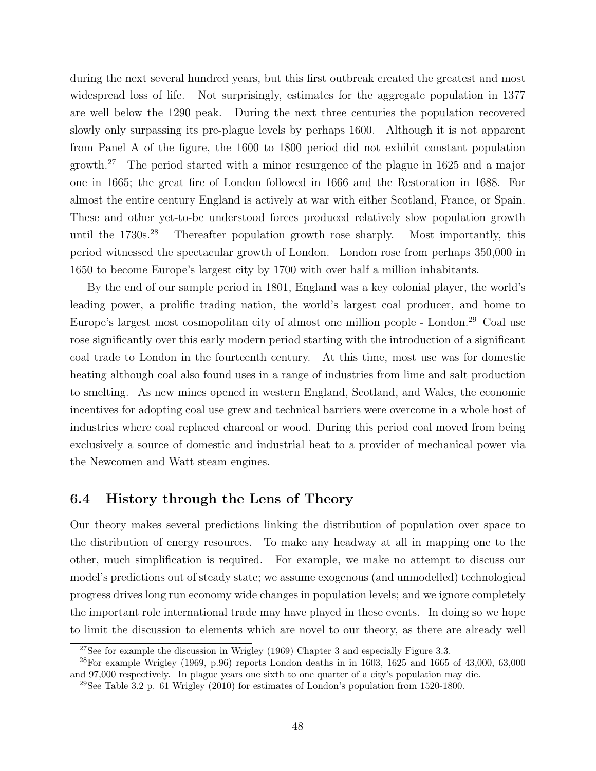during the next several hundred years, but this first outbreak created the greatest and most widespread loss of life. Not surprisingly, estimates for the aggregate population in 1377 are well below the 1290 peak. During the next three centuries the population recovered slowly only surpassing its pre-plague levels by perhaps 1600. Although it is not apparent from Panel A of the figure, the 1600 to 1800 period did not exhibit constant population growth.[27] The period started with a minor resurgence of the plague in 1625 and a major one in 1665; the great fire of London followed in 1666 and the Restoration in 1688. For almost the entire century England is actively at war with either Scotland, France, or Spain. These and other yet-to-be understood forces produced relatively slow population growth until the 1730s.[28] Thereafter population growth rose sharply. Most importantly, this period witnessed the spectacular growth of London. London rose from perhaps 350,000 in 1650 to become Europe's largest city by 1700 with over half a million inhabitants.

By the end of our sample period in 1801, England was a key colonial player, the world's leading power, a prolific trading nation, the world's largest coal producer, and home to Europe's largest most cosmopolitan city of almost one million people - London.[29] Coal use rose significantly over this early modern period starting with the introduction of a significant coal trade to London in the fourteenth century. At this time, most use was for domestic heating although coal also found uses in a range of industries from lime and salt production to smelting. As new mines opened in western England, Scotland, and Wales, the economic incentives for adopting coal use grew and technical barriers were overcome in a whole host of industries where coal replaced charcoal or wood. During this period coal moved from being exclusively a source of domestic and industrial heat to a provider of mechanical power via the Newcomen and Watt steam engines.

### 6.4 History through the Lens of Theory

Our theory makes several predictions linking the distribution of population over space to the distribution of energy resources. To make any headway at all in mapping one to the other, much simplification is required. For example, we make no attempt to discuss our model's predictions out of steady state; we assume exogenous (and unmodelled) technological progress drives long run economy wide changes in population levels; and we ignore completely the important role international trade may have played in these events. In doing so we hope to limit the discussion to elements which are novel to our theory, as there are already well

[27] See for example the discussion in Wrigley (1969) Chapter 3 and especially Figure 3.3.

[28] For example Wrigley (1969, p.96) reports London deaths in in 1603, 1625 and 1665 of 43,000, 63,000 and 97,000 respectively. In plague years one sixth to one quarter of a city's population may die.

[29] See Table 3.2 p. 61 Wrigley (2010) for estimates of London's population from 1520-1800.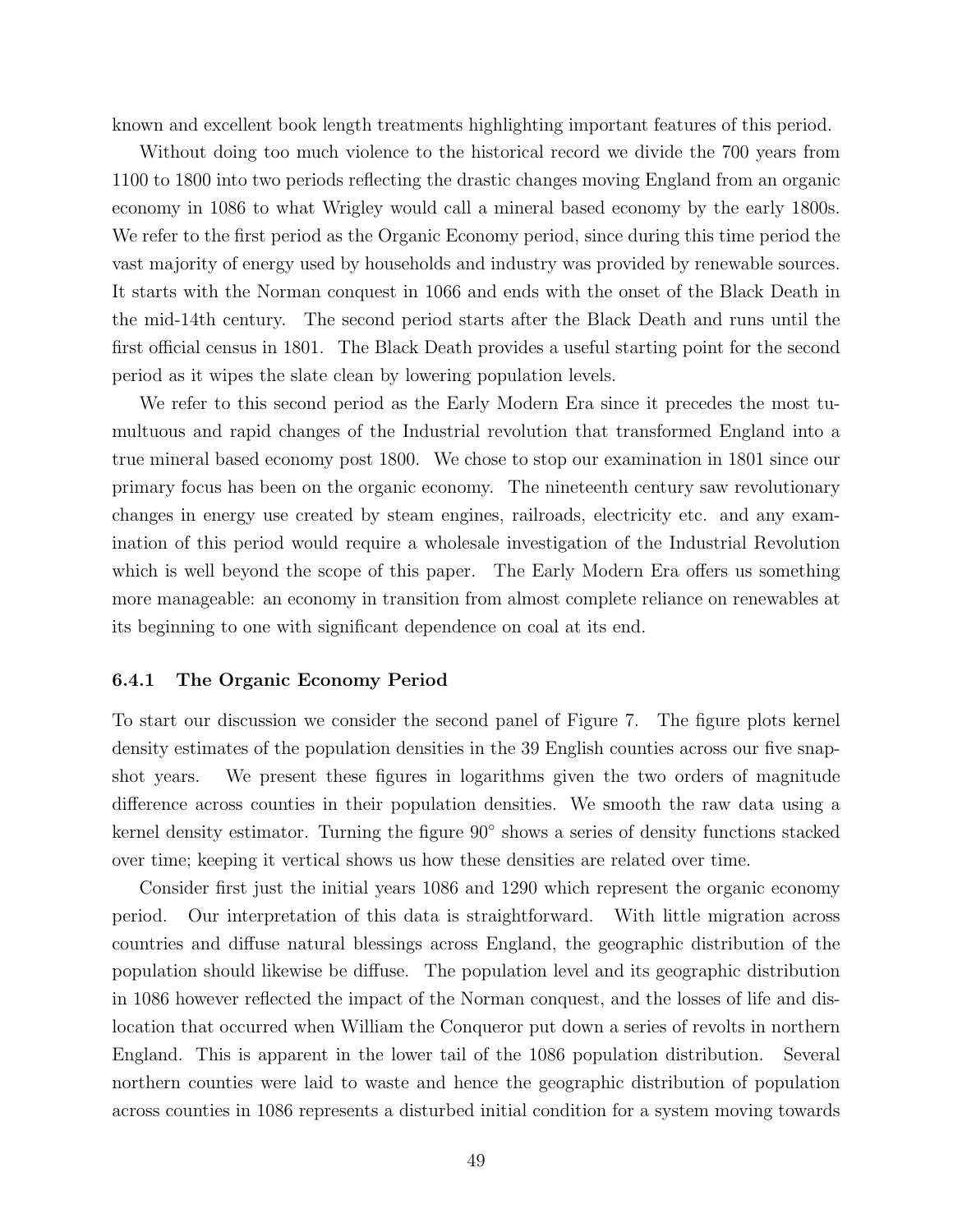known and excellent book length treatments highlighting important features of this period.

Without doing too much violence to the historical record we divide the 700 years from 1100 to 1800 into two periods reflecting the drastic changes moving England from an organic economy in 1086 to what Wrigley would call a mineral based economy by the early 1800s. We refer to the first period as the Organic Economy period, since during this time period the vast majority of energy used by households and industry was provided by renewable sources. It starts with the Norman conquest in 1066 and ends with the onset of the Black Death in the mid-14th century. The second period starts after the Black Death and runs until the first official census in 1801. The Black Death provides a useful starting point for the second period as it wipes the slate clean by lowering population levels.

We refer to this second period as the Early Modern Era since it precedes the most tumultuous and rapid changes of the Industrial revolution that transformed England into a true mineral based economy post 1800. We chose to stop our examination in 1801 since our primary focus has been on the organic economy. The nineteenth century saw revolutionary changes in energy use created by steam engines, railroads, electricity etc. and any examination of this period would require a wholesale investigation of the Industrial Revolution which is well beyond the scope of this paper. The Early Modern Era offers us something more manageable: an economy in transition from almost complete reliance on renewables at its beginning to one with significant dependence on coal at its end.

### 6.4.1 The Organic Economy Period

To start our discussion we consider the second panel of Figure 7. The figure plots kernel density estimates of the population densities in the 39 English counties across our five snapshot years. We present these figures in logarithms given the two orders of magnitude difference across counties in their population densities. We smooth the raw data using a kernel density estimator. Turning the figure 90° shows a series of density functions stacked over time; keeping it vertical shows us how these densities are related over time.

Consider first just the initial years 1086 and 1290 which represent the organic economy period. Our interpretation of this data is straightforward. With little migration across countries and diffuse natural blessings across England, the geographic distribution of the population should likewise be diffuse. The population level and its geographic distribution in 1086 however reflected the impact of the Norman conquest, and the losses of life and dislocation that occurred when William the Conqueror put down a series of revolts in northern England. This is apparent in the lower tail of the 1086 population distribution. Several northern counties were laid to waste and hence the geographic distribution of population across counties in 1086 represents a disturbed initial condition for a system moving towards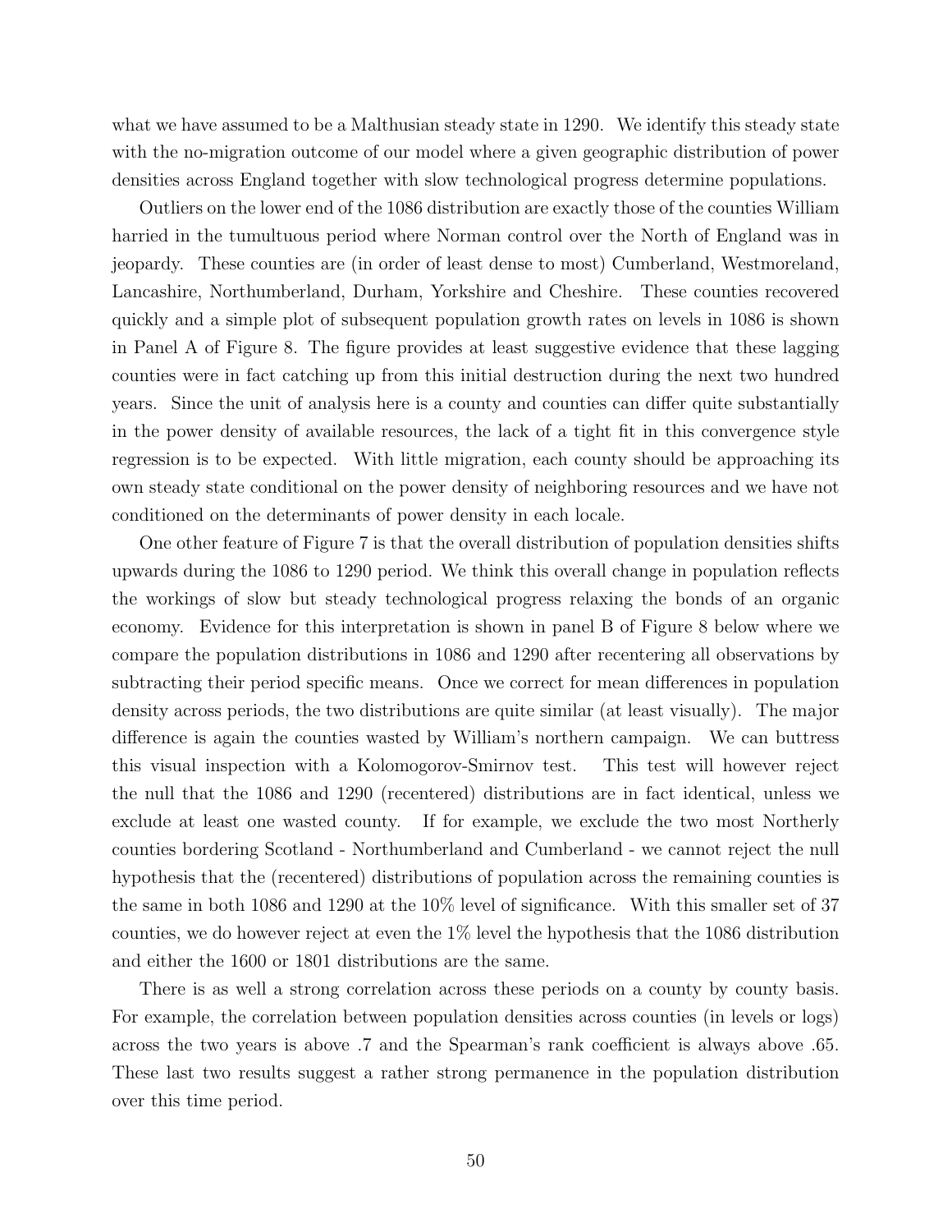what we have assumed to be a Malthusian steady state in 1290. We identify this steady state with the no-migration outcome of our model where a given geographic distribution of power densities across England together with slow technological progress determine populations.

Outliers on the lower end of the 1086 distribution are exactly those of the counties William harried in the tumultuous period where Norman control over the North of England was in jeopardy. These counties are (in order of least dense to most) Cumberland, Westmoreland, Lancashire, Northumberland, Durham, Yorkshire and Cheshire. These counties recovered quickly and a simple plot of subsequent population growth rates on levels in 1086 is shown in Panel A of Figure 8. The figure provides at least suggestive evidence that these lagging counties were in fact catching up from this initial destruction during the next two hundred years. Since the unit of analysis here is a county and counties can differ quite substantially in the power density of available resources, the lack of a tight fit in this convergence style regression is to be expected. With little migration, each county should be approaching its own steady state conditional on the power density of neighboring resources and we have not conditioned on the determinants of power density in each locale.

One other feature of Figure 7 is that the overall distribution of population densities shifts upwards during the 1086 to 1290 period. We think this overall change in population reflects the workings of slow but steady technological progress relaxing the bonds of an organic economy. Evidence for this interpretation is shown in panel B of Figure 8 below where we compare the population distributions in 1086 and 1290 after recentering all observations by subtracting their period specific means. Once we correct for mean differences in population density across periods, the two distributions are quite similar (at least visually). The major difference is again the counties wasted by William's northern campaign. We can buttress this visual inspection with a Kolomogorov-Smirnov test. This test will however reject the null that the 1086 and 1290 (recentered) distributions are in fact identical, unless we exclude at least one wasted county. If for example, we exclude the two most Northerly counties bordering Scotland - Northumberland and Cumberland - we cannot reject the null hypothesis that the (recentered) distributions of population across the remaining counties is the same in both 1086 and 1290 at the 10% level of significance. With this smaller set of 37 counties, we do however reject at even the 1% level the hypothesis that the 1086 distribution and either the 1600 or 1801 distributions are the same.

There is as well a strong correlation across these periods on a county by county basis. For example, the correlation between population densities across counties (in levels or logs) across the two years is above .7 and the Spearman's rank coefficient is always above .65. These last two results suggest a rather strong permanence in the population distribution over this time period.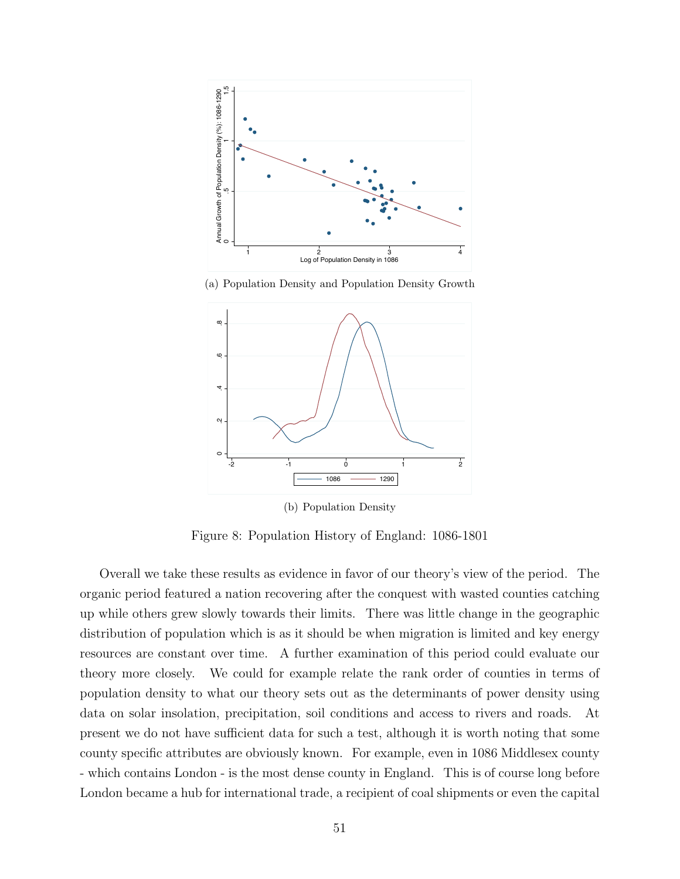(a) Population Density and Population Density Growth

(b) Population Density

Figure 8: Population History of England: 1086-1801

Overall we take these results as evidence in favor of our theory's view of the period. The organic period featured a nation recovering after the conquest with wasted counties catching up while others grew slowly towards their limits. There was little change in the geographic distribution of population which is as it should be when migration is limited and key energy resources are constant over time. A further examination of this period could evaluate our theory more closely. We could for example relate the rank order of counties in terms of population density to what our theory sets out as the determinants of power density using data on solar insolation, precipitation, soil conditions and access to rivers and roads. At present we do not have sufficient data for such a test, although it is worth noting that some county specific attributes are obviously known. For example, even in 1086 Middlesex county - which contains London - is the most dense county in England. This is of course long before London became a hub for international trade, a recipient of coal shipments or even the capital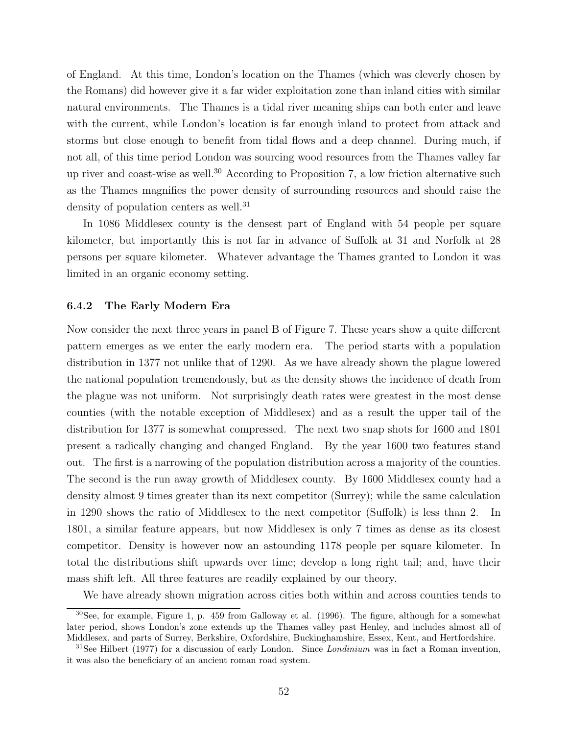of England. At this time, London's location on the Thames (which was cleverly chosen by the Romans) did however give it a far wider exploitation zone than inland cities with similar natural environments. The Thames is a tidal river meaning ships can both enter and leave with the current, while London's location is far enough inland to protect from attack and storms but close enough to benefit from tidal flows and a deep channel. During much, if not all, of this time period London was sourcing wood resources from the Thames valley far up river and coast-wise as well.[30] According to Proposition 7, a low friction alternative such as the Thames magnifies the power density of surrounding resources and should raise the density of population centers as well.[31]

In 1086 Middlesex county is the densest part of England with 54 people per square kilometer, but importantly this is not far in advance of Suffolk at 31 and Norfolk at 28 persons per square kilometer. Whatever advantage the Thames granted to London it was limited in an organic economy setting.

### 6.4.2 The Early Modern Era

Now consider the next three years in panel B of Figure 7. These years show a quite different pattern emerges as we enter the early modern era. The period starts with a population distribution in 1377 not unlike that of 1290. As we have already shown the plague lowered the national population tremendously, but as the density shows the incidence of death from the plague was not uniform. Not surprisingly death rates were greatest in the most dense counties (with the notable exception of Middlesex) and as a result the upper tail of the distribution for 1377 is somewhat compressed. The next two snap shots for 1600 and 1801 present a radically changing and changed England. By the year 1600 two features stand out. The first is a narrowing of the population distribution across a majority of the counties. The second is the run away growth of Middlesex county. By 1600 Middlesex county had a density almost 9 times greater than its next competitor (Surrey); while the same calculation in 1290 shows the ratio of Middlesex to the next competitor (Suffolk) is less than 2. In 1801, a similar feature appears, but now Middlesex is only 7 times as dense as its closest competitor. Density is however now an astounding 1178 people per square kilometer. In total the distributions shift upwards over time; develop a long right tail; and, have their mass shift left. All three features are readily explained by our theory.

We have already shown migration across cities both within and across counties tends to

---

[30] See, for example, Figure 1, p. 459 from Galloway et al. (1996). The figure, although for a somewhat later period, shows London's zone extends up the Thames valley past Henley, and includes almost all of Middlesex, and parts of Surrey, Berkshire, Oxfordshire, Buckinghamshire, Essex, Kent, and Hertfordshire.

[31] See Hilbert (1977) for a discussion of early London. Since *Londinium* was in fact a Roman invention, it was also the beneficiary of an ancient roman road system.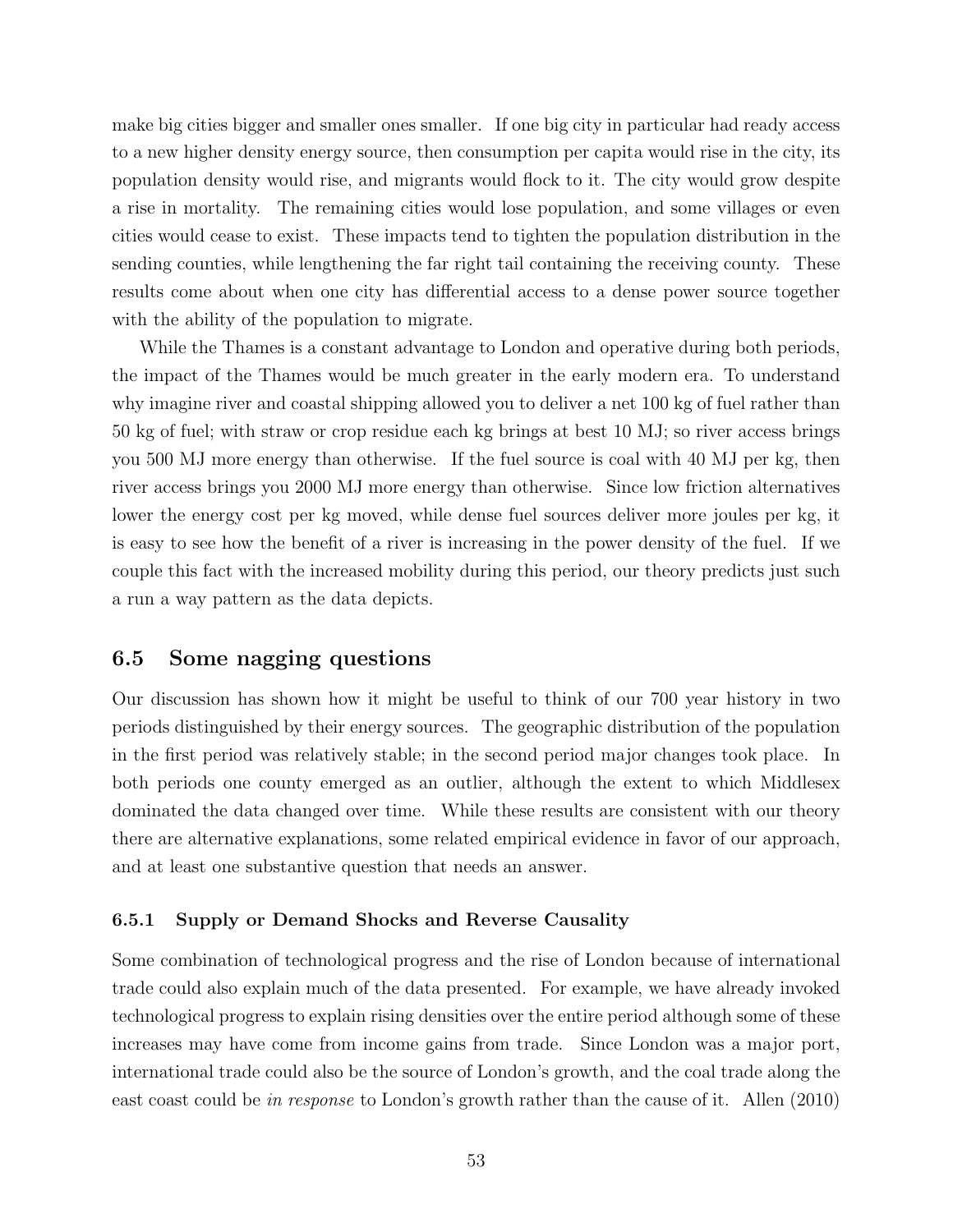make big cities bigger and smaller ones smaller. If one big city in particular had ready access to a new higher density energy source, then consumption per capita would rise in the city, its population density would rise, and migrants would flock to it. The city would grow despite a rise in mortality. The remaining cities would lose population, and some villages or even cities would cease to exist. These impacts tend to tighten the population distribution in the sending counties, while lengthening the far right tail containing the receiving county. These results come about when one city has differential access to a dense power source together with the ability of the population to migrate.

While the Thames is a constant advantage to London and operative during both periods, the impact of the Thames would be much greater in the early modern era. To understand why imagine river and coastal shipping allowed you to deliver a net 100 kg of fuel rather than 50 kg of fuel; with straw or crop residue each kg brings at best 10 MJ; so river access brings you 500 MJ more energy than otherwise. If the fuel source is coal with 40 MJ per kg, then river access brings you 2000 MJ more energy than otherwise. Since low friction alternatives lower the energy cost per kg moved, while dense fuel sources deliver more joules per kg, it is easy to see how the benefit of a river is increasing in the power density of the fuel. If we couple this fact with the increased mobility during this period, our theory predicts just such a run a way pattern as the data depicts.

## 6.5 Some nagging questions

Our discussion has shown how it might be useful to think of our 700 year history in two periods distinguished by their energy sources. The geographic distribution of the population in the first period was relatively stable; in the second period major changes took place. In both periods one county emerged as an outlier, although the extent to which Middlesex dominated the data changed over time. While these results are consistent with our theory there are alternative explanations, some related empirical evidence in favor of our approach, and at least one substantive question that needs an answer.

### 6.5.1 Supply or Demand Shocks and Reverse Causality

Some combination of technological progress and the rise of London because of international trade could also explain much of the data presented. For example, we have already invoked technological progress to explain rising densities over the entire period although some of these increases may have come from income gains from trade. Since London was a major port, international trade could also be the source of London's growth, and the coal trade along the east coast could be *in response* to London's growth rather than the cause of it. Allen (2010)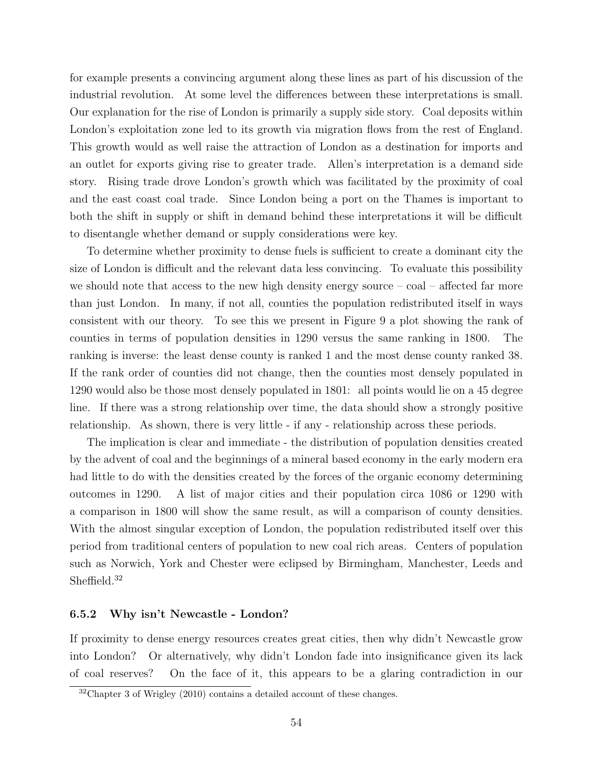for example presents a convincing argument along these lines as part of his discussion of the industrial revolution. At some level the differences between these interpretations is small. Our explanation for the rise of London is primarily a supply side story. Coal deposits within London's exploitation zone led to its growth via migration flows from the rest of England. This growth would as well raise the attraction of London as a destination for imports and an outlet for exports giving rise to greater trade. Allen's interpretation is a demand side story. Rising trade drove London's growth which was facilitated by the proximity of coal and the east coast coal trade. Since London being a port on the Thames is important to both the shift in supply or shift in demand behind these interpretations it will be difficult to disentangle whether demand or supply considerations were key.

To determine whether proximity to dense fuels is sufficient to create a dominant city the size of London is difficult and the relevant data less convincing. To evaluate this possibility we should note that access to the new high density energy source – coal – affected far more than just London. In many, if not all, counties the population redistributed itself in ways consistent with our theory. To see this we present in Figure 9 a plot showing the rank of counties in terms of population densities in 1290 versus the same ranking in 1800. The ranking is inverse: the least dense county is ranked 1 and the most dense county ranked 38. If the rank order of counties did not change, then the counties most densely populated in 1290 would also be those most densely populated in 1801: all points would lie on a 45 degree line. If there was a strong relationship over time, the data should show a strongly positive relationship. As shown, there is very little - if any - relationship across these periods.

The implication is clear and immediate - the distribution of population densities created by the advent of coal and the beginnings of a mineral based economy in the early modern era had little to do with the densities created by the forces of the organic economy determining outcomes in 1290. A list of major cities and their population circa 1086 or 1290 with a comparison in 1800 will show the same result, as will a comparison of county densities. With the almost singular exception of London, the population redistributed itself over this period from traditional centers of population to new coal rich areas. Centers of population such as Norwich, York and Chester were eclipsed by Birmingham, Manchester, Leeds and Sheffield.[32]

### 6.5.2 Why isn't Newcastle - London?

If proximity to dense energy resources creates great cities, then why didn't Newcastle grow into London? Or alternatively, why didn't London fade into insignificance given its lack of coal reserves? On the face of it, this appears to be a glaring contradiction in our

[32] Chapter 3 of Wrigley (2010) contains a detailed account of these changes.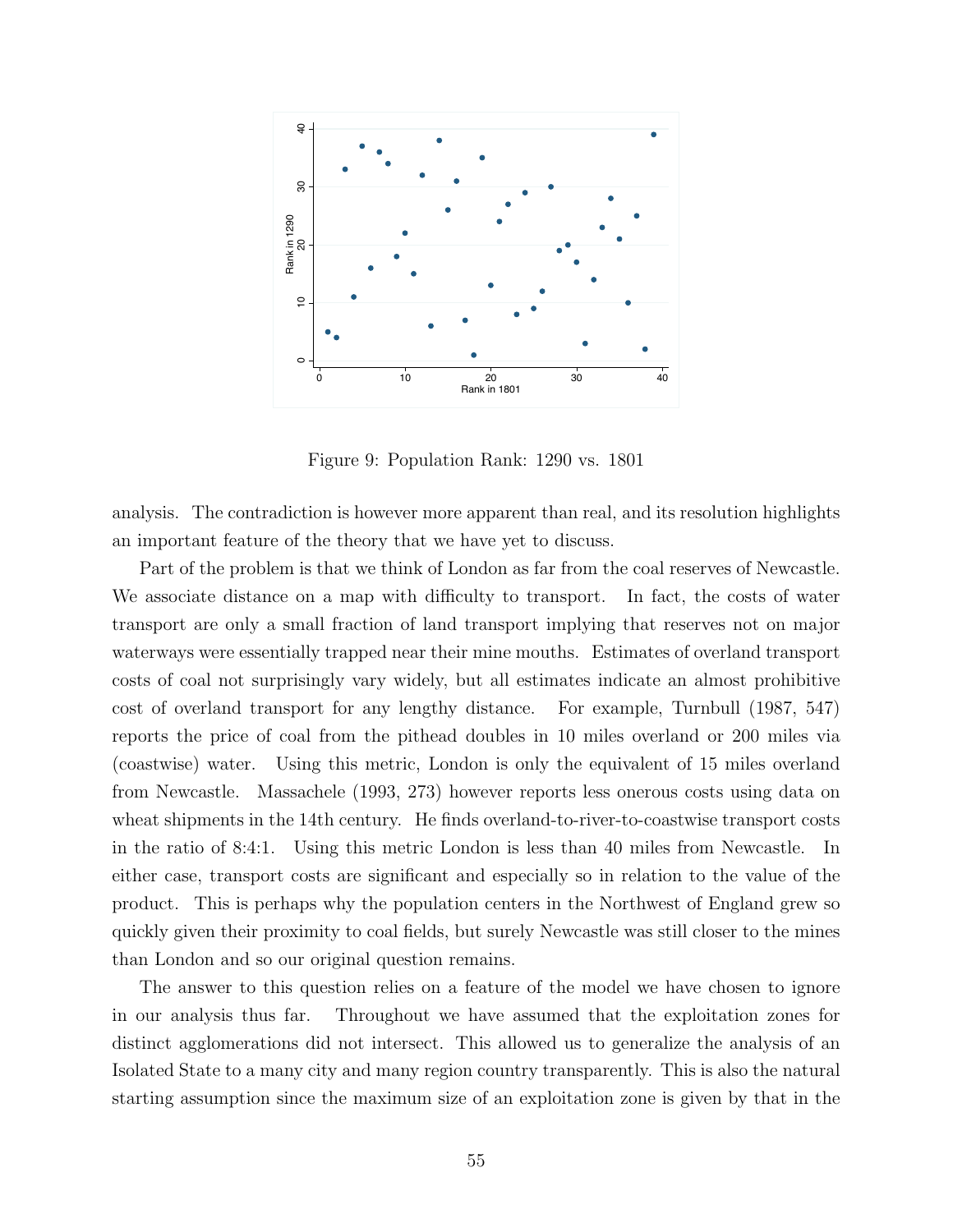Figure 9: Population Rank: 1290 vs. 1801

analysis. The contradiction is however more apparent than real, and its resolution highlights an important feature of the theory that we have yet to discuss.

Part of the problem is that we think of London as far from the coal reserves of Newcastle. We associate distance on a map with difficulty to transport. In fact, the costs of water transport are only a small fraction of land transport implying that reserves not on major waterways were essentially trapped near their mine mouths. Estimates of overland transport costs of coal not surprisingly vary widely, but all estimates indicate an almost prohibitive cost of overland transport for any lengthy distance. For example, Turnbull (1987, 547) reports the price of coal from the pithead doubles in 10 miles overland or 200 miles via (coastwise) water. Using this metric, London is only the equivalent of 15 miles overland from Newcastle. Massachele (1993, 273) however reports less onerous costs using data on wheat shipments in the 14th century. He finds overland-to-river-to-coastwise transport costs in the ratio of 8:4:1. Using this metric London is less than 40 miles from Newcastle. In either case, transport costs are significant and especially so in relation to the value of the product. This is perhaps why the population centers in the Northwest of England grew so quickly given their proximity to coal fields, but surely Newcastle was still closer to the mines than London and so our original question remains.

The answer to this question relies on a feature of the model we have chosen to ignore in our analysis thus far. Throughout we have assumed that the exploitation zones for distinct agglomerations did not intersect. This allowed us to generalize the analysis of an Isolated State to a many city and many region country transparently. This is also the natural starting assumption since the maximum size of an exploitation zone is given by that in the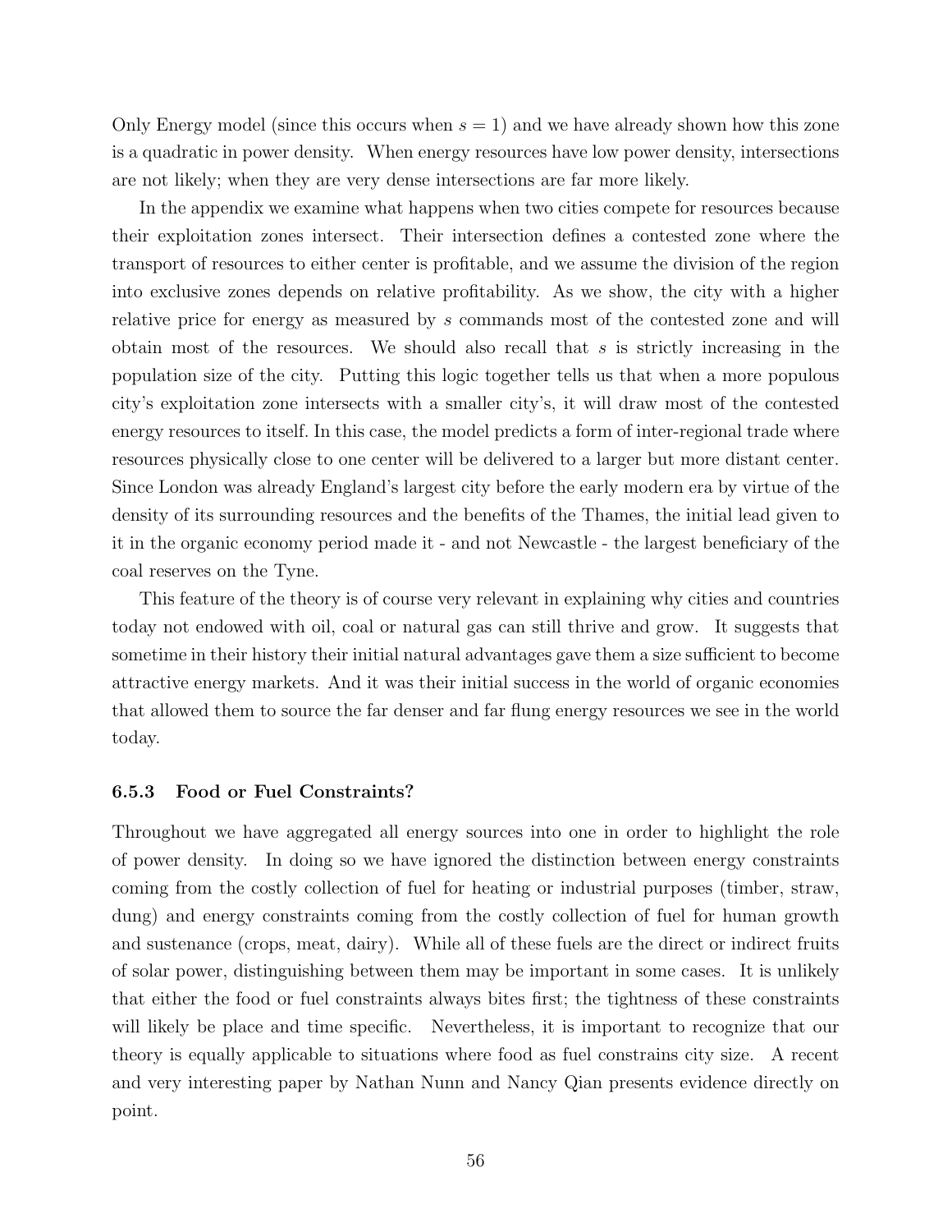Only Energy model (since this occurs when $s = 1$) and we have already shown how this zone is a quadratic in power density. When energy resources have low power density, intersections are not likely; when they are very dense intersections are far more likely.

In the appendix we examine what happens when two cities compete for resources because their exploitation zones intersect. Their intersection defines a contested zone where the transport of resources to either center is profitable, and we assume the division of the region into exclusive zones depends on relative profitability. As we show, the city with a higher relative price for energy as measured by $s$ commands most of the contested zone and will obtain most of the resources. We should also recall that $s$ is strictly increasing in the population size of the city. Putting this logic together tells us that when a more populous city's exploitation zone intersects with a smaller city's, it will draw most of the contested energy resources to itself. In this case, the model predicts a form of inter-regional trade where resources physically close to one center will be delivered to a larger but more distant center. Since London was already England's largest city before the early modern era by virtue of the density of its surrounding resources and the benefits of the Thames, the initial lead given to it in the organic economy period made it - and not Newcastle - the largest beneficiary of the coal reserves on the Tyne.

This feature of the theory is of course very relevant in explaining why cities and countries today not endowed with oil, coal or natural gas can still thrive and grow. It suggests that sometime in their history their initial natural advantages gave them a size sufficient to become attractive energy markets. And it was their initial success in the world of organic economies that allowed them to source the far denser and far flung energy resources we see in the world today.

### 6.5.3 Food or Fuel Constraints?

Throughout we have aggregated all energy sources into one in order to highlight the role of power density. In doing so we have ignored the distinction between energy constraints coming from the costly collection of fuel for heating or industrial purposes (timber, straw, dung) and energy constraints coming from the costly collection of fuel for human growth and sustenance (crops, meat, dairy). While all of these fuels are the direct or indirect fruits of solar power, distinguishing between them may be important in some cases. It is unlikely that either the food or fuel constraints always bites first; the tightness of these constraints will likely be place and time specific. Nevertheless, it is important to recognize that our theory is equally applicable to situations where food as fuel constrains city size. A recent and very interesting paper by Nathan Nunn and Nancy Qian presents evidence directly on point.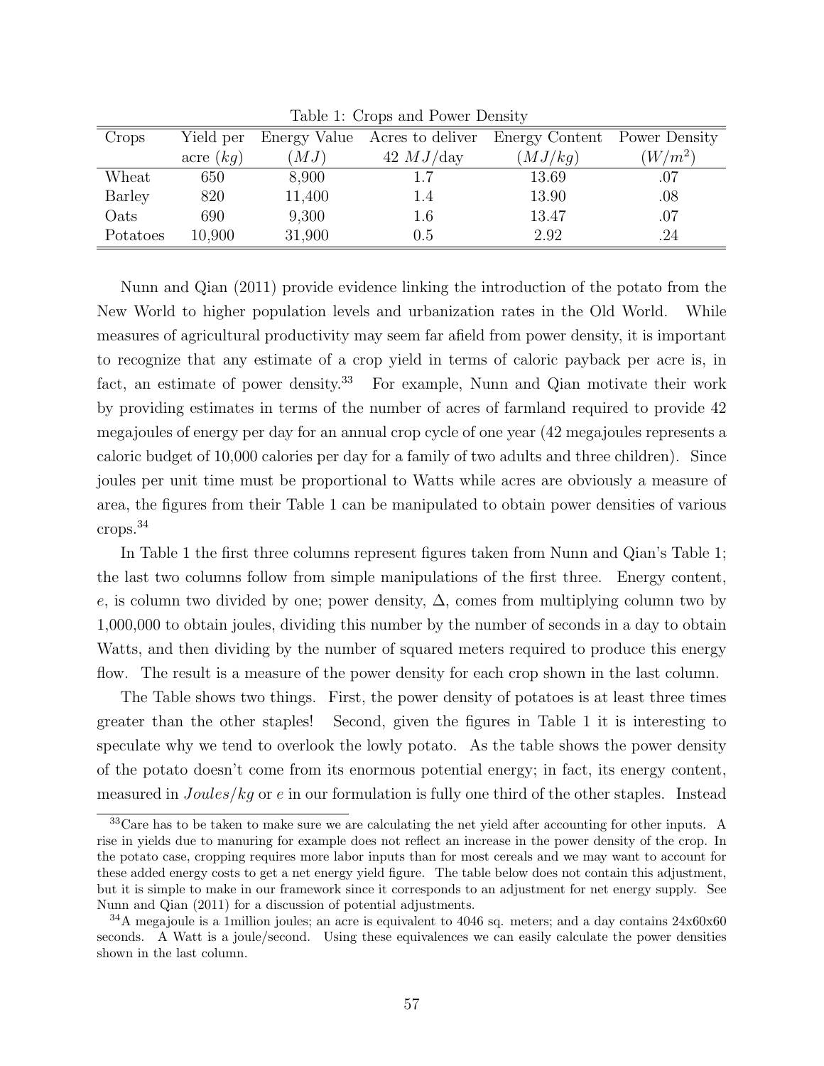Table 1: Crops and Power Density

| Crops | Yield per acre ($kg$) | Energy Value ($MJ$) | Acres to deliver 42 $MJ$/day | Energy Content ($MJ/kg$) | Power Density ($W/m^2$) |
|---|---|---|---|---|---|
| Wheat | 650 | 8,900 | 1.7 | 13.69 | .07 |
| Barley | 820 | 11,400 | 1.4 | 13.90 | .08 |
| Oats | 690 | 9,300 | 1.6 | 13.47 | .07 |
| Potatoes | 10,900 | 31,900 | 0.5 | 2.92 | .24 |

Nunn and Qian (2011) provide evidence linking the introduction of the potato from the New World to higher population levels and urbanization rates in the Old World. While measures of agricultural productivity may seem far afield from power density, it is important to recognize that any estimate of a crop yield in terms of caloric payback per acre is, in fact, an estimate of power density.[33] For example, Nunn and Qian motivate their work by providing estimates in terms of the number of acres of farmland required to provide 42 megajoules of energy per day for an annual crop cycle of one year (42 megajoules represents a caloric budget of 10,000 calories per day for a family of two adults and three children). Since joules per unit time must be proportional to Watts while acres are obviously a measure of area, the figures from their Table 1 can be manipulated to obtain power densities of various crops.[34]

In Table 1 the first three columns represent figures taken from Nunn and Qian's Table 1; the last two columns follow from simple manipulations of the first three. Energy content, $e$, is column two divided by one; power density, $\Delta$, comes from multiplying column two by 1,000,000 to obtain joules, dividing this number by the number of seconds in a day to obtain Watts, and then dividing by the number of squared meters required to produce this energy flow. The result is a measure of the power density for each crop shown in the last column.

The Table shows two things. First, the power density of potatoes is at least three times greater than the other staples! Second, given the figures in Table 1 it is interesting to speculate why we tend to overlook the lowly potato. As the table shows the power density of the potato doesn't come from its enormous potential energy; in fact, its energy content, measured in $Joules/kg$ or $e$ in our formulation is fully one third of the other staples. Instead

[33] Care has to be taken to make sure we are calculating the net yield after accounting for other inputs. A rise in yields due to manuring for example does not reflect an increase in the power density of the crop. In the potato case, cropping requires more labor inputs than for most cereals and we may want to account for these added energy costs to get a net energy yield figure. The table below does not contain this adjustment, but it is simple to make in our framework since it corresponds to an adjustment for net energy supply. See Nunn and Qian (2011) for a discussion of potential adjustments.

[34] A megajoule is a 1million joules; an acre is equivalent to 4046 sq. meters; and a day contains 24x60x60 seconds. A Watt is a joule/second. Using these equivalences we can easily calculate the power densities shown in the last column.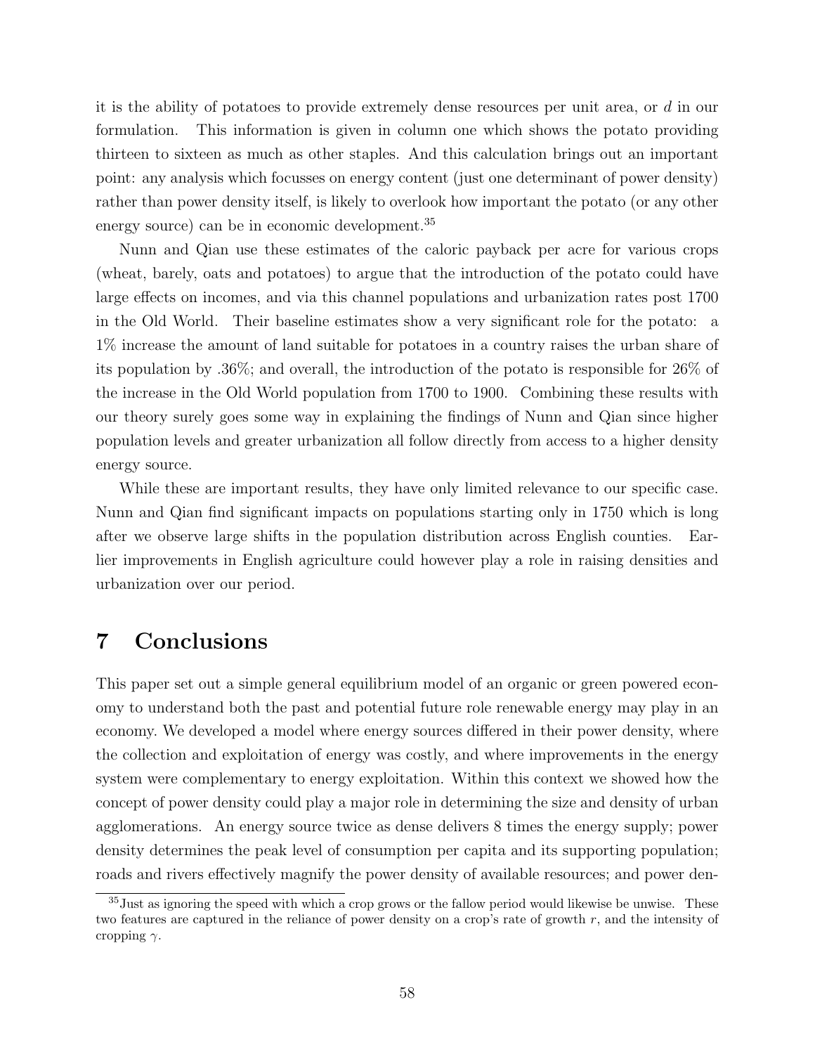it is the ability of potatoes to provide extremely dense resources per unit area, or $d$ in our formulation. This information is given in column one which shows the potato providing thirteen to sixteen as much as other staples. And this calculation brings out an important point: any analysis which focusses on energy content (just one determinant of power density) rather than power density itself, is likely to overlook how important the potato (or any other energy source) can be in economic development.[35]

Nunn and Qian use these estimates of the caloric payback per acre for various crops (wheat, barely, oats and potatoes) to argue that the introduction of the potato could have large effects on incomes, and via this channel populations and urbanization rates post 1700 in the Old World. Their baseline estimates show a very significant role for the potato: a 1% increase the amount of land suitable for potatoes in a country raises the urban share of its population by .36%; and overall, the introduction of the potato is responsible for 26% of the increase in the Old World population from 1700 to 1900. Combining these results with our theory surely goes some way in explaining the findings of Nunn and Qian since higher population levels and greater urbanization all follow directly from access to a higher density energy source.

While these are important results, they have only limited relevance to our specific case. Nunn and Qian find significant impacts on populations starting only in 1750 which is long after we observe large shifts in the population distribution across English counties. Earlier improvements in English agriculture could however play a role in raising densities and urbanization over our period.

# 7 Conclusions

This paper set out a simple general equilibrium model of an organic or green powered economy to understand both the past and potential future role renewable energy may play in an economy. We developed a model where energy sources differed in their power density, where the collection and exploitation of energy was costly, and where improvements in the energy system were complementary to energy exploitation. Within this context we showed how the concept of power density could play a major role in determining the size and density of urban agglomerations. An energy source twice as dense delivers 8 times the energy supply; power density determines the peak level of consumption per capita and its supporting population; roads and rivers effectively magnify the power density of available resources; and power den-

[35]Just as ignoring the speed with which a crop grows or the fallow period would likewise be unwise. These two features are captured in the reliance of power density on a crop's rate of growth $r$, and the intensity of cropping $\gamma$.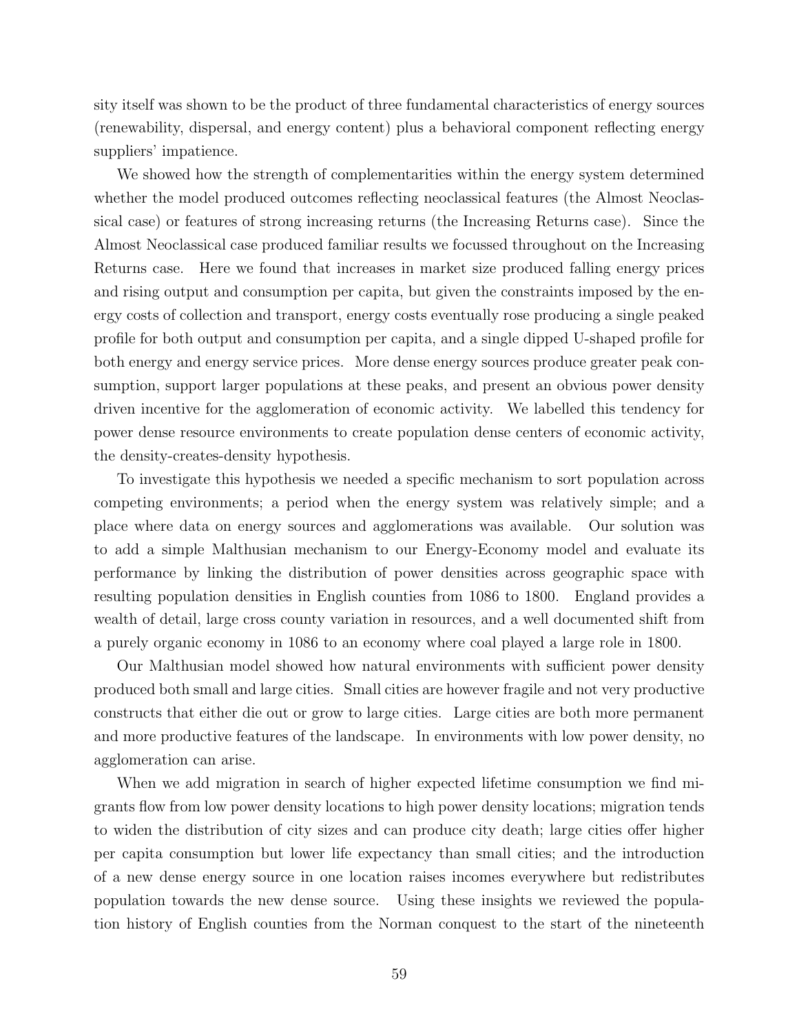sity itself was shown to be the product of three fundamental characteristics of energy sources (renewability, dispersal, and energy content) plus a behavioral component reflecting energy suppliers' impatience.

We showed how the strength of complementarities within the energy system determined whether the model produced outcomes reflecting neoclassical features (the Almost Neoclassical case) or features of strong increasing returns (the Increasing Returns case). Since the Almost Neoclassical case produced familiar results we focussed throughout on the Increasing Returns case. Here we found that increases in market size produced falling energy prices and rising output and consumption per capita, but given the constraints imposed by the energy costs of collection and transport, energy costs eventually rose producing a single peaked profile for both output and consumption per capita, and a single dipped U-shaped profile for both energy and energy service prices. More dense energy sources produce greater peak consumption, support larger populations at these peaks, and present an obvious power density driven incentive for the agglomeration of economic activity. We labelled this tendency for power dense resource environments to create population dense centers of economic activity, the density-creates-density hypothesis.

To investigate this hypothesis we needed a specific mechanism to sort population across competing environments; a period when the energy system was relatively simple; and a place where data on energy sources and agglomerations was available. Our solution was to add a simple Malthusian mechanism to our Energy-Economy model and evaluate its performance by linking the distribution of power densities across geographic space with resulting population densities in English counties from 1086 to 1800. England provides a wealth of detail, large cross county variation in resources, and a well documented shift from a purely organic economy in 1086 to an economy where coal played a large role in 1800.

Our Malthusian model showed how natural environments with sufficient power density produced both small and large cities. Small cities are however fragile and not very productive constructs that either die out or grow to large cities. Large cities are both more permanent and more productive features of the landscape. In environments with low power density, no agglomeration can arise.

When we add migration in search of higher expected lifetime consumption we find migrants flow from low power density locations to high power density locations; migration tends to widen the distribution of city sizes and can produce city death; large cities offer higher per capita consumption but lower life expectancy than small cities; and the introduction of a new dense energy source in one location raises incomes everywhere but redistributes population towards the new dense source. Using these insights we reviewed the population history of English counties from the Norman conquest to the start of the nineteenth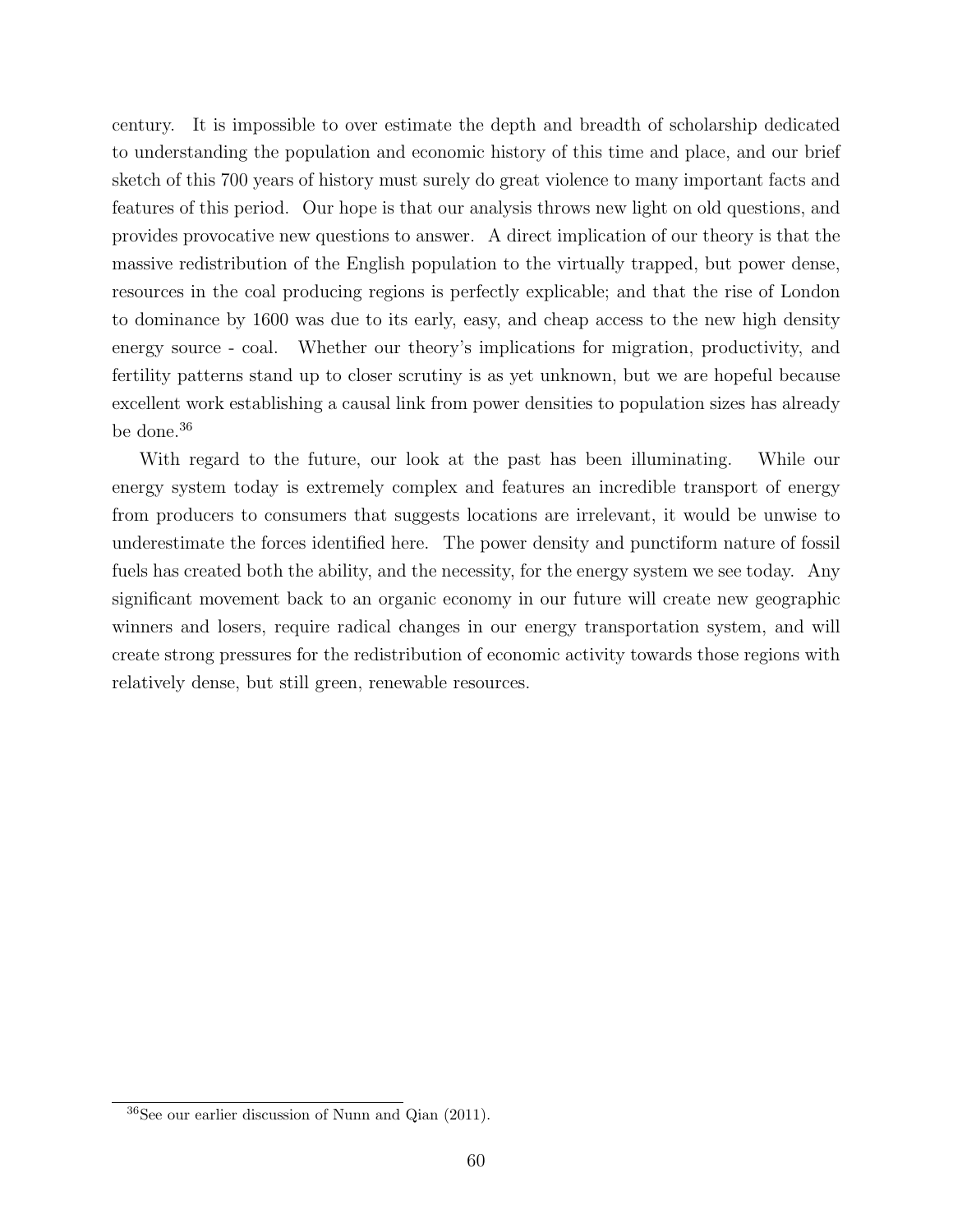century. It is impossible to over estimate the depth and breadth of scholarship dedicated to understanding the population and economic history of this time and place, and our brief sketch of this 700 years of history must surely do great violence to many important facts and features of this period. Our hope is that our analysis throws new light on old questions, and provides provocative new questions to answer. A direct implication of our theory is that the massive redistribution of the English population to the virtually trapped, but power dense, resources in the coal producing regions is perfectly explicable; and that the rise of London to dominance by 1600 was due to its early, easy, and cheap access to the new high density energy source - coal. Whether our theory's implications for migration, productivity, and fertility patterns stand up to closer scrutiny is as yet unknown, but we are hopeful because excellent work establishing a causal link from power densities to population sizes has already be done.[36]

With regard to the future, our look at the past has been illuminating. While our energy system today is extremely complex and features an incredible transport of energy from producers to consumers that suggests locations are irrelevant, it would be unwise to underestimate the forces identified here. The power density and punctiform nature of fossil fuels has created both the ability, and the necessity, for the energy system we see today. Any significant movement back to an organic economy in our future will create new geographic winners and losers, require radical changes in our energy transportation system, and will create strong pressures for the redistribution of economic activity towards those regions with relatively dense, but still green, renewable resources.

[36] See our earlier discussion of Nunn and Qian (2011).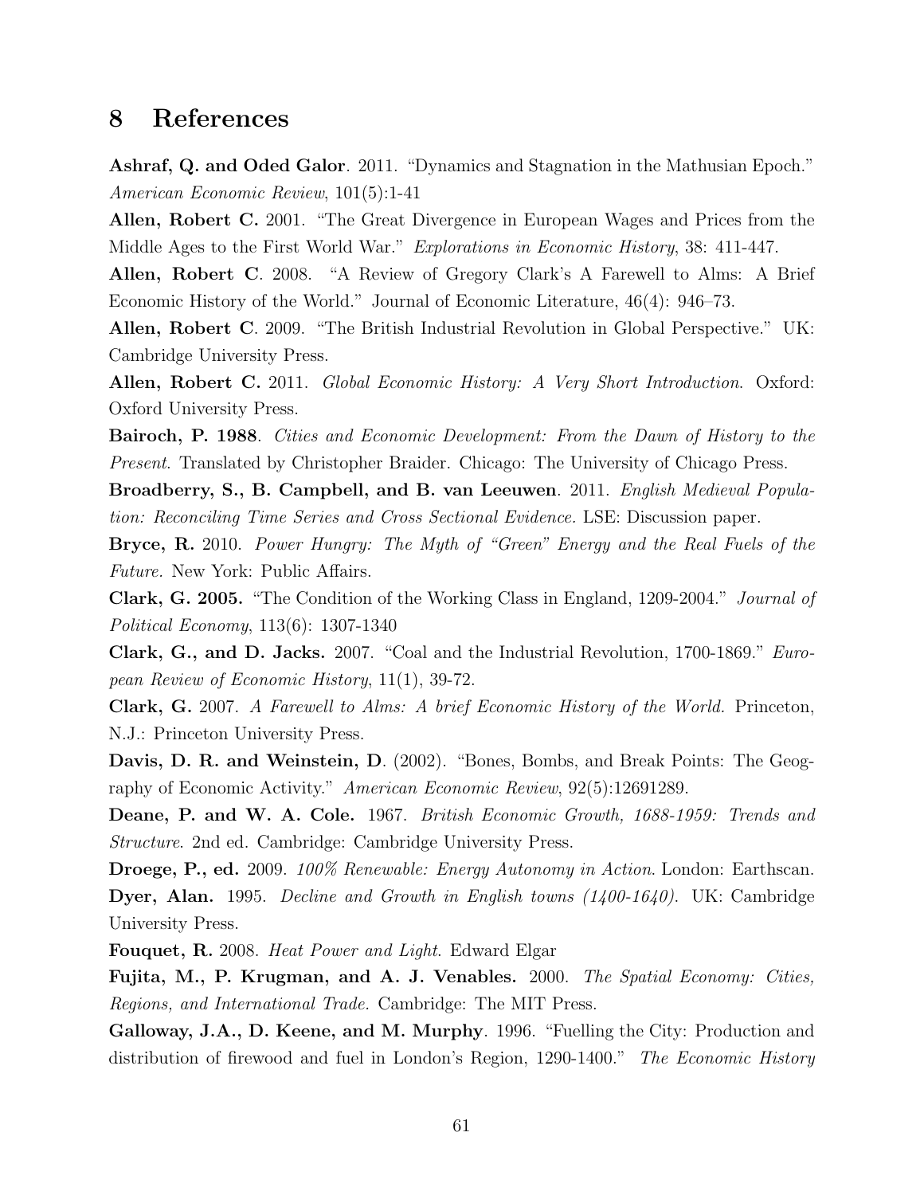# 8 References

**Ashraf, Q. and Oded Galor**. 2011. "Dynamics and Stagnation in the Mathusian Epoch." *American Economic Review*, 101(5):1-41

**Allen, Robert C.** 2001. "The Great Divergence in European Wages and Prices from the Middle Ages to the First World War." *Explorations in Economic History*, 38: 411-447.

**Allen, Robert C**. 2008. "A Review of Gregory Clark's A Farewell to Alms: A Brief Economic History of the World." Journal of Economic Literature, 46(4): 946–73.

**Allen, Robert C**. 2009. "The British Industrial Revolution in Global Perspective." UK: Cambridge University Press.

**Allen, Robert C.** 2011. *Global Economic History: A Very Short Introduction*. Oxford: Oxford University Press.

**Bairoch, P. 1988**. *Cities and Economic Development: From the Dawn of History to the Present*. Translated by Christopher Braider. Chicago: The University of Chicago Press.

**Broadberry, S., B. Campbell, and B. van Leeuwen**. 2011. *English Medieval Population: Reconciling Time Series and Cross Sectional Evidence.* LSE: Discussion paper.

**Bryce, R.** 2010. *Power Hungry: The Myth of "Green" Energy and the Real Fuels of the Future.* New York: Public Affairs.

**Clark, G. 2005.** "The Condition of the Working Class in England, 1209-2004." *Journal of Political Economy*, 113(6): 1307-1340

**Clark, G., and D. Jacks.** 2007. "Coal and the Industrial Revolution, 1700-1869." *European Review of Economic History*, 11(1), 39-72.

**Clark, G.** 2007. *A Farewell to Alms: A brief Economic History of the World.* Princeton, N.J.: Princeton University Press.

**Davis, D. R. and Weinstein, D**. (2002). "Bones, Bombs, and Break Points: The Geography of Economic Activity." *American Economic Review*, 92(5):12691289.

**Deane, P. and W. A. Cole.** 1967. *British Economic Growth, 1688-1959: Trends and Structure*. 2nd ed. Cambridge: Cambridge University Press.

**Droege, P., ed.** 2009. *100% Renewable: Energy Autonomy in Action*. London: Earthscan.

**Dyer, Alan.** 1995. *Decline and Growth in English towns (1400-1640).* UK: Cambridge University Press.

**Fouquet, R.** 2008. *Heat Power and Light*. Edward Elgar

**Fujita, M., P. Krugman, and A. J. Venables.** 2000. *The Spatial Economy: Cities, Regions, and International Trade.* Cambridge: The MIT Press.

**Galloway, J.A., D. Keene, and M. Murphy**. 1996. "Fuelling the City: Production and distribution of firewood and fuel in London's Region, 1290-1400." *The Economic History*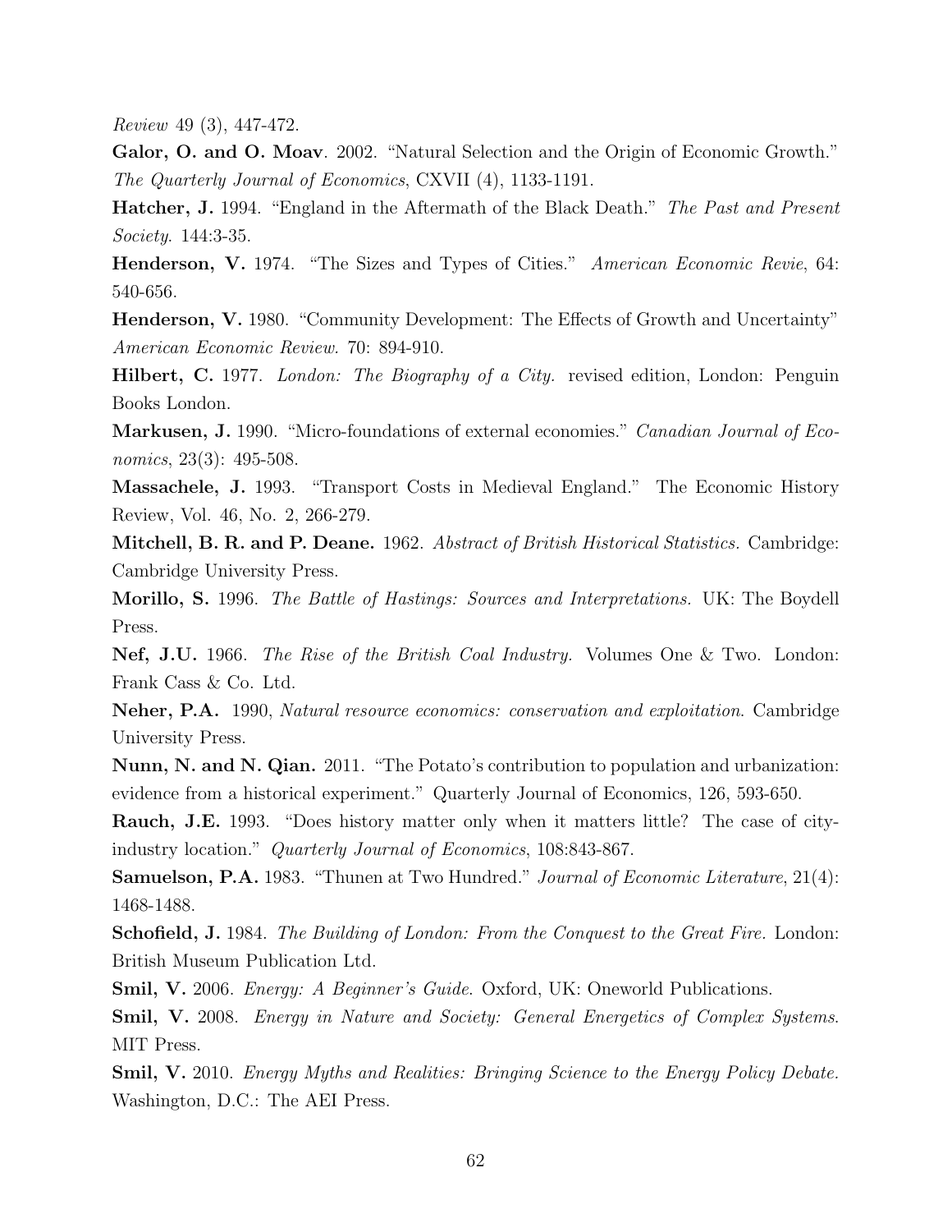*Review* 49 (3), 447-472.

**Galor, O. and O. Moav**. 2002. "Natural Selection and the Origin of Economic Growth." *The Quarterly Journal of Economics*, CXVII (4), 1133-1191.

**Hatcher, J.** 1994. "England in the Aftermath of the Black Death." *The Past and Present Society*. 144:3-35.

**Henderson, V.** 1974. "The Sizes and Types of Cities." *American Economic Revie*, 64: 540-656.

**Henderson, V.** 1980. "Community Development: The Effects of Growth and Uncertainty" *American Economic Review*. 70: 894-910.

**Hilbert, C.** 1977. *London: The Biography of a City.* revised edition, London: Penguin Books London.

**Markusen, J.** 1990. "Micro-foundations of external economies." *Canadian Journal of Economics*, 23(3): 495-508.

**Massachele, J.** 1993. "Transport Costs in Medieval England." The Economic History Review, Vol. 46, No. 2, 266-279.

**Mitchell, B. R. and P. Deane.** 1962. *Abstract of British Historical Statistics.* Cambridge: Cambridge University Press.

**Morillo, S.** 1996. *The Battle of Hastings: Sources and Interpretations.* UK: The Boydell Press.

**Nef, J.U.** 1966. *The Rise of the British Coal Industry.* Volumes One & Two. London: Frank Cass & Co. Ltd.

**Neher, P.A.** 1990, *Natural resource economics: conservation and exploitation*. Cambridge University Press.

**Nunn, N. and N. Qian.** 2011. "The Potato's contribution to population and urbanization: evidence from a historical experiment." Quarterly Journal of Economics, 126, 593-650.

**Rauch, J.E.** 1993. "Does history matter only when it matters little? The case of city-industry location." *Quarterly Journal of Economics*, 108:843-867.

**Samuelson, P.A.** 1983. "Thunen at Two Hundred." *Journal of Economic Literature*, 21(4): 1468-1488.

**Schofield, J.** 1984. *The Building of London: From the Conquest to the Great Fire.* London: British Museum Publication Ltd.

**Smil, V.** 2006. *Energy: A Beginner's Guide.* Oxford, UK: Oneworld Publications.

**Smil, V.** 2008. *Energy in Nature and Society: General Energetics of Complex Systems.* MIT Press.

**Smil, V.** 2010. *Energy Myths and Realities: Bringing Science to the Energy Policy Debate.* Washington, D.C.: The AEI Press.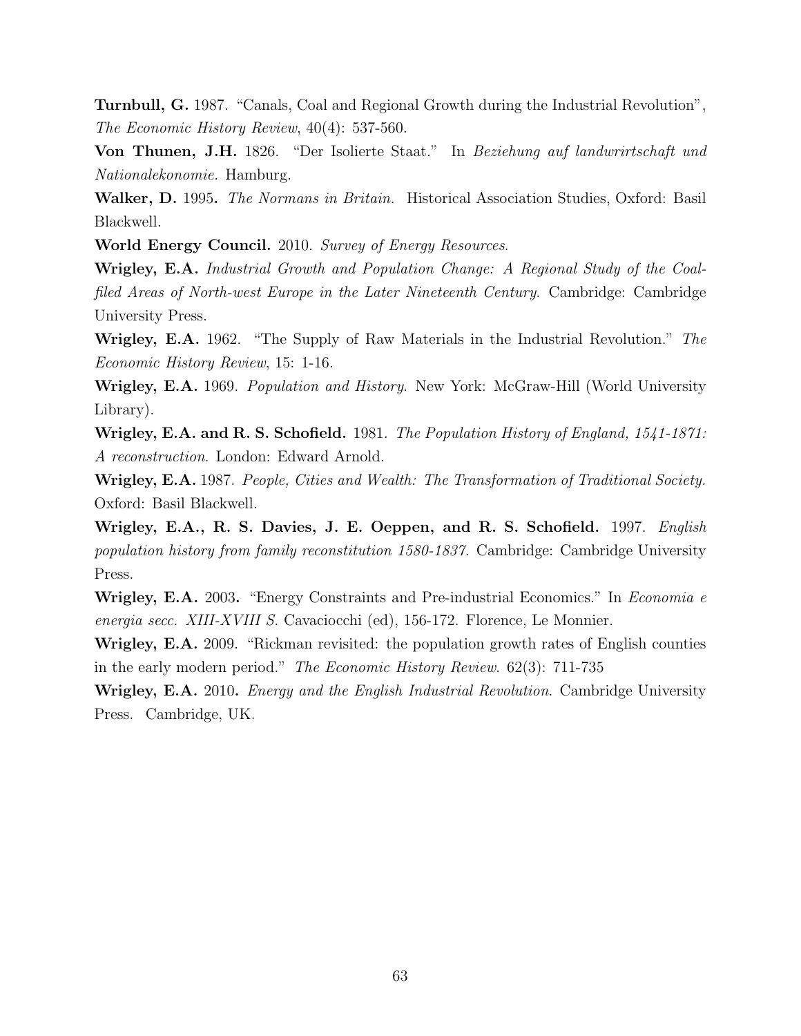**Turnbull, G.** 1987. "Canals, Coal and Regional Growth during the Industrial Revolution", *The Economic History Review*, 40(4): 537-560.

**Von Thunen, J.H.** 1826. "Der Isolierte Staat." In *Beziehung auf landwrirtschaft und Nationalekonomie.* Hamburg.

**Walker, D.** 1995**.** *The Normans in Britain.* Historical Association Studies, Oxford: Basil Blackwell.

**World Energy Council.** 2010. *Survey of Energy Resources.*

**Wrigley, E.A.** *Industrial Growth and Population Change: A Regional Study of the Coal-filed Areas of North-west Europe in the Later Nineteenth Century.* Cambridge: Cambridge University Press.

**Wrigley, E.A.** 1962. "The Supply of Raw Materials in the Industrial Revolution." *The Economic History Review*, 15: 1-16.

**Wrigley, E.A.** 1969. *Population and History.* New York: McGraw-Hill (World University Library).

**Wrigley, E.A. and R. S. Schofield.** 1981. *The Population History of England, 1541-1871: A reconstruction*. London: Edward Arnold.

**Wrigley, E.A.** 1987. *People, Cities and Wealth: The Transformation of Traditional Society.* Oxford: Basil Blackwell.

**Wrigley, E.A., R. S. Davies, J. E. Oeppen, and R. S. Schofield.** 1997. *English population history from family reconstitution 1580-1837.* Cambridge: Cambridge University Press.

**Wrigley, E.A.** 2003**.** "Energy Constraints and Pre-industrial Economics." In *Economia e energia secc. XIII-XVIII S.* Cavaciocchi (ed), 156-172. Florence, Le Monnier.

**Wrigley, E.A.** 2009. "Rickman revisited: the population growth rates of English counties in the early modern period." *The Economic History Review.* 62(3): 711-735

**Wrigley, E.A.** 2010**.** *Energy and the English Industrial Revolution.* Cambridge University Press. Cambridge, UK.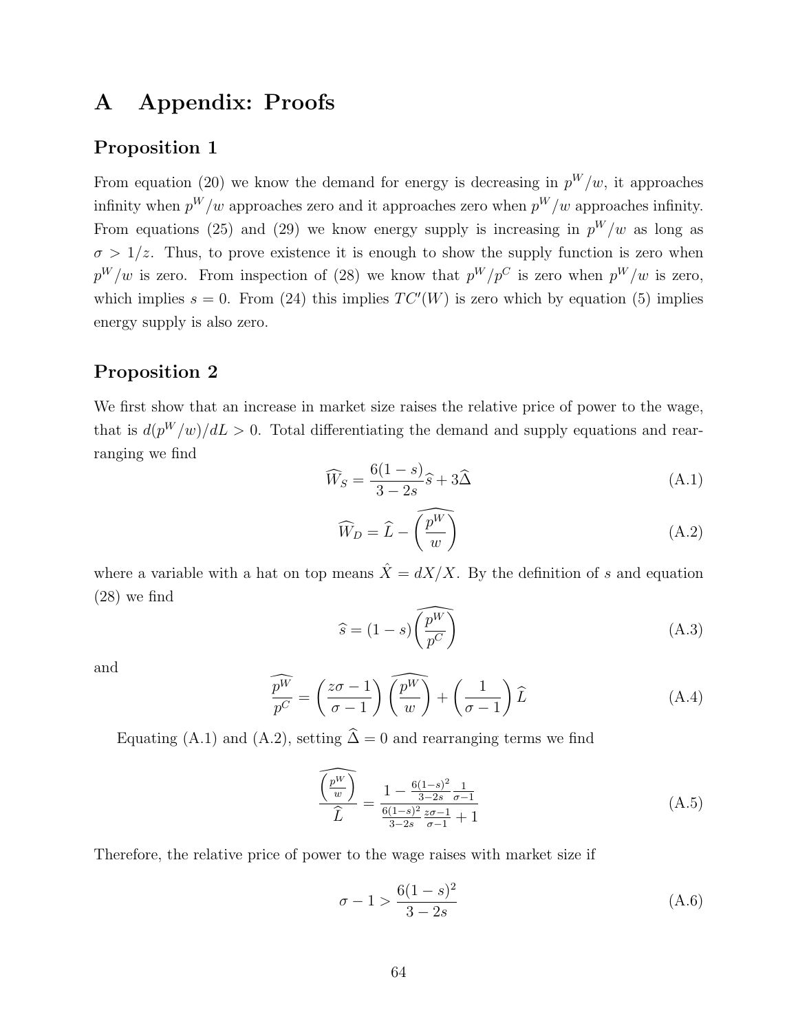# A Appendix: Proofs

## Proposition 1

From equation (20) we know the demand for energy is decreasing in $p^W/w$, it approaches infinity when $p^W/w$ approaches zero and it approaches zero when $p^W/w$ approaches infinity. From equations (25) and (29) we know energy supply is increasing in $p^W/w$ as long as $\sigma > 1/z$. Thus, to prove existence it is enough to show the supply function is zero when $p^W/w$ is zero. From inspection of (28) we know that $p^W/p^C$ is zero when $p^W/w$ is zero, which implies $s = 0$. From (24) this implies $TC'(W)$ is zero which by equation (5) implies energy supply is also zero.

## Proposition 2

We first show that an increase in market size raises the relative price of power to the wage, that is $d(p^W/w)/dL > 0$. Total differentiating the demand and supply equations and rearranging we find

$$\widehat{W}_S = \frac{6(1-s)}{3-2s}\widehat{s} + 3\widehat{\Delta} \tag{A.1}$$

$$\widehat{W}_D = \widehat{L} - \widehat{\left(\frac{p^W}{w}\right)} \tag{A.2}$$

where a variable with a hat on top means $\hat{X} = dX/X$. By the definition of $s$ and equation (28) we find

$$\widehat{s} = (1-s)\widehat{\left(\frac{p^W}{p^C}\right)} \tag{A.3}$$

and

$$\widehat{\frac{p^W}{p^C}} = \left(\frac{z\sigma - 1}{\sigma - 1}\right)\widehat{\left(\frac{p^W}{w}\right)} + \left(\frac{1}{\sigma - 1}\right)\widehat{L} \tag{A.4}$$

Equating (A.1) and (A.2), setting $\widehat{\Delta} = 0$ and rearranging terms we find

$$\frac{\widehat{\left(\frac{p^W}{w}\right)}}{\widehat{L}} = \frac{1 - \frac{6(1-s)^2}{3-2s}\frac{1}{\sigma-1}}{\frac{6(1-s)^2}{3-2s}\frac{z\sigma-1}{\sigma-1} + 1} \tag{A.5}$$

Therefore, the relative price of power to the wage raises with market size if

$$\sigma - 1 > \frac{6(1-s)^2}{3-2s} \tag{A.6}$$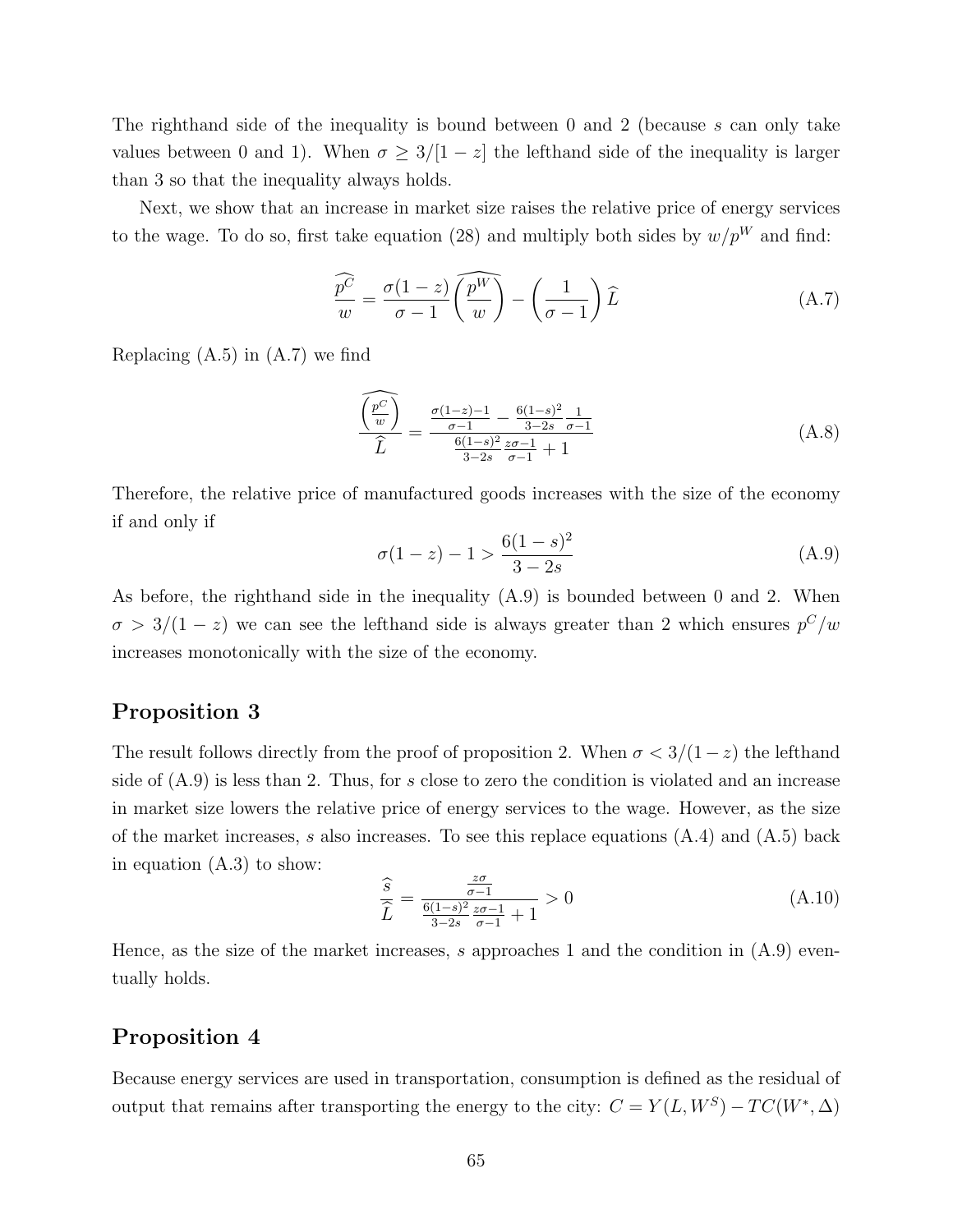The righthand side of the inequality is bound between 0 and 2 (because $s$ can only take values between 0 and 1). When $\sigma \geq 3/[1-z]$ the lefthand side of the inequality is larger than 3 so that the inequality always holds.

Next, we show that an increase in market size raises the relative price of energy services to the wage. To do so, first take equation (28) and multiply both sides by $w/p^W$ and find:

$$\frac{\widehat{p^C}}{w} = \frac{\sigma(1-z)}{\sigma-1}\widehat{\left(\frac{p^W}{w}\right)} - \left(\frac{1}{\sigma-1}\right)\widehat{L} \tag{A.7}$$

Replacing (A.5) in (A.7) we find

$$\frac{\widehat{\left(\frac{p^C}{w}\right)}}{\widehat{L}} = \frac{\frac{\sigma(1-z)-1}{\sigma-1} - \frac{6(1-s)^2}{3-2s}\frac{1}{\sigma-1}}{\frac{6(1-s)^2}{3-2s}\frac{z\sigma-1}{\sigma-1}+1} \tag{A.8}$$

Therefore, the relative price of manufactured goods increases with the size of the economy if and only if

$$\sigma(1-z)-1 > \frac{6(1-s)^2}{3-2s} \tag{A.9}$$

As before, the righthand side in the inequality (A.9) is bounded between 0 and 2. When $\sigma > 3/(1-z)$ we can see the lefthand side is always greater than 2 which ensures $p^C/w$ increases monotonically with the size of the economy.

## Proposition 3

The result follows directly from the proof of proposition 2. When $\sigma < 3/(1-z)$ the lefthand side of (A.9) is less than 2. Thus, for $s$ close to zero the condition is violated and an increase in market size lowers the relative price of energy services to the wage. However, as the size of the market increases, $s$ also increases. To see this replace equations (A.4) and (A.5) back in equation (A.3) to show:

$$\frac{\widehat{s}}{\widehat{L}} = \frac{\frac{z\sigma}{\sigma-1}}{\frac{6(1-s)^2}{3-2s}\frac{z\sigma-1}{\sigma-1}+1} > 0 \tag{A.10}$$

Hence, as the size of the market increases, $s$ approaches 1 and the condition in (A.9) eventually holds.

## Proposition 4

Because energy services are used in transportation, consumption is defined as the residual of output that remains after transporting the energy to the city: $C = Y(L, W^S) - TC(W^*, \Delta)$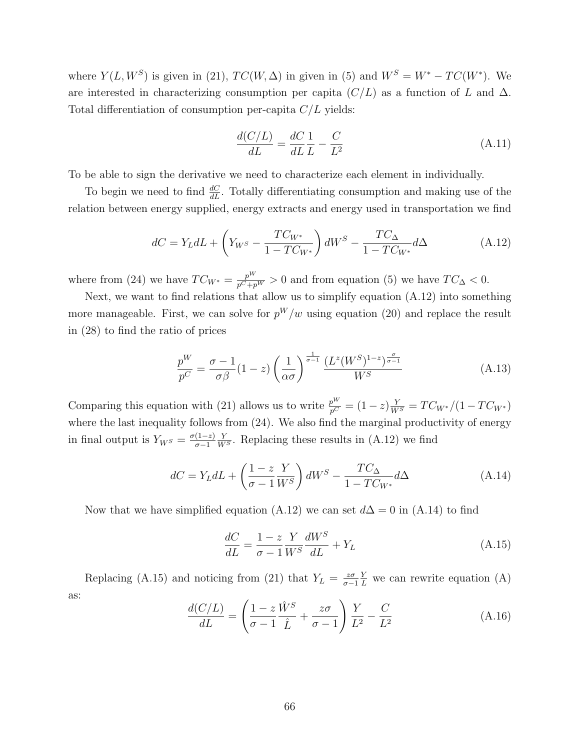where $Y(L, W^S)$ is given in (21), $TC(W, \Delta)$ in given in (5) and $W^S = W^* - TC(W^*)$. We are interested in characterizing consumption per capita ($C/L$) as a function of $L$ and $\Delta$. Total differentiation of consumption per-capita $C/L$ yields:

$$\frac{d(C/L)}{dL} = \frac{dC}{dL}\frac{1}{L} - \frac{C}{L^2} \tag{A.11}$$

To be able to sign the derivative we need to characterize each element in individually.

To begin we need to find $\frac{dC}{dL}$. Totally differentiating consumption and making use of the relation between energy supplied, energy extracts and energy used in transportation we find

$$dC = Y_L dL + \left(Y_{W^S} - \frac{TC_{W^*}}{1 - TC_{W^*}}\right) dW^S - \frac{TC_\Delta}{1 - TC_{W^*}} d\Delta \tag{A.12}$$

where from (24) we have $TC_{W^*} = \frac{p^W}{p^C + p^W} > 0$ and from equation (5) we have $TC_\Delta < 0$.

Next, we want to find relations that allow us to simplify equation (A.12) into something more manageable. First, we can solve for $p^W/w$ using equation (20) and replace the result in (28) to find the ratio of prices

$$\frac{p^W}{p^C} = \frac{\sigma - 1}{\sigma\beta}(1 - z)\left(\frac{1}{\alpha\sigma}\right)^{\frac{1}{\sigma-1}} \frac{(L^z (W^S)^{1-z})^{\frac{\sigma}{\sigma-1}}}{W^S} \tag{A.13}$$

Comparing this equation with (21) allows us to write $\frac{p^W}{p^C} = (1-z)\frac{Y}{W^S} = TC_{W^*}/(1 - TC_{W^*})$ where the last inequality follows from (24). We also find the marginal productivity of energy in final output is $Y_{W^S} = \frac{\sigma(1-z)}{\sigma-1}\frac{Y}{W^S}$. Replacing these results in (A.12) we find

$$dC = Y_L dL + \left(\frac{1-z}{\sigma-1}\frac{Y}{W^S}\right) dW^S - \frac{TC_\Delta}{1 - TC_{W^*}} d\Delta \tag{A.14}$$

Now that we have simplified equation (A.12) we can set $d\Delta = 0$ in (A.14) to find

$$\frac{dC}{dL} = \frac{1-z}{\sigma-1}\frac{Y}{W^S}\frac{dW^S}{dL} + Y_L \tag{A.15}$$

Replacing (A.15) and noticing from (21) that $Y_L = \frac{z\sigma}{\sigma-1}\frac{Y}{L}$ we can rewrite equation (A) as:

$$\frac{d(C/L)}{dL} = \left(\frac{1-z}{\sigma-1}\frac{\hat{W}^S}{\hat{L}} + \frac{z\sigma}{\sigma-1}\right)\frac{Y}{L^2} - \frac{C}{L^2} \tag{A.16}$$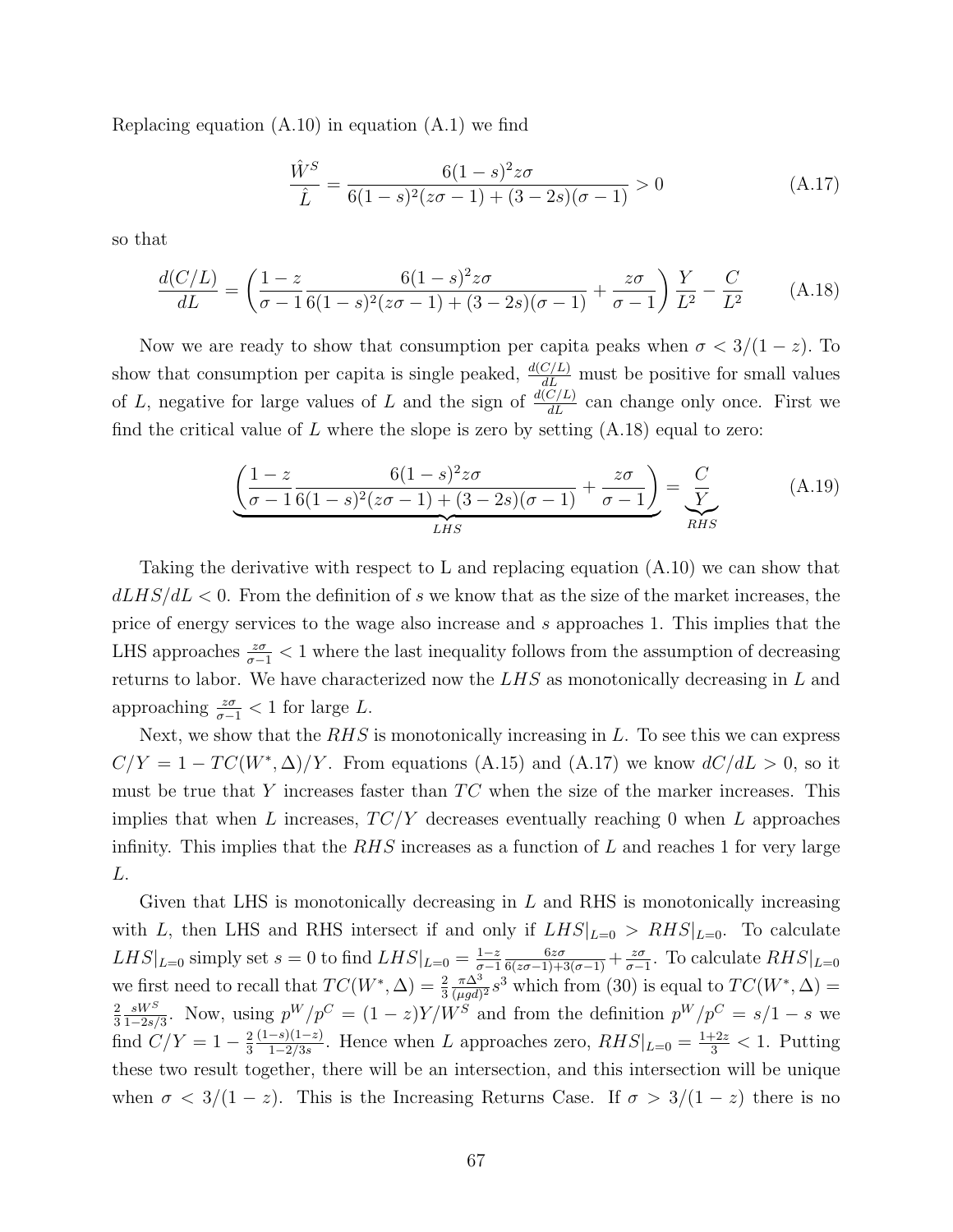Replacing equation (A.10) in equation (A.1) we find

$$\frac{\hat{W}^S}{\hat{L}} = \frac{6(1-s)^2 z\sigma}{6(1-s)^2(z\sigma - 1) + (3-2s)(\sigma - 1)} > 0 \tag{A.17}$$

so that

$$\frac{d(C/L)}{dL} = \left( \frac{1-z}{\sigma - 1} \frac{6(1-s)^2 z\sigma}{6(1-s)^2(z\sigma - 1) + (3-2s)(\sigma - 1)} + \frac{z\sigma}{\sigma - 1} \right) \frac{Y}{L^2} - \frac{C}{L^2} \tag{A.18}$$

Now we are ready to show that consumption per capita peaks when $\sigma < 3/(1-z)$. To show that consumption per capita is single peaked, $\frac{d(C/L)}{dL}$ must be positive for small values of $L$, negative for large values of $L$ and the sign of $\frac{d(C/L)}{dL}$ can change only once. First we find the critical value of $L$ where the slope is zero by setting (A.18) equal to zero:

$$\underbrace{\left( \frac{1-z}{\sigma - 1} \frac{6(1-s)^2 z\sigma}{6(1-s)^2(z\sigma - 1) + (3-2s)(\sigma - 1)} + \frac{z\sigma}{\sigma - 1} \right)}_{LHS} = \underbrace{\frac{C}{Y}}_{RHS} \tag{A.19}$$

Taking the derivative with respect to L and replacing equation (A.10) we can show that $dLHS/dL < 0$. From the definition of $s$ we know that as the size of the market increases, the price of energy services to the wage also increase and $s$ approaches 1. This implies that the LHS approaches $\frac{z\sigma}{\sigma-1} < 1$ where the last inequality follows from the assumption of decreasing returns to labor. We have characterized now the $LHS$ as monotonically decreasing in $L$ and approaching $\frac{z\sigma}{\sigma-1} < 1$ for large $L$.

Next, we show that the $RHS$ is monotonically increasing in $L$. To see this we can express $C/Y = 1 - TC(W^*, \Delta)/Y$. From equations (A.15) and (A.17) we know $dC/dL > 0$, so it must be true that $Y$ increases faster than $TC$ when the size of the marker increases. This implies that when $L$ increases, $TC/Y$ decreases eventually reaching 0 when $L$ approaches infinity. This implies that the $RHS$ increases as a function of $L$ and reaches 1 for very large $L$.

Given that LHS is monotonically decreasing in $L$ and RHS is monotonically increasing with $L$, then LHS and RHS intersect if and only if $LHS|_{L=0} > RHS|_{L=0}$. To calculate $LHS|_{L=0}$ simply set $s = 0$ to find $LHS|_{L=0} = \frac{1-z}{\sigma-1} \frac{6z\sigma}{6(z\sigma-1)+3(\sigma-1)} + \frac{z\sigma}{\sigma-1}$. To calculate $RHS|_{L=0}$ we first need to recall that $TC(W^*, \Delta) = \frac{2}{3} \frac{\pi \Delta^3}{(\mu g d)^2} s^3$ which from (30) is equal to $TC(W^*, \Delta) = \frac{2}{3} \frac{sW^S}{1-2s/3}$. Now, using $p^W/p^C = (1-z)Y/W^S$ and from the definition $p^W/p^C = s/1-s$ we find $C/Y = 1 - \frac{2}{3} \frac{(1-s)(1-z)}{1-2/3s}$. Hence when $L$ approaches zero, $RHS|_{L=0} = \frac{1+2z}{3} < 1$. Putting these two result together, there will be an intersection, and this intersection will be unique when $\sigma < 3/(1-z)$. This is the Increasing Returns Case. If $\sigma > 3/(1-z)$ there is no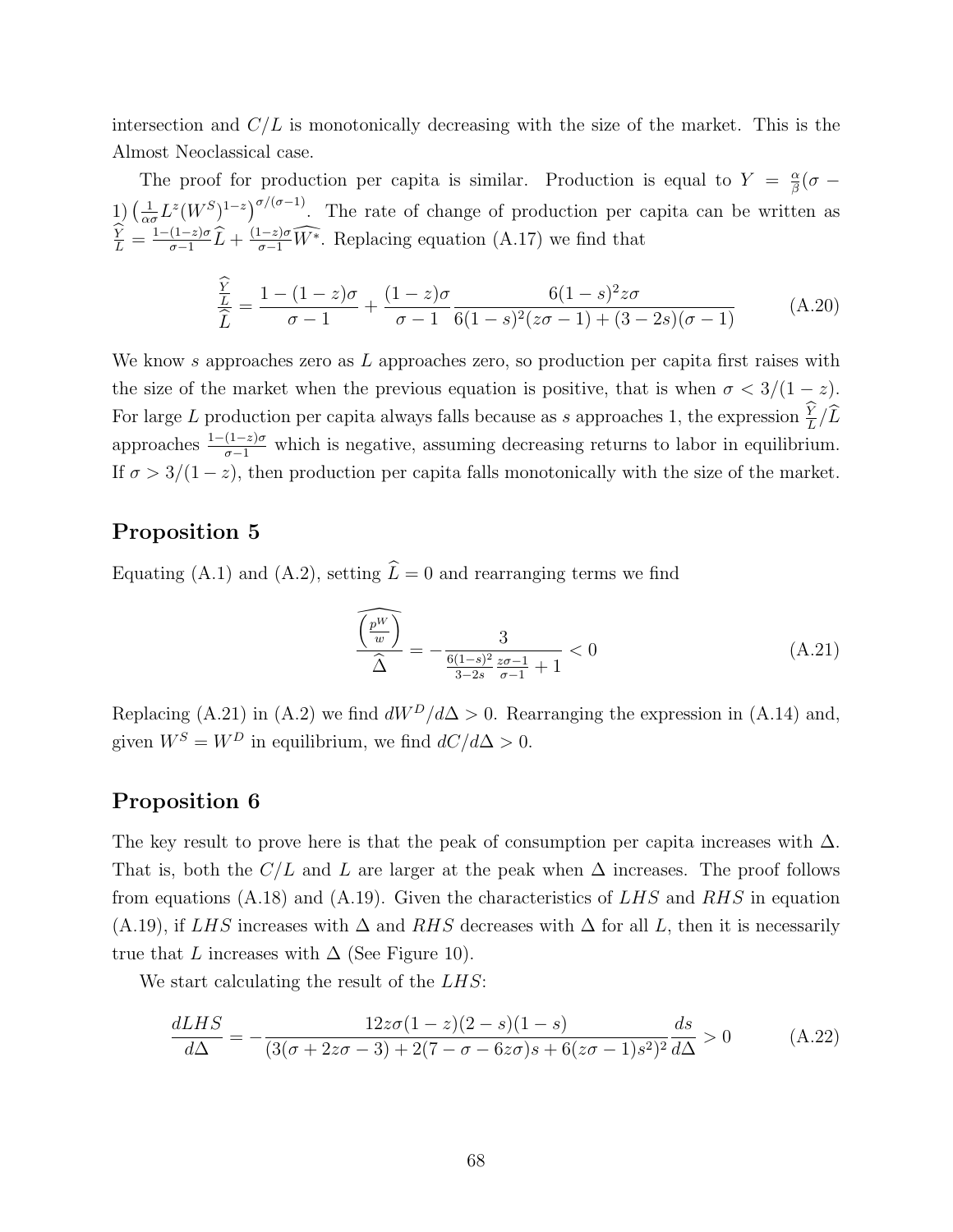intersection and $C/L$ is monotonically decreasing with the size of the market. This is the Almost Neoclassical case.

The proof for production per capita is similar. Production is equal to $Y = \frac{\alpha}{\beta}(\sigma - 1)\left(\frac{1}{\alpha\sigma}L^z(W^S)^{1-z}\right)^{\sigma/(\sigma-1)}$. The rate of change of production per capita can be written as $\widehat{\frac{Y}{L}} = \frac{1-(1-z)\sigma}{\sigma-1}\widehat{L} + \frac{(1-z)\sigma}{\sigma-1}\widehat{W^*}$. Replacing equation (A.17) we find that

$$\frac{\widehat{\frac{Y}{L}}}{\widehat{L}} = \frac{1-(1-z)\sigma}{\sigma-1} + \frac{(1-z)\sigma}{\sigma-1}\frac{6(1-s)^2 z\sigma}{6(1-s)^2(z\sigma-1)+(3-2s)(\sigma-1)} \tag{A.20}$$

We know $s$ approaches zero as $L$ approaches zero, so production per capita first raises with the size of the market when the previous equation is positive, that is when $\sigma < 3/(1-z)$. For large $L$ production per capita always falls because as $s$ approaches 1, the expression $\widehat{\frac{Y}{L}}/\widehat{L}$ approaches $\frac{1-(1-z)\sigma}{\sigma-1}$ which is negative, assuming decreasing returns to labor in equilibrium. If $\sigma > 3/(1-z)$, then production per capita falls monotonically with the size of the market.

## Proposition 5

Equating (A.1) and (A.2), setting $\widehat{L} = 0$ and rearranging terms we find

$$\frac{\widehat{\left(\frac{p^W}{w}\right)}}{\widehat{\Delta}} = -\frac{3}{\frac{6(1-s)^2}{3-2s}\frac{z\sigma-1}{\sigma-1}+1} < 0 \tag{A.21}$$

Replacing (A.21) in (A.2) we find $dW^D/d\Delta > 0$. Rearranging the expression in (A.14) and, given $W^S = W^D$ in equilibrium, we find $dC/d\Delta > 0$.

## Proposition 6

The key result to prove here is that the peak of consumption per capita increases with $\Delta$. That is, both the $C/L$ and $L$ are larger at the peak when $\Delta$ increases. The proof follows from equations (A.18) and (A.19). Given the characteristics of $LHS$ and $RHS$ in equation (A.19), if $LHS$ increases with $\Delta$ and $RHS$ decreases with $\Delta$ for all $L$, then it is necessarily true that $L$ increases with $\Delta$ (See Figure 10).

We start calculating the result of the $LHS$:

$$\frac{dLHS}{d\Delta} = -\frac{12z\sigma(1-z)(2-s)(1-s)}{(3(\sigma+2z\sigma-3)+2(7-\sigma-6z\sigma)s+6(z\sigma-1)s^2)^2}\frac{ds}{d\Delta} > 0 \tag{A.22}$$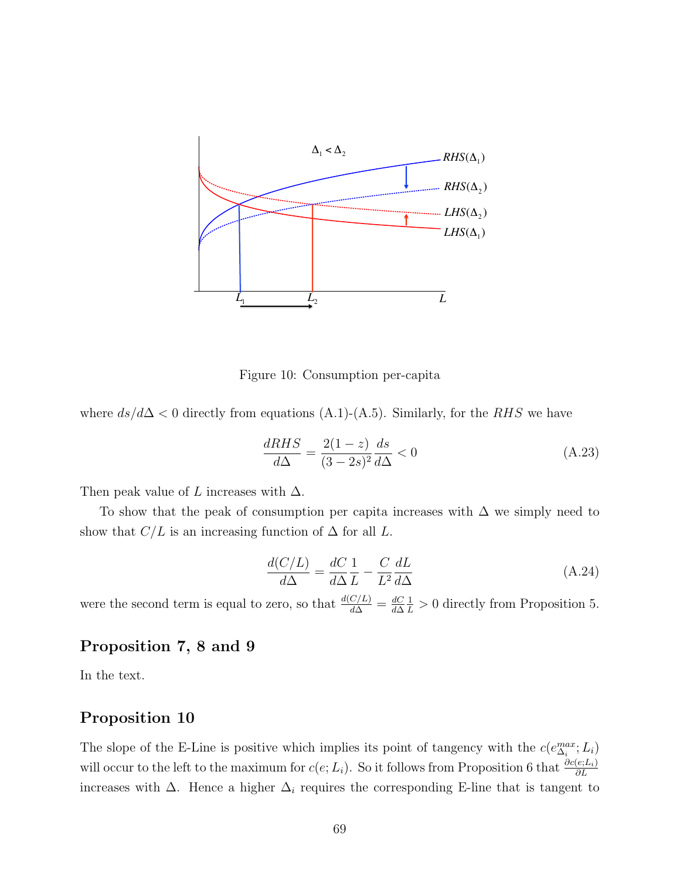Figure 10: Consumption per-capita

where $ds/d\Delta < 0$ directly from equations (A.1)-(A.5). Similarly, for the $RHS$ we have

$$\frac{dRHS}{d\Delta} = \frac{2(1-z)}{(3-2s)^2}\frac{ds}{d\Delta} < 0 \tag{A.23}$$

Then peak value of $L$ increases with $\Delta$.

To show that the peak of consumption per capita increases with $\Delta$ we simply need to show that $C/L$ is an increasing function of $\Delta$ for all $L$.

$$\frac{d(C/L)}{d\Delta} = \frac{dC}{d\Delta}\frac{1}{L} - \frac{C}{L^2}\frac{dL}{d\Delta} \tag{A.24}$$

were the second term is equal to zero, so that $\frac{d(C/L)}{d\Delta} = \frac{dC}{d\Delta}\frac{1}{L} > 0$ directly from Proposition 5.

## Proposition 7, 8 and 9

In the text.

## Proposition 10

The slope of the E-Line is positive which implies its point of tangency with the $c(e^{max}_{\Delta_i}; L_i)$ will occur to the left to the maximum for $c(e; L_i)$. So it follows from Proposition 6 that $\frac{\partial c(e;L_i)}{\partial L}$ increases with $\Delta$. Hence a higher $\Delta_i$ requires the corresponding E-line that is tangent to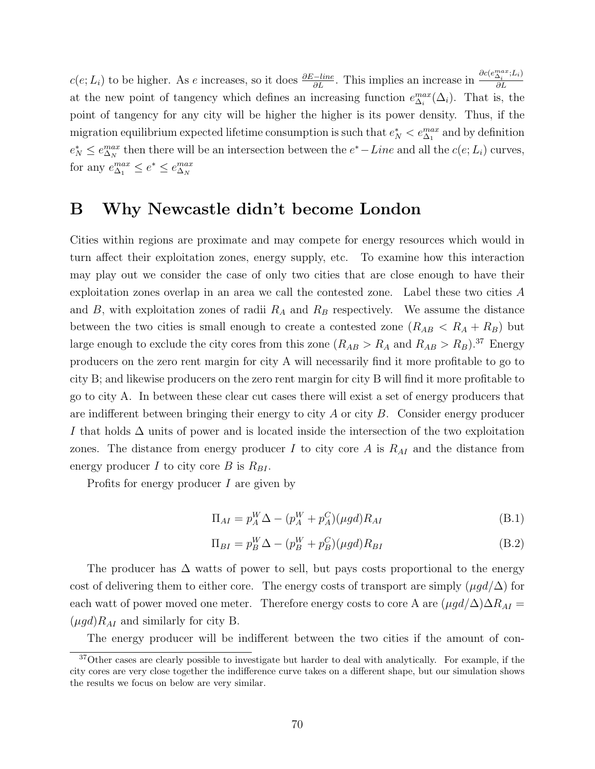$c(e; L_i)$ to be higher. As $e$ increases, so it does $\frac{\partial E\text{-}line}{\partial L}$. This implies an increase in $\frac{\partial c(e^{max}_{\Delta_i}; L_i)}{\partial L}$ at the new point of tangency which defines an increasing function $e^{max}_{\Delta_i}(\Delta_i)$. That is, the point of tangency for any city will be higher the higher is its power density. Thus, if the migration equilibrium expected lifetime consumption is such that $e^*_N < e^{max}_{\Delta_1}$ and by definition $e^*_N \leq e^{max}_{\Delta_N}$ then there will be an intersection between the $e^*-Line$ and all the $c(e; L_i)$ curves, for any $e^{max}_{\Delta_1} \leq e^* \leq e^{max}_{\Delta_N}$

# B Why Newcastle didn't become London

Cities within regions are proximate and may compete for energy resources which would in turn affect their exploitation zones, energy supply, etc. To examine how this interaction may play out we consider the case of only two cities that are close enough to have their exploitation zones overlap in an area we call the contested zone. Label these two cities $A$ and $B$, with exploitation zones of radii $R_A$ and $R_B$ respectively. We assume the distance between the two cities is small enough to create a contested zone ($R_{AB} < R_A + R_B$) but large enough to exclude the city cores from this zone ($R_{AB} > R_A$ and $R_{AB} > R_B$).[37] Energy producers on the zero rent margin for city A will necessarily find it more profitable to go to city B; and likewise producers on the zero rent margin for city B will find it more profitable to go to city A. In between these clear cut cases there will exist a set of energy producers that are indifferent between bringing their energy to city $A$ or city $B$. Consider energy producer $I$ that holds $\Delta$ units of power and is located inside the intersection of the two exploitation zones. The distance from energy producer $I$ to city core $A$ is $R_{AI}$ and the distance from energy producer $I$ to city core $B$ is $R_{BI}$.

Profits for energy producer $I$ are given by

$$\Pi_{AI} = p^W_A \Delta - (p^W_A + p^C_A)(\mu g d) R_{AI} \tag{B.1}$$

$$\Pi_{BI} = p^W_B \Delta - (p^W_B + p^C_B)(\mu g d) R_{BI} \tag{B.2}$$

The producer has $\Delta$ watts of power to sell, but pays costs proportional to the energy cost of delivering them to either core. The energy costs of transport are simply $(\mu g d/\Delta)$ for each watt of power moved one meter. Therefore energy costs to core A are $(\mu g d/\Delta)\Delta R_{AI} = (\mu g d) R_{AI}$ and similarly for city B.

The energy producer will be indifferent between the two cities if the amount of con-

[37] Other cases are clearly possible to investigate but harder to deal with analytically. For example, if the city cores are very close together the indifference curve takes on a different shape, but our simulation shows the results we focus on below are very similar.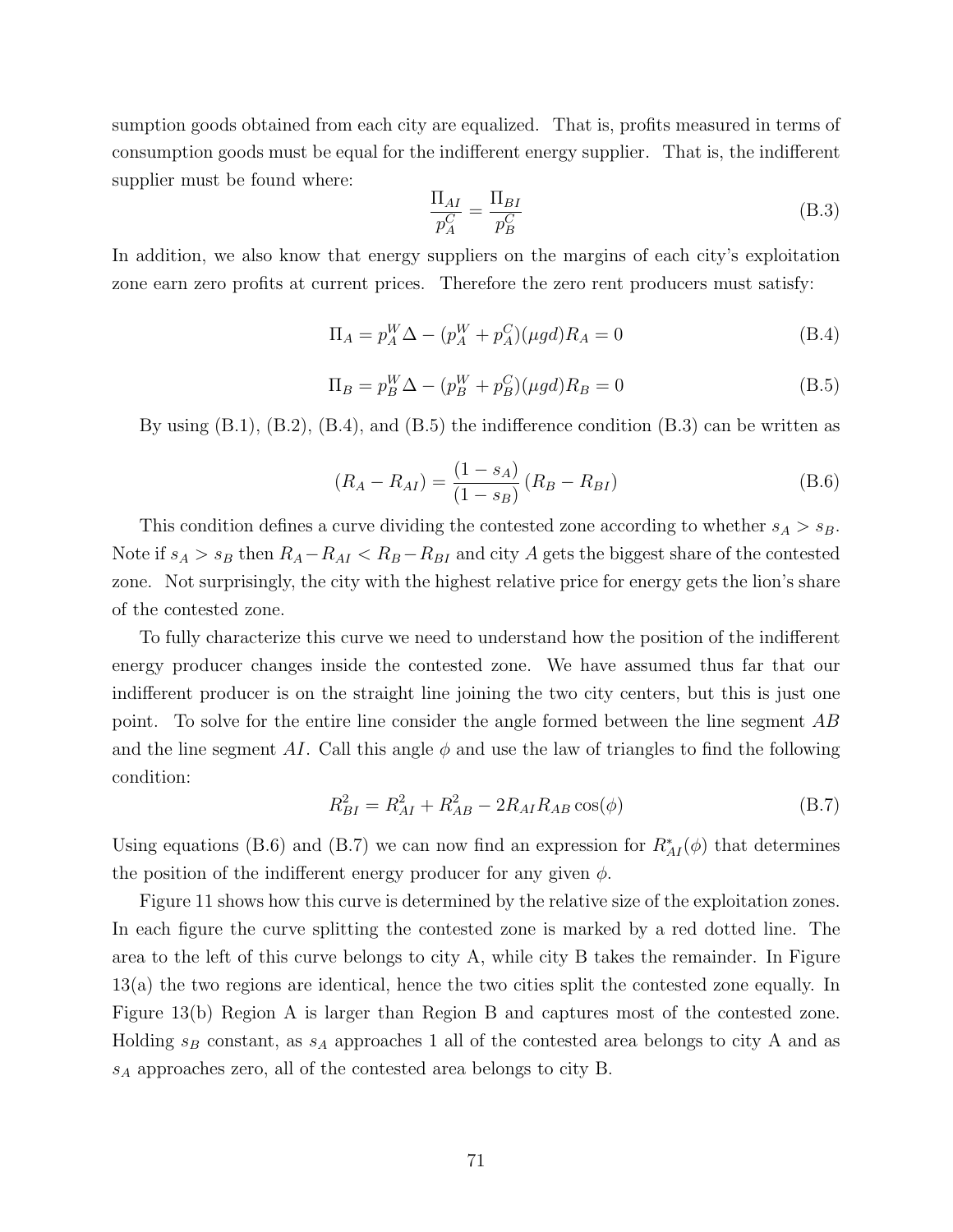sumption goods obtained from each city are equalized. That is, profits measured in terms of consumption goods must be equal for the indifferent energy supplier. That is, the indifferent supplier must be found where:

$$\frac{\Pi_{AI}}{p_A^C} = \frac{\Pi_{BI}}{p_B^C} \tag{B.3}$$

In addition, we also know that energy suppliers on the margins of each city's exploitation zone earn zero profits at current prices. Therefore the zero rent producers must satisfy:

$$\Pi_A = p_A^W \Delta - (p_A^W + p_A^C)(\mu g d) R_A = 0 \tag{B.4}$$

$$\Pi_B = p_B^W \Delta - (p_B^W + p_B^C)(\mu g d) R_B = 0 \tag{B.5}$$

By using (B.1), (B.2), (B.4), and (B.5) the indifference condition (B.3) can be written as

$$(R_A - R_{AI}) = \frac{(1 - s_A)}{(1 - s_B)} (R_B - R_{BI}) \tag{B.6}$$

This condition defines a curve dividing the contested zone according to whether $s_A > s_B$. Note if $s_A > s_B$ then $R_A - R_{AI} < R_B - R_{BI}$ and city $A$ gets the biggest share of the contested zone. Not surprisingly, the city with the highest relative price for energy gets the lion's share of the contested zone.

To fully characterize this curve we need to understand how the position of the indifferent energy producer changes inside the contested zone. We have assumed thus far that our indifferent producer is on the straight line joining the two city centers, but this is just one point. To solve for the entire line consider the angle formed between the line segment $AB$ and the line segment $AI$. Call this angle $\phi$ and use the law of triangles to find the following condition:

$$R_{BI}^2 = R_{AI}^2 + R_{AB}^2 - 2R_{AI}R_{AB}\cos(\phi) \tag{B.7}$$

Using equations (B.6) and (B.7) we can now find an expression for $R_{AI}^*(\phi)$ that determines the position of the indifferent energy producer for any given $\phi$.

Figure 11 shows how this curve is determined by the relative size of the exploitation zones. In each figure the curve splitting the contested zone is marked by a red dotted line. The area to the left of this curve belongs to city A, while city B takes the remainder. In Figure 13(a) the two regions are identical, hence the two cities split the contested zone equally. In Figure 13(b) Region A is larger than Region B and captures most of the contested zone. Holding $s_B$ constant, as $s_A$ approaches 1 all of the contested area belongs to city A and as $s_A$ approaches zero, all of the contested area belongs to city B.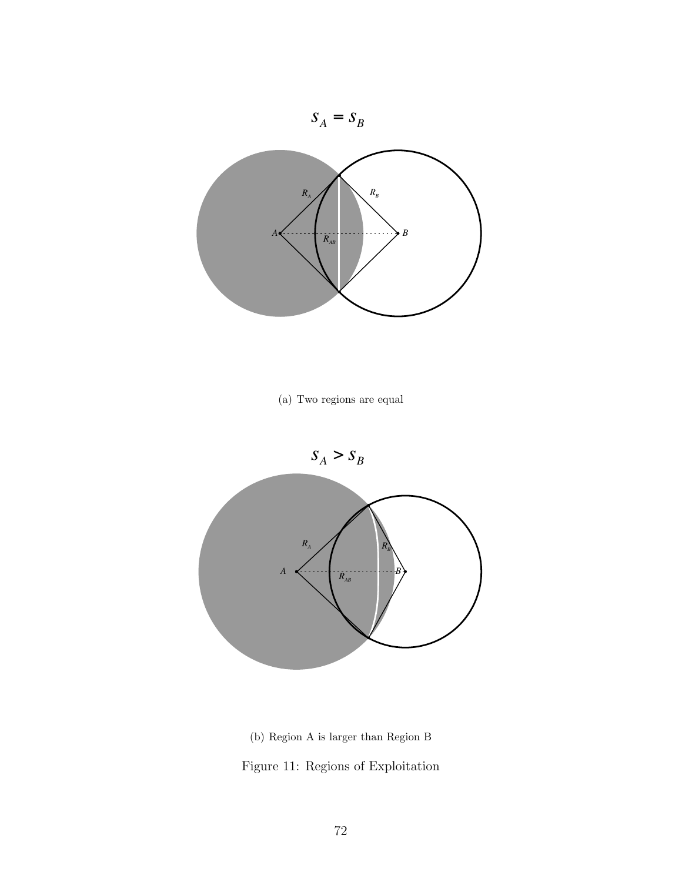$$s_A = s_B$$

(a) Two regions are equal

$$s_A > s_B$$

(b) Region A is larger than Region B

Figure 11: Regions of Exploitation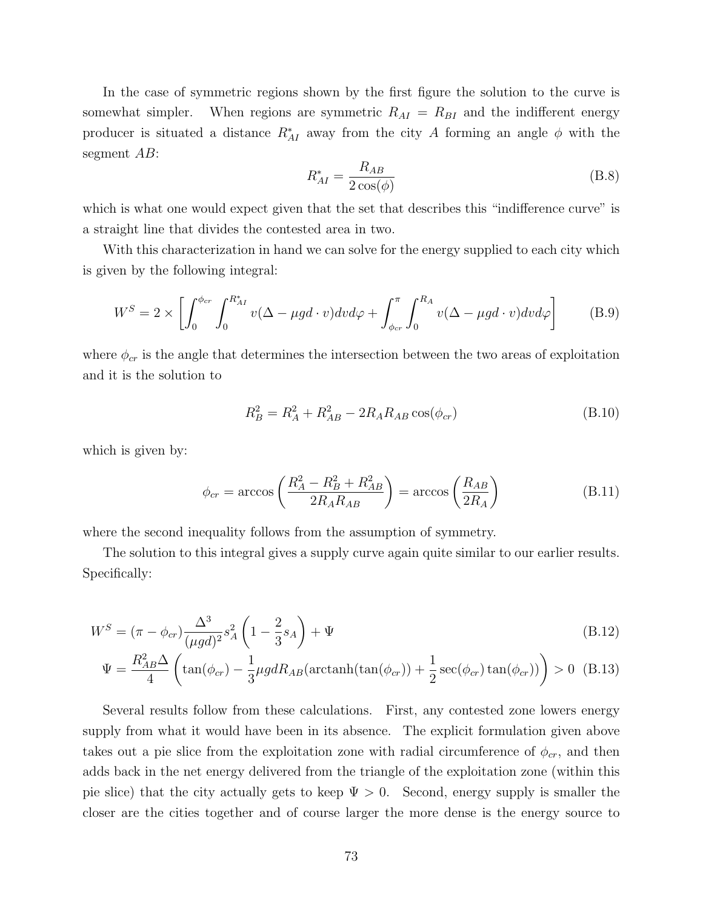In the case of symmetric regions shown by the first figure the solution to the curve is somewhat simpler. When regions are symmetric $R_{AI} = R_{BI}$ and the indifferent energy producer is situated a distance $R^*_{AI}$ away from the city $A$ forming an angle $\phi$ with the segment $AB$:

$$R^*_{AI} = \frac{R_{AB}}{2\cos(\phi)} \tag{B.8}$$

which is what one would expect given that the set that describes this "indifference curve" is a straight line that divides the contested area in two.

With this characterization in hand we can solve for the energy supplied to each city which is given by the following integral:

$$W^S = 2 \times \left[ \int_0^{\phi_{cr}} \int_0^{R^*_{AI}} v(\Delta - \mu g d \cdot v) dv d\varphi + \int_{\phi_{cr}}^{\pi} \int_0^{R_A} v(\Delta - \mu g d \cdot v) dv d\varphi \right] \tag{B.9}$$

where $\phi_{cr}$ is the angle that determines the intersection between the two areas of exploitation and it is the solution to

$$R_B^2 = R_A^2 + R_{AB}^2 - 2R_A R_{AB}\cos(\phi_{cr}) \tag{B.10}$$

which is given by:

$$\phi_{cr} = \arccos\left(\frac{R_A^2 - R_B^2 + R_{AB}^2}{2R_A R_{AB}}\right) = \arccos\left(\frac{R_{AB}}{2R_A}\right) \tag{B.11}$$

where the second inequality follows from the assumption of symmetry.

The solution to this integral gives a supply curve again quite similar to our earlier results. Specifically:

$$W^S = (\pi - \phi_{cr})\frac{\Delta^3}{(\mu g d)^2} s_A^2 \left(1 - \frac{2}{3}s_A\right) + \Psi \tag{B.12}$$

$$\Psi = \frac{R_{AB}^2 \Delta}{4}\left(\tan(\phi_{cr}) - \frac{1}{3}\mu g d R_{AB}(\text{arctanh}(\tan(\phi_{cr})) + \frac{1}{2}\sec(\phi_{cr})\tan(\phi_{cr}))\right) > 0 \tag{B.13}$$

Several results follow from these calculations. First, any contested zone lowers energy supply from what it would have been in its absence. The explicit formulation given above takes out a pie slice from the exploitation zone with radial circumference of $\phi_{cr}$, and then adds back in the net energy delivered from the triangle of the exploitation zone (within this pie slice) that the city actually gets to keep $\Psi > 0$. Second, energy supply is smaller the closer are the cities together and of course larger the more dense is the energy source to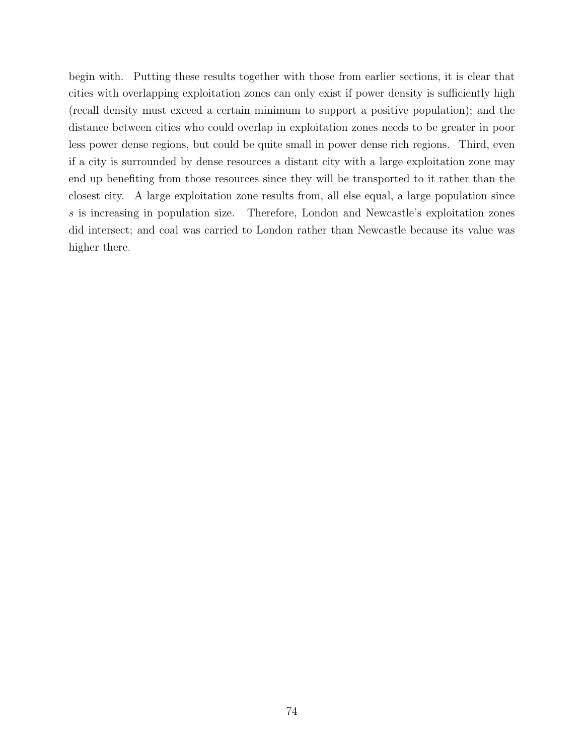begin with. Putting these results together with those from earlier sections, it is clear that cities with overlapping exploitation zones can only exist if power density is sufficiently high (recall density must exceed a certain minimum to support a positive population); and the distance between cities who could overlap in exploitation zones needs to be greater in poor less power dense regions, but could be quite small in power dense rich regions. Third, even if a city is surrounded by dense resources a distant city with a large exploitation zone may end up benefiting from those resources since they will be transported to it rather than the closest city. A large exploitation zone results from, all else equal, a large population since $s$ is increasing in population size. Therefore, London and Newcastle's exploitation zones did intersect; and coal was carried to London rather than Newcastle because its value was higher there.